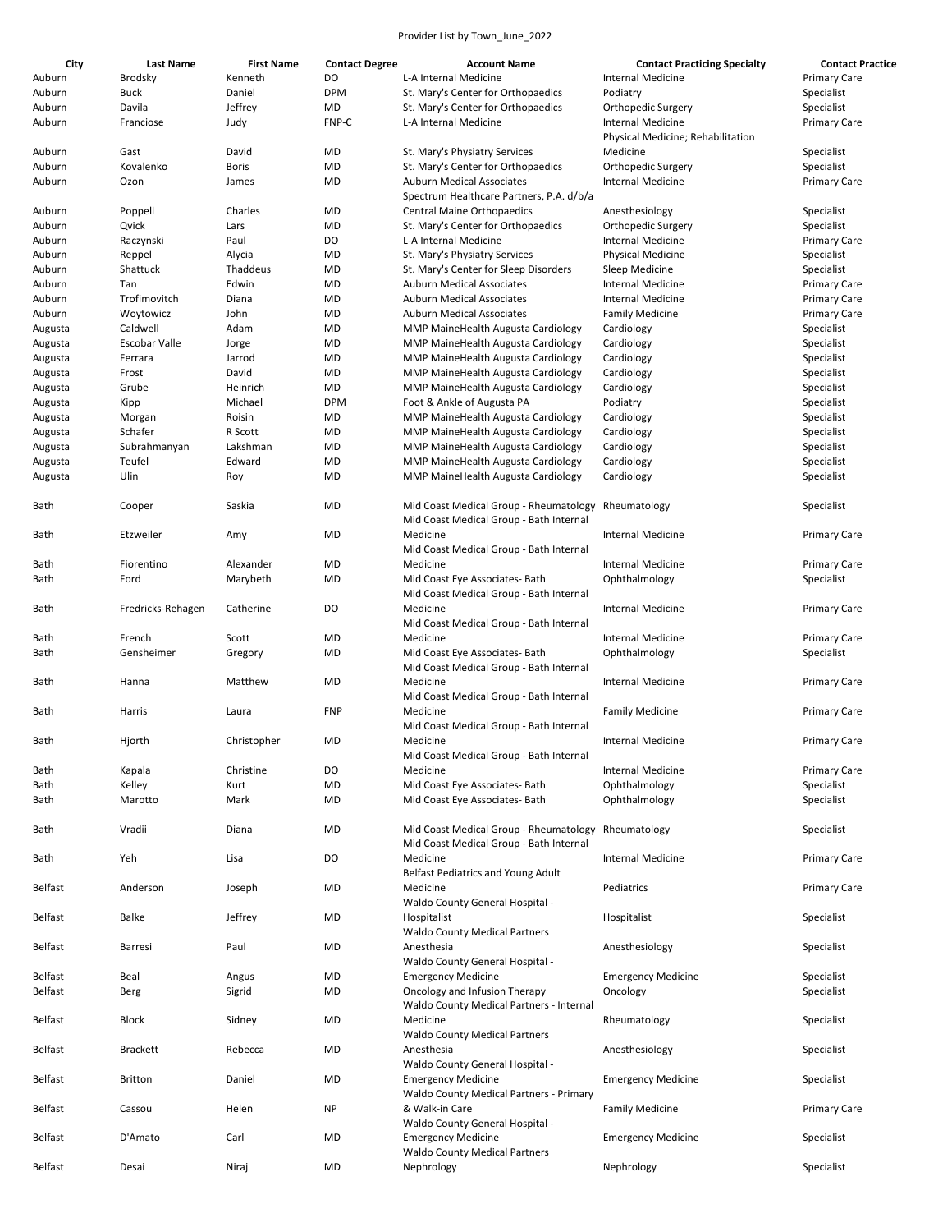Provider List by Town_June_2022

| City | Last Name | First Name | Contact Degree | Account Name | Contact Practicing Specialty | Contact Practice |
|---|---|---|---|---|---|---|
| Auburn | Brodsky | Kenneth | DO | L-A Internal Medicine | Internal Medicine | Primary Care |
| Auburn | Buck | Daniel | DPM | St. Mary's Center for Orthopaedics | Podiatry | Specialist |
| Auburn | Davila | Jeffrey | MD | St. Mary's Center for Orthopaedics | Orthopedic Surgery | Specialist |
| Auburn | Franciose | Judy | FNP-C | L-A Internal Medicine | Internal Medicine | Primary Care |
| Auburn | Gast | David | MD | St. Mary's Physiatry Services | Physical Medicine; Rehabilitation Medicine | Specialist |
| Auburn | Kovalenko | Boris | MD | St. Mary's Center for Orthopaedics | Orthopedic Surgery | Specialist |
| Auburn | Ozon | James | MD | Auburn Medical Associates | Internal Medicine | Primary Care |
| Auburn | Poppell | Charles | MD | Spectrum Healthcare Partners, P.A. d/b/a Central Maine Orthopaedics | Anesthesiology | Specialist |
| Auburn | Qvick | Lars | MD | St. Mary's Center for Orthopaedics | Orthopedic Surgery | Specialist |
| Auburn | Raczynski | Paul | DO | L-A Internal Medicine | Internal Medicine | Primary Care |
| Auburn | Reppel | Alycia | MD | St. Mary's Physiatry Services | Physical Medicine | Specialist |
| Auburn | Shattuck | Thaddeus | MD | St. Mary's Center for Sleep Disorders | Sleep Medicine | Specialist |
| Auburn | Tan | Edwin | MD | Auburn Medical Associates | Internal Medicine | Primary Care |
| Auburn | Trofimovitch | Diana | MD | Auburn Medical Associates | Internal Medicine | Primary Care |
| Auburn | Woytowicz | John | MD | Auburn Medical Associates | Family Medicine | Primary Care |
| Augusta | Caldwell | Adam | MD | MMP MaineHealth Augusta Cardiology | Cardiology | Specialist |
| Augusta | Escobar Valle | Jorge | MD | MMP MaineHealth Augusta Cardiology | Cardiology | Specialist |
| Augusta | Ferrara | Jarrod | MD | MMP MaineHealth Augusta Cardiology | Cardiology | Specialist |
| Augusta | Frost | David | MD | MMP MaineHealth Augusta Cardiology | Cardiology | Specialist |
| Augusta | Grube | Heinrich | MD | MMP MaineHealth Augusta Cardiology | Cardiology | Specialist |
| Augusta | Kipp | Michael | DPM | Foot & Ankle of Augusta PA | Podiatry | Specialist |
| Augusta | Morgan | Roisin | MD | MMP MaineHealth Augusta Cardiology | Cardiology | Specialist |
| Augusta | Schafer | R Scott | MD | MMP MaineHealth Augusta Cardiology | Cardiology | Specialist |
| Augusta | Subrahmanyan | Lakshman | MD | MMP MaineHealth Augusta Cardiology | Cardiology | Specialist |
| Augusta | Teufel | Edward | MD | MMP MaineHealth Augusta Cardiology | Cardiology | Specialist |
| Augusta | Ulin | Roy | MD | MMP MaineHealth Augusta Cardiology | Cardiology | Specialist |
| Bath | Cooper | Saskia | MD | Mid Coast Medical Group - Rheumatology | Rheumatology | Specialist |
| Bath | Etzweiler | Amy | MD | Mid Coast Medical Group - Bath Internal Medicine | Internal Medicine | Primary Care |
| Bath | Fiorentino | Alexander | MD | Mid Coast Medical Group - Bath Internal Medicine | Internal Medicine | Primary Care |
| Bath | Ford | Marybeth | MD | Mid Coast Eye Associates- Bath | Ophthalmology | Specialist |
| Bath | Fredricks-Rehagen | Catherine | DO | Mid Coast Medical Group - Bath Internal Medicine | Internal Medicine | Primary Care |
| Bath | French | Scott | MD | Mid Coast Medical Group - Bath Internal Medicine | Internal Medicine | Primary Care |
| Bath | Gensheimer | Gregory | MD | Mid Coast Eye Associates- Bath | Ophthalmology | Specialist |
| Bath | Hanna | Matthew | MD | Mid Coast Medical Group - Bath Internal Medicine | Internal Medicine | Primary Care |
| Bath | Harris | Laura | FNP | Mid Coast Medical Group - Bath Internal Medicine | Family Medicine | Primary Care |
| Bath | Hjorth | Christopher | MD | Mid Coast Medical Group - Bath Internal Medicine | Internal Medicine | Primary Care |
| Bath | Kapala | Christine | DO | Mid Coast Medical Group - Bath Internal Medicine | Internal Medicine | Primary Care |
| Bath | Kelley | Kurt | MD | Mid Coast Eye Associates- Bath | Ophthalmology | Specialist |
| Bath | Marotto | Mark | MD | Mid Coast Eye Associates- Bath | Ophthalmology | Specialist |
| Bath | Vradii | Diana | MD | Mid Coast Medical Group - Rheumatology | Rheumatology | Specialist |
| Bath | Yeh | Lisa | DO | Mid Coast Medical Group - Bath Internal Medicine | Internal Medicine | Primary Care |
| Belfast | Anderson | Joseph | MD | Belfast Pediatrics and Young Adult Medicine | Pediatrics | Primary Care |
| Belfast | Balke | Jeffrey | MD | Waldo County General Hospital - Hospitalist | Hospitalist | Specialist |
| Belfast | Barresi | Paul | MD | Waldo County Medical Partners Anesthesia | Anesthesiology | Specialist |
| Belfast | Beal | Angus | MD | Waldo County General Hospital - Emergency Medicine | Emergency Medicine | Specialist |
| Belfast | Berg | Sigrid | MD | Oncology and Infusion Therapy | Oncology | Specialist |
| Belfast | Block | Sidney | MD | Waldo County Medical Partners - Internal Medicine | Rheumatology | Specialist |
| Belfast | Brackett | Rebecca | MD | Waldo County Medical Partners Anesthesia | Anesthesiology | Specialist |
| Belfast | Britton | Daniel | MD | Waldo County General Hospital - Emergency Medicine | Emergency Medicine | Specialist |
| Belfast | Cassou | Helen | NP | Waldo County Medical Partners - Primary & Walk-in Care | Family Medicine | Primary Care |
| Belfast | D'Amato | Carl | MD | Waldo County General Hospital - Emergency Medicine | Emergency Medicine | Specialist |
| Belfast | Desai | Niraj | MD | Waldo County Medical Partners Nephrology | Nephrology | Specialist |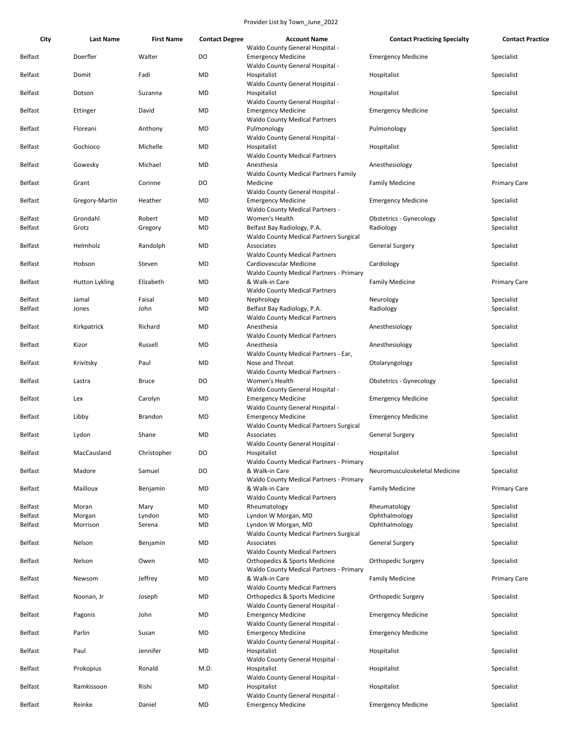Provider List by Town_June_2022

| City | Last Name | First Name | Contact Degree | Account Name | Contact Practicing Specialty | Contact Practice |
|---|---|---|---|---|---|---|
| Belfast | Doerfler | Walter | DO | Waldo County General Hospital - Emergency Medicine | Emergency Medicine | Specialist |
| Belfast | Domit | Fadi | MD | Waldo County General Hospital - Hospitalist | Hospitalist | Specialist |
| Belfast | Dotson | Suzanna | MD | Waldo County General Hospital - Hospitalist | Hospitalist | Specialist |
| Belfast | Ettinger | David | MD | Waldo County General Hospital - Emergency Medicine | Emergency Medicine | Specialist |
| Belfast | Floreani | Anthony | MD | Waldo County Medical Partners Pulmonology | Pulmonology | Specialist |
| Belfast | Gochioco | Michelle | MD | Waldo County General Hospital - Hospitalist | Hospitalist | Specialist |
| Belfast | Gowesky | Michael | MD | Waldo County Medical Partners Anesthesia | Anesthesiology | Specialist |
| Belfast | Grant | Corinne | DO | Waldo County Medical Partners Family Medicine | Family Medicine | Primary Care |
| Belfast | Gregory-Martin | Heather | MD | Waldo County General Hospital - Emergency Medicine | Emergency Medicine | Specialist |
| Belfast | Grondahl | Robert | MD | Waldo County Medical Partners - Women's Health | Obstetrics - Gynecology | Specialist |
| Belfast | Grotz | Gregory | MD | Belfast Bay Radiology, P.A. | Radiology | Specialist |
| Belfast | Helmholz | Randolph | MD | Waldo County Medical Partners Surgical Associates | General Surgery | Specialist |
| Belfast | Hobson | Steven | MD | Waldo County Medical Partners Cardiovascular Medicine | Cardiology | Specialist |
| Belfast | Hutton Lykling | Elizabeth | MD | Waldo County Medical Partners - Primary & Walk-in Care | Family Medicine | Primary Care |
| Belfast | Jamal | Faisal | MD | Waldo County Medical Partners Nephrology | Neurology | Specialist |
| Belfast | Jones | John | MD | Belfast Bay Radiology, P.A. | Radiology | Specialist |
| Belfast | Kirkpatrick | Richard | MD | Waldo County Medical Partners Anesthesia | Anesthesiology | Specialist |
| Belfast | Kizor | Russell | MD | Waldo County Medical Partners Anesthesia | Anesthesiology | Specialist |
| Belfast | Krivitsky | Paul | MD | Waldo County Medical Partners - Ear, Nose and Throat | Otolaryngology | Specialist |
| Belfast | Lastra | Bruce | DO | Waldo County Medical Partners - Women's Health | Obstetrics - Gynecology | Specialist |
| Belfast | Lex | Carolyn | MD | Waldo County General Hospital - Emergency Medicine | Emergency Medicine | Specialist |
| Belfast | Libby | Brandon | MD | Waldo County General Hospital - Emergency Medicine | Emergency Medicine | Specialist |
| Belfast | Lydon | Shane | MD | Waldo County Medical Partners Surgical Associates | General Surgery | Specialist |
| Belfast | MacCausland | Christopher | DO | Waldo County General Hospital - Hospitalist | Hospitalist | Specialist |
| Belfast | Madore | Samuel | DO | Waldo County Medical Partners - Primary & Walk-in Care | Neuromusculoskeletal Medicine | Specialist |
| Belfast | Mailloux | Benjamin | MD | Waldo County Medical Partners - Primary & Walk-in Care | Family Medicine | Primary Care |
| Belfast | Moran | Mary | MD | Waldo County Medical Partners Rheumatology | Rheumatology | Specialist |
| Belfast | Morgan | Lyndon | MD | Lyndon W Morgan, MD | Ophthalmology | Specialist |
| Belfast | Morrison | Serena | MD | Lyndon W Morgan, MD | Ophthalmology | Specialist |
| Belfast | Nelson | Benjamin | MD | Waldo County Medical Partners Surgical Associates | General Surgery | Specialist |
| Belfast | Nelson | Owen | MD | Waldo County Medical Partners Orthopedics & Sports Medicine | Orthopedic Surgery | Specialist |
| Belfast | Newsom | Jeffrey | MD | Waldo County Medical Partners - Primary & Walk-in Care | Family Medicine | Primary Care |
| Belfast | Noonan, Jr | Joseph | MD | Waldo County Medical Partners Orthopedics & Sports Medicine | Orthopedic Surgery | Specialist |
| Belfast | Pagonis | John | MD | Waldo County General Hospital - Emergency Medicine | Emergency Medicine | Specialist |
| Belfast | Parlin | Susan | MD | Waldo County General Hospital - Emergency Medicine | Emergency Medicine | Specialist |
| Belfast | Paul | Jennifer | MD | Waldo County General Hospital - Hospitalist | Hospitalist | Specialist |
| Belfast | Prokopius | Ronald | M.D. | Waldo County General Hospital - Hospitalist | Hospitalist | Specialist |
| Belfast | Ramkissoon | Rishi | MD | Waldo County General Hospital - Hospitalist | Hospitalist | Specialist |
| Belfast | Reinke | Daniel | MD | Waldo County General Hospital - Emergency Medicine | Emergency Medicine | Specialist |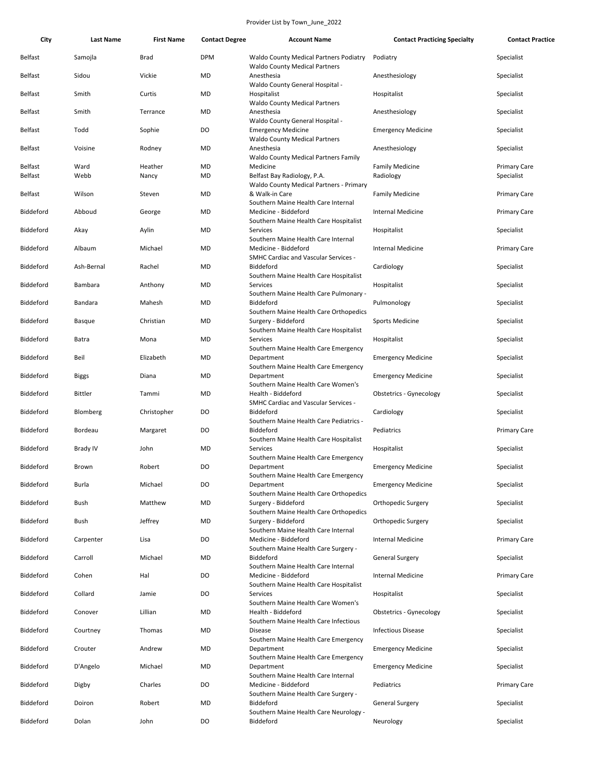Provider List by Town_June_2022

| City | Last Name | First Name | Contact Degree | Account Name | Contact Practicing Specialty | Contact Practice |
|---|---|---|---|---|---|---|
| Belfast | Samojla | Brad | DPM | Waldo County Medical Partners Podiatry | Podiatry | Specialist |
| Belfast | Sidou | Vickie | MD | Waldo County Medical Partners Anesthesia | Anesthesiology | Specialist |
| Belfast | Smith | Curtis | MD | Waldo County General Hospital - Hospitalist | Hospitalist | Specialist |
| Belfast | Smith | Terrance | MD | Waldo County Medical Partners Anesthesia | Anesthesiology | Specialist |
| Belfast | Todd | Sophie | DO | Waldo County General Hospital - Emergency Medicine | Emergency Medicine | Specialist |
| Belfast | Voisine | Rodney | MD | Waldo County Medical Partners Anesthesia | Anesthesiology | Specialist |
| Belfast | Ward | Heather | MD | Waldo County Medical Partners Family Medicine | Family Medicine | Primary Care |
| Belfast | Webb | Nancy | MD | Belfast Bay Radiology, P.A. | Radiology | Specialist |
| Belfast | Wilson | Steven | MD | Waldo County Medical Partners - Primary & Walk-in Care | Family Medicine | Primary Care |
| Biddeford | Abboud | George | MD | Southern Maine Health Care Internal Medicine - Biddeford | Internal Medicine | Primary Care |
| Biddeford | Akay | Aylin | MD | Southern Maine Health Care Hospitalist Services | Hospitalist | Specialist |
| Biddeford | Albaum | Michael | MD | Southern Maine Health Care Internal Medicine - Biddeford | Internal Medicine | Primary Care |
| Biddeford | Ash-Bernal | Rachel | MD | SMHC Cardiac and Vascular Services - Biddeford | Cardiology | Specialist |
| Biddeford | Bambara | Anthony | MD | Southern Maine Health Care Hospitalist Services | Hospitalist | Specialist |
| Biddeford | Bandara | Mahesh | MD | Southern Maine Health Care Pulmonary - Biddeford | Pulmonology | Specialist |
| Biddeford | Basque | Christian | MD | Southern Maine Health Care Orthopedics Surgery - Biddeford | Sports Medicine | Specialist |
| Biddeford | Batra | Mona | MD | Southern Maine Health Care Hospitalist Services | Hospitalist | Specialist |
| Biddeford | Beil | Elizabeth | MD | Southern Maine Health Care Emergency Department | Emergency Medicine | Specialist |
| Biddeford | Biggs | Diana | MD | Southern Maine Health Care Emergency Department | Emergency Medicine | Specialist |
| Biddeford | Bittler | Tammi | MD | Southern Maine Health Care Women's Health - Biddeford | Obstetrics - Gynecology | Specialist |
| Biddeford | Blomberg | Christopher | DO | SMHC Cardiac and Vascular Services - Biddeford | Cardiology | Specialist |
| Biddeford | Bordeau | Margaret | DO | Southern Maine Health Care Pediatrics - Biddeford | Pediatrics | Primary Care |
| Biddeford | Brady IV | John | MD | Southern Maine Health Care Hospitalist Services | Hospitalist | Specialist |
| Biddeford | Brown | Robert | DO | Southern Maine Health Care Emergency Department | Emergency Medicine | Specialist |
| Biddeford | Burla | Michael | DO | Southern Maine Health Care Emergency Department | Emergency Medicine | Specialist |
| Biddeford | Bush | Matthew | MD | Southern Maine Health Care Orthopedics Surgery - Biddeford | Orthopedic Surgery | Specialist |
| Biddeford | Bush | Jeffrey | MD | Southern Maine Health Care Orthopedics Surgery - Biddeford | Orthopedic Surgery | Specialist |
| Biddeford | Carpenter | Lisa | DO | Southern Maine Health Care Internal Medicine - Biddeford | Internal Medicine | Primary Care |
| Biddeford | Carroll | Michael | MD | Southern Maine Health Care Surgery - Biddeford | General Surgery | Specialist |
| Biddeford | Cohen | Hal | DO | Southern Maine Health Care Internal Medicine - Biddeford | Internal Medicine | Primary Care |
| Biddeford | Collard | Jamie | DO | Southern Maine Health Care Hospitalist Services | Hospitalist | Specialist |
| Biddeford | Conover | Lillian | MD | Southern Maine Health Care Women's Health - Biddeford | Obstetrics - Gynecology | Specialist |
| Biddeford | Courtney | Thomas | MD | Southern Maine Health Care Infectious Disease | Infectious Disease | Specialist |
| Biddeford | Crouter | Andrew | MD | Southern Maine Health Care Emergency Department | Emergency Medicine | Specialist |
| Biddeford | D'Angelo | Michael | MD | Southern Maine Health Care Emergency Department | Emergency Medicine | Specialist |
| Biddeford | Digby | Charles | DO | Southern Maine Health Care Internal Medicine - Biddeford | Pediatrics | Primary Care |
| Biddeford | Doiron | Robert | MD | Southern Maine Health Care Surgery - Biddeford | General Surgery | Specialist |
| Biddeford | Dolan | John | DO | Southern Maine Health Care Neurology - Biddeford | Neurology | Specialist |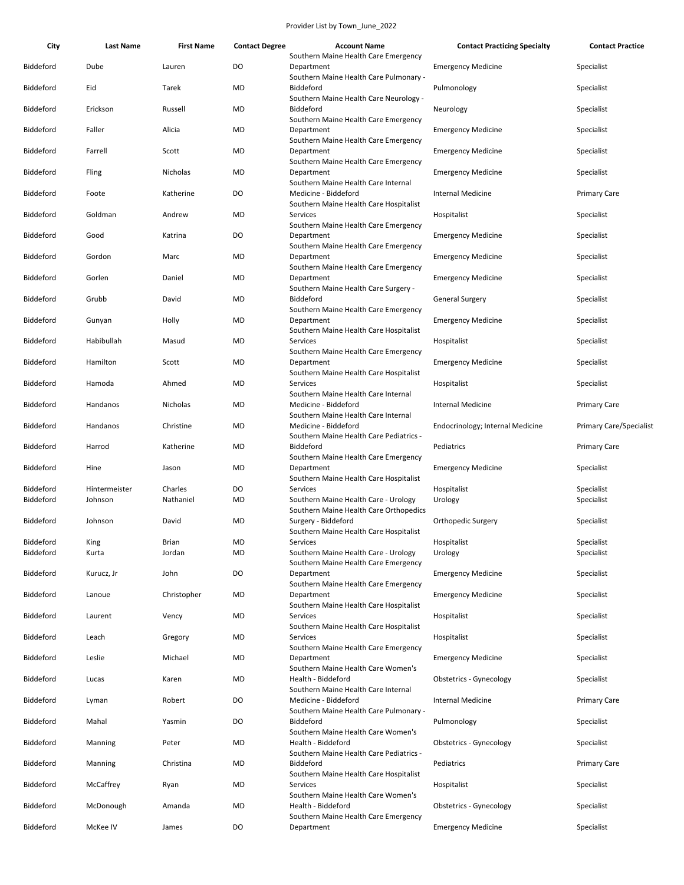Provider List by Town_June_2022

| City | Last Name | First Name | Contact Degree | Account Name | Contact Practicing Specialty | Contact Practice |
|---|---|---|---|---|---|---|
| Biddeford | Dube | Lauren | DO | Southern Maine Health Care Emergency Department | Emergency Medicine | Specialist |
| Biddeford | Eid | Tarek | MD | Southern Maine Health Care Pulmonary - Biddeford | Pulmonology | Specialist |
| Biddeford | Erickson | Russell | MD | Southern Maine Health Care Neurology - Biddeford | Neurology | Specialist |
| Biddeford | Faller | Alicia | MD | Southern Maine Health Care Emergency Department | Emergency Medicine | Specialist |
| Biddeford | Farrell | Scott | MD | Southern Maine Health Care Emergency Department | Emergency Medicine | Specialist |
| Biddeford | Fling | Nicholas | MD | Southern Maine Health Care Emergency Department | Emergency Medicine | Specialist |
| Biddeford | Foote | Katherine | DO | Southern Maine Health Care Internal Medicine - Biddeford | Internal Medicine | Primary Care |
| Biddeford | Goldman | Andrew | MD | Southern Maine Health Care Hospitalist Services | Hospitalist | Specialist |
| Biddeford | Good | Katrina | DO | Southern Maine Health Care Emergency Department | Emergency Medicine | Specialist |
| Biddeford | Gordon | Marc | MD | Southern Maine Health Care Emergency Department | Emergency Medicine | Specialist |
| Biddeford | Gorlen | Daniel | MD | Southern Maine Health Care Emergency Department | Emergency Medicine | Specialist |
| Biddeford | Grubb | David | MD | Southern Maine Health Care Surgery - Biddeford | General Surgery | Specialist |
| Biddeford | Gunyan | Holly | MD | Southern Maine Health Care Emergency Department | Emergency Medicine | Specialist |
| Biddeford | Habibullah | Masud | MD | Southern Maine Health Care Hospitalist Services | Hospitalist | Specialist |
| Biddeford | Hamilton | Scott | MD | Southern Maine Health Care Emergency Department | Emergency Medicine | Specialist |
| Biddeford | Hamoda | Ahmed | MD | Southern Maine Health Care Hospitalist Services | Hospitalist | Specialist |
| Biddeford | Handanos | Nicholas | MD | Southern Maine Health Care Internal Medicine - Biddeford | Internal Medicine | Primary Care |
| Biddeford | Handanos | Christine | MD | Southern Maine Health Care Internal Medicine - Biddeford | Endocrinology; Internal Medicine | Primary Care/Specialist |
| Biddeford | Harrod | Katherine | MD | Southern Maine Health Care Pediatrics - Biddeford | Pediatrics | Primary Care |
| Biddeford | Hine | Jason | MD | Southern Maine Health Care Emergency Department | Emergency Medicine | Specialist |
| Biddeford | Hintermeister | Charles | DO | Southern Maine Health Care Hospitalist Services | Hospitalist | Specialist |
| Biddeford | Johnson | Nathaniel | MD | Southern Maine Health Care - Urology | Urology | Specialist |
| Biddeford | Johnson | David | MD | Southern Maine Health Care Orthopedics Surgery - Biddeford | Orthopedic Surgery | Specialist |
| Biddeford | King | Brian | MD | Southern Maine Health Care Hospitalist Services | Hospitalist | Specialist |
| Biddeford | Kurta | Jordan | MD | Southern Maine Health Care - Urology | Urology | Specialist |
| Biddeford | Kurucz, Jr | John | DO | Southern Maine Health Care Emergency Department | Emergency Medicine | Specialist |
| Biddeford | Lanoue | Christopher | MD | Southern Maine Health Care Emergency Department | Emergency Medicine | Specialist |
| Biddeford | Laurent | Vency | MD | Southern Maine Health Care Hospitalist Services | Hospitalist | Specialist |
| Biddeford | Leach | Gregory | MD | Southern Maine Health Care Hospitalist Services | Hospitalist | Specialist |
| Biddeford | Leslie | Michael | MD | Southern Maine Health Care Emergency Department | Emergency Medicine | Specialist |
| Biddeford | Lucas | Karen | MD | Southern Maine Health Care Women's Health - Biddeford | Obstetrics - Gynecology | Specialist |
| Biddeford | Lyman | Robert | DO | Southern Maine Health Care Internal Medicine - Biddeford | Internal Medicine | Primary Care |
| Biddeford | Mahal | Yasmin | DO | Southern Maine Health Care Pulmonary - Biddeford | Pulmonology | Specialist |
| Biddeford | Manning | Peter | MD | Southern Maine Health Care Women's Health - Biddeford | Obstetrics - Gynecology | Specialist |
| Biddeford | Manning | Christina | MD | Southern Maine Health Care Pediatrics - Biddeford | Pediatrics | Primary Care |
| Biddeford | McCaffrey | Ryan | MD | Southern Maine Health Care Hospitalist Services | Hospitalist | Specialist |
| Biddeford | McDonough | Amanda | MD | Southern Maine Health Care Women's Health - Biddeford | Obstetrics - Gynecology | Specialist |
| Biddeford | McKee IV | James | DO | Southern Maine Health Care Emergency Department | Emergency Medicine | Specialist |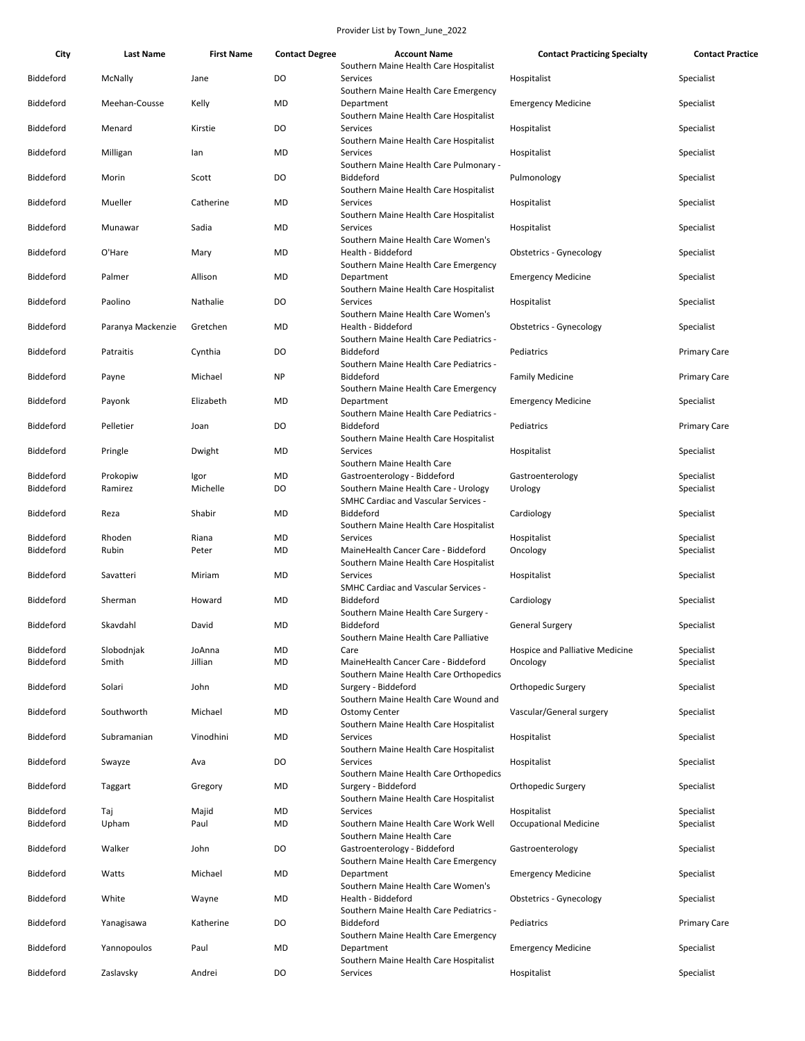Provider List by Town_June_2022

| City | Last Name | First Name | Contact Degree | Account Name | Contact Practicing Specialty | Contact Practice |
|---|---|---|---|---|---|---|
| Biddeford | McNally | Jane | DO | Southern Maine Health Care Hospitalist Services | Hospitalist | Specialist |
| Biddeford | Meehan-Cousse | Kelly | MD | Southern Maine Health Care Emergency Department | Emergency Medicine | Specialist |
| Biddeford | Menard | Kirstie | DO | Southern Maine Health Care Hospitalist Services | Hospitalist | Specialist |
| Biddeford | Milligan | Ian | MD | Southern Maine Health Care Hospitalist Services | Hospitalist | Specialist |
| Biddeford | Morin | Scott | DO | Southern Maine Health Care Pulmonary - Biddeford | Pulmonology | Specialist |
| Biddeford | Mueller | Catherine | MD | Southern Maine Health Care Hospitalist Services | Hospitalist | Specialist |
| Biddeford | Munawar | Sadia | MD | Southern Maine Health Care Hospitalist Services | Hospitalist | Specialist |
| Biddeford | O'Hare | Mary | MD | Southern Maine Health Care Women's Health - Biddeford | Obstetrics - Gynecology | Specialist |
| Biddeford | Palmer | Allison | MD | Southern Maine Health Care Emergency Department | Emergency Medicine | Specialist |
| Biddeford | Paolino | Nathalie | DO | Southern Maine Health Care Hospitalist Services | Hospitalist | Specialist |
| Biddeford | Paranya Mackenzie | Gretchen | MD | Southern Maine Health Care Women's Health - Biddeford | Obstetrics - Gynecology | Specialist |
| Biddeford | Patraitis | Cynthia | DO | Southern Maine Health Care Pediatrics - Biddeford | Pediatrics | Primary Care |
| Biddeford | Payne | Michael | NP | Southern Maine Health Care Pediatrics - Biddeford | Family Medicine | Primary Care |
| Biddeford | Payonk | Elizabeth | MD | Southern Maine Health Care Emergency Department | Emergency Medicine | Specialist |
| Biddeford | Pelletier | Joan | DO | Southern Maine Health Care Pediatrics - Biddeford | Pediatrics | Primary Care |
| Biddeford | Pringle | Dwight | MD | Southern Maine Health Care Hospitalist Services | Hospitalist | Specialist |
| Biddeford | Prokopiw | Igor | MD | Southern Maine Health Care Gastroenterology - Biddeford | Gastroenterology | Specialist |
| Biddeford | Ramirez | Michelle | DO | Southern Maine Health Care - Urology | Urology | Specialist |
| Biddeford | Reza | Shabir | MD | SMHC Cardiac and Vascular Services - Biddeford | Cardiology | Specialist |
| Biddeford | Rhoden | Riana | MD | Southern Maine Health Care Hospitalist Services | Hospitalist | Specialist |
| Biddeford | Rubin | Peter | MD | MaineHealth Cancer Care - Biddeford | Oncology | Specialist |
| Biddeford | Savatteri | Miriam | MD | Southern Maine Health Care Hospitalist Services | Hospitalist | Specialist |
| Biddeford | Sherman | Howard | MD | SMHC Cardiac and Vascular Services - Biddeford | Cardiology | Specialist |
| Biddeford | Skavdahl | David | MD | Southern Maine Health Care Surgery - Biddeford | General Surgery | Specialist |
| Biddeford | Slobodnjak | JoAnna | MD | Southern Maine Health Care Palliative Care | Hospice and Palliative Medicine | Specialist |
| Biddeford | Smith | Jillian | MD | MaineHealth Cancer Care - Biddeford | Oncology | Specialist |
| Biddeford | Solari | John | MD | Southern Maine Health Care Orthopedics Surgery - Biddeford | Orthopedic Surgery | Specialist |
| Biddeford | Southworth | Michael | MD | Southern Maine Health Care Wound and Ostomy Center | Vascular/General surgery | Specialist |
| Biddeford | Subramanian | Vinodhini | MD | Southern Maine Health Care Hospitalist Services | Hospitalist | Specialist |
| Biddeford | Swayze | Ava | DO | Southern Maine Health Care Hospitalist Services | Hospitalist | Specialist |
| Biddeford | Taggart | Gregory | MD | Southern Maine Health Care Orthopedics Surgery - Biddeford | Orthopedic Surgery | Specialist |
| Biddeford | Taj | Majid | MD | Southern Maine Health Care Hospitalist Services | Hospitalist | Specialist |
| Biddeford | Upham | Paul | MD | Southern Maine Health Care Work Well | Occupational Medicine | Specialist |
| Biddeford | Walker | John | DO | Southern Maine Health Care Gastroenterology - Biddeford | Gastroenterology | Specialist |
| Biddeford | Watts | Michael | MD | Southern Maine Health Care Emergency Department | Emergency Medicine | Specialist |
| Biddeford | White | Wayne | MD | Southern Maine Health Care Women's Health - Biddeford | Obstetrics - Gynecology | Specialist |
| Biddeford | Yanagisawa | Katherine | DO | Southern Maine Health Care Pediatrics - Biddeford | Pediatrics | Primary Care |
| Biddeford | Yannopoulos | Paul | MD | Southern Maine Health Care Emergency Department | Emergency Medicine | Specialist |
| Biddeford | Zaslavsky | Andrei | DO | Southern Maine Health Care Hospitalist Services | Hospitalist | Specialist |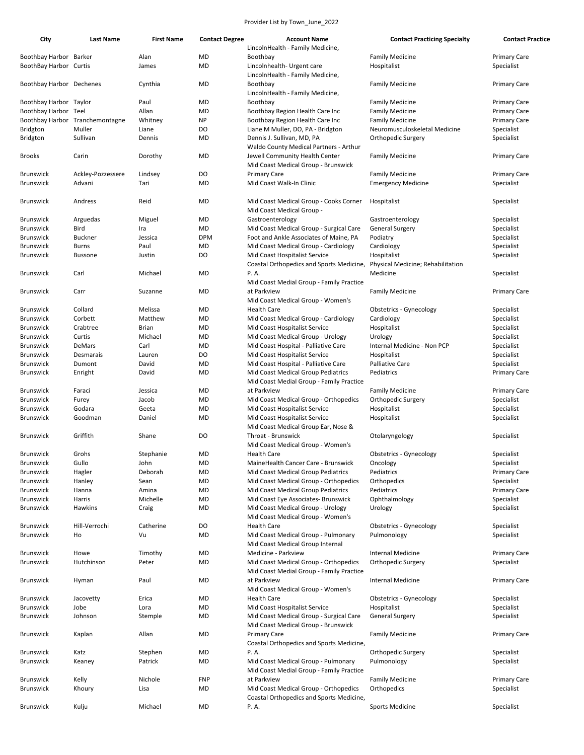Provider List by Town_June_2022

| City | Last Name | First Name | Contact Degree | Account Name | Contact Practicing Specialty | Contact Practice |
|---|---|---|---|---|---|---|
| Boothbay Harbor | Barker | Alan | MD | LincolnHealth - Family Medicine, Boothbay | Family Medicine | Primary Care |
| BoothBay Harbor | Curtis | James | MD | Lincolnhealth- Urgent care | Hospitalist | Specialist |
| Boothbay Harbor | Dechenes | Cynthia | MD | LincolnHealth - Family Medicine, Boothbay | Family Medicine | Primary Care |
| Boothbay Harbor | Taylor | Paul | MD | LincolnHealth - Family Medicine, Boothbay | Family Medicine | Primary Care |
| Boothbay Harbor | Teel | Allan | MD | Boothbay Region Health Care Inc | Family Medicine | Primary Care |
| Boothbay Harbor | Tranchemontagne | Whitney | NP | Boothbay Region Health Care Inc | Family Medicine | Primary Care |
| Bridgton | Muller | Liane | DO | Liane M Muller, DO, PA - Bridgton | Neuromusculoskeletal Medicine | Specialist |
| Bridgton | Sullivan | Dennis | MD | Dennis J. Sullivan, MD, PA | Orthopedic Surgery | Specialist |
| Brooks | Carin | Dorothy | MD | Waldo County Medical Partners - Arthur Jewell Community Health Center | Family Medicine | Primary Care |
| Brunswick | Ackley-Pozzessere | Lindsey | DO | Mid Coast Medical Group - Brunswick Primary Care | Family Medicine | Primary Care |
| Brunswick | Advani | Tari | MD | Mid Coast Walk-In Clinic | Emergency Medicine | Specialist |
| Brunswick | Andress | Reid | MD | Mid Coast Medical Group - Cooks Corner | Hospitalist | Specialist |
| Brunswick | Arguedas | Miguel | MD | Mid Coast Medical Group - Gastroenterology | Gastroenterology | Specialist |
| Brunswick | Bird | Ira | MD | Mid Coast Medical Group - Surgical Care | General Surgery | Specialist |
| Brunswick | Buckner | Jessica | DPM | Foot and Ankle Associates of Maine, PA | Podiatry | Specialist |
| Brunswick | Burns | Paul | MD | Mid Coast Medical Group - Cardiology | Cardiology | Specialist |
| Brunswick | Bussone | Justin | DO | Mid Coast Hospitalist Service | Hospitalist | Specialist |
| Brunswick | Carl | Michael | MD | Coastal Orthopedics and Sports Medicine, P. A. | Physical Medicine; Rehabilitation Medicine | Specialist |
| Brunswick | Carr | Suzanne | MD | Mid Coast Medial Group - Family Practice at Parkview | Family Medicine | Primary Care |
| Brunswick | Collard | Melissa | MD | Mid Coast Medical Group - Women's Health Care | Obstetrics - Gynecology | Specialist |
| Brunswick | Corbett | Matthew | MD | Mid Coast Medical Group - Cardiology | Cardiology | Specialist |
| Brunswick | Crabtree | Brian | MD | Mid Coast Hospitalist Service | Hospitalist | Specialist |
| Brunswick | Curtis | Michael | MD | Mid Coast Medical Group - Urology | Urology | Specialist |
| Brunswick | DeMars | Carl | MD | Mid Coast Hospital - Palliative Care | Internal Medicine - Non PCP | Specialist |
| Brunswick | Desmarais | Lauren | DO | Mid Coast Hospitalist Service | Hospitalist | Specialist |
| Brunswick | Dumont | David | MD | Mid Coast Hospital - Palliative Care | Palliative Care | Specialist |
| Brunswick | Enright | David | MD | Mid Coast Medical Group Pediatrics | Pediatrics | Primary Care |
| Brunswick | Faraci | Jessica | MD | Mid Coast Medial Group - Family Practice at Parkview | Family Medicine | Primary Care |
| Brunswick | Furey | Jacob | MD | Mid Coast Medical Group - Orthopedics | Orthopedic Surgery | Specialist |
| Brunswick | Godara | Geeta | MD | Mid Coast Hospitalist Service | Hospitalist | Specialist |
| Brunswick | Goodman | Daniel | MD | Mid Coast Hospitalist Service | Hospitalist | Specialist |
| Brunswick | Griffith | Shane | DO | Mid Coast Medical Group Ear, Nose & Throat - Brunswick | Otolaryngology | Specialist |
| Brunswick | Grohs | Stephanie | MD | Mid Coast Medical Group - Women's Health Care | Obstetrics - Gynecology | Specialist |
| Brunswick | Gullo | John | MD | MaineHealth Cancer Care - Brunswick | Oncology | Specialist |
| Brunswick | Hagler | Deborah | MD | Mid Coast Medical Group Pediatrics | Pediatrics | Primary Care |
| Brunswick | Hanley | Sean | MD | Mid Coast Medical Group - Orthopedics | Orthopedics | Specialist |
| Brunswick | Hanna | Amina | MD | Mid Coast Medical Group Pediatrics | Pediatrics | Primary Care |
| Brunswick | Harris | Michelle | MD | Mid Coast Eye Associates- Brunswick | Ophthalmology | Specialist |
| Brunswick | Hawkins | Craig | MD | Mid Coast Medical Group - Urology | Urology | Specialist |
| Brunswick | Hill-Verrochi | Catherine | DO | Mid Coast Medical Group - Women's Health Care | Obstetrics - Gynecology | Specialist |
| Brunswick | Ho | Vu | MD | Mid Coast Medical Group - Pulmonary | Pulmonology | Specialist |
| Brunswick | Howe | Timothy | MD | Mid Coast Medical Group Internal Medicine - Parkview | Internal Medicine | Primary Care |
| Brunswick | Hutchinson | Peter | MD | Mid Coast Medical Group - Orthopedics | Orthopedic Surgery | Specialist |
| Brunswick | Hyman | Paul | MD | Mid Coast Medial Group - Family Practice at Parkview | Internal Medicine | Primary Care |
| Brunswick | Jacovetty | Erica | MD | Mid Coast Medical Group - Women's Health Care | Obstetrics - Gynecology | Specialist |
| Brunswick | Jobe | Lora | MD | Mid Coast Hospitalist Service | Hospitalist | Specialist |
| Brunswick | Johnson | Stemple | MD | Mid Coast Medical Group - Surgical Care | General Surgery | Specialist |
| Brunswick | Kaplan | Allan | MD | Mid Coast Medical Group - Brunswick Primary Care | Family Medicine | Primary Care |
| Brunswick | Katz | Stephen | MD | Coastal Orthopedics and Sports Medicine, P. A. | Orthopedic Surgery | Specialist |
| Brunswick | Keaney | Patrick | MD | Mid Coast Medical Group - Pulmonary | Pulmonology | Specialist |
| Brunswick | Kelly | Nichole | FNP | Mid Coast Medial Group - Family Practice at Parkview | Family Medicine | Primary Care |
| Brunswick | Khoury | Lisa | MD | Mid Coast Medical Group - Orthopedics | Orthopedics | Specialist |
| Brunswick | Kulju | Michael | MD | Coastal Orthopedics and Sports Medicine, P. A. | Sports Medicine | Specialist |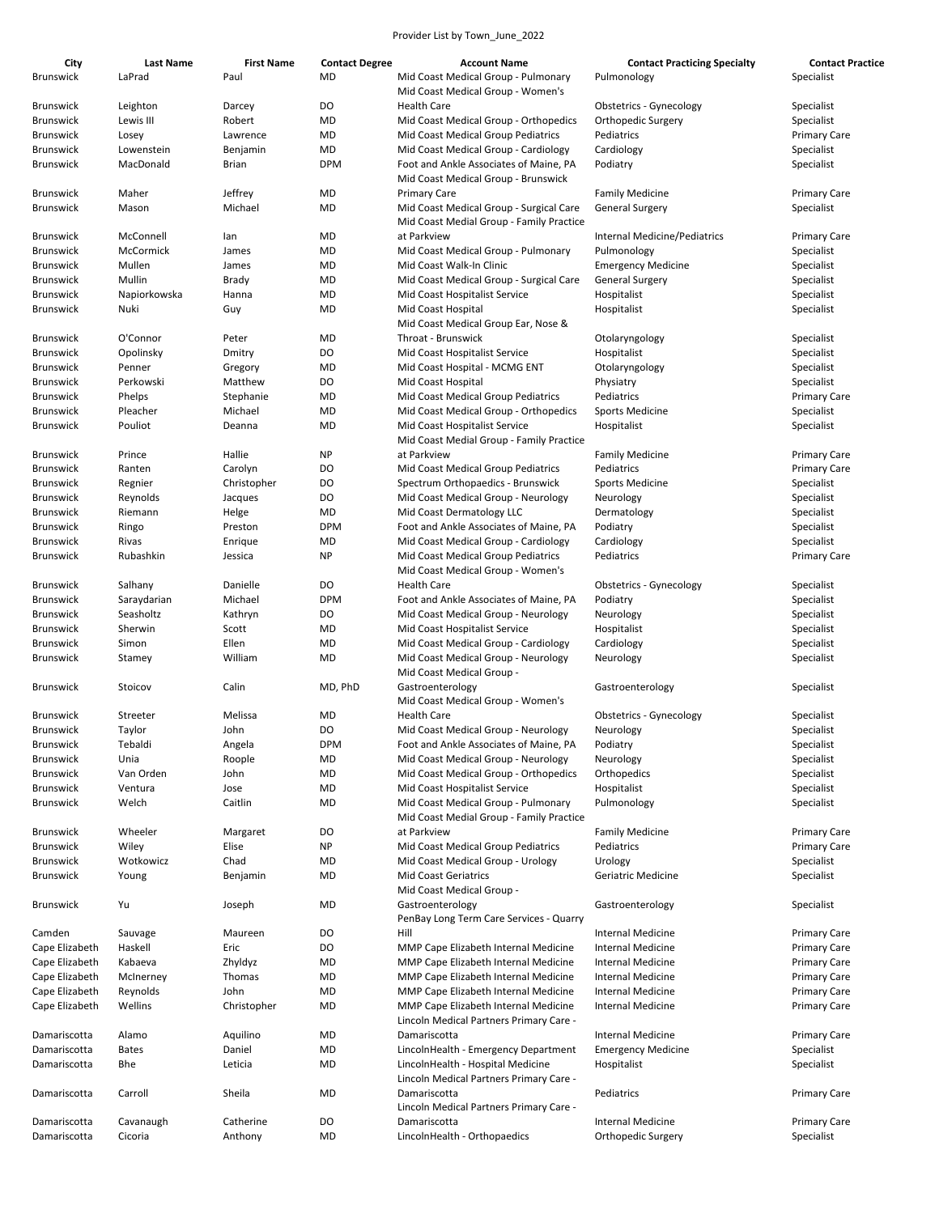Provider List by Town_June_2022

| City | Last Name | First Name | Contact Degree | Account Name | Contact Practicing Specialty | Contact Practice |
|---|---|---|---|---|---|---|
| Brunswick | LaPrad | Paul | MD | Mid Coast Medical Group - Pulmonary | Pulmonology | Specialist |
| Brunswick | Leighton | Darcey | DO | Mid Coast Medical Group - Women's Health Care | Obstetrics - Gynecology | Specialist |
| Brunswick | Lewis III | Robert | MD | Mid Coast Medical Group - Orthopedics | Orthopedic Surgery | Specialist |
| Brunswick | Losey | Lawrence | MD | Mid Coast Medical Group Pediatrics | Pediatrics | Primary Care |
| Brunswick | Lowenstein | Benjamin | MD | Mid Coast Medical Group - Cardiology | Cardiology | Specialist |
| Brunswick | MacDonald | Brian | DPM | Foot and Ankle Associates of Maine, PA | Podiatry | Specialist |
| Brunswick | Maher | Jeffrey | MD | Mid Coast Medical Group - Brunswick Primary Care | Family Medicine | Primary Care |
| Brunswick | Mason | Michael | MD | Mid Coast Medical Group - Surgical Care | General Surgery | Specialist |
| Brunswick | McConnell | Ian | MD | Mid Coast Medial Group - Family Practice at Parkview | Internal Medicine/Pediatrics | Primary Care |
| Brunswick | McCormick | James | MD | Mid Coast Medical Group - Pulmonary | Pulmonology | Specialist |
| Brunswick | Mullen | James | MD | Mid Coast Walk-In Clinic | Emergency Medicine | Specialist |
| Brunswick | Mullin | Brady | MD | Mid Coast Medical Group - Surgical Care | General Surgery | Specialist |
| Brunswick | Napiorkowska | Hanna | MD | Mid Coast Hospitalist Service | Hospitalist | Specialist |
| Brunswick | Nuki | Guy | MD | Mid Coast Hospital | Hospitalist | Specialist |
| Brunswick | O'Connor | Peter | MD | Mid Coast Medical Group Ear, Nose & Throat - Brunswick | Otolaryngology | Specialist |
| Brunswick | Opolinsky | Dmitry | DO | Mid Coast Hospitalist Service | Hospitalist | Specialist |
| Brunswick | Penner | Gregory | MD | Mid Coast Hospital - MCMG ENT | Otolaryngology | Specialist |
| Brunswick | Perkowski | Matthew | DO | Mid Coast Hospital | Physiatry | Specialist |
| Brunswick | Phelps | Stephanie | MD | Mid Coast Medical Group Pediatrics | Pediatrics | Primary Care |
| Brunswick | Pleacher | Michael | MD | Mid Coast Medical Group - Orthopedics | Sports Medicine | Specialist |
| Brunswick | Pouliot | Deanna | MD | Mid Coast Hospitalist Service | Hospitalist | Specialist |
| Brunswick | Prince | Hallie | NP | Mid Coast Medial Group - Family Practice at Parkview | Family Medicine | Primary Care |
| Brunswick | Ranten | Carolyn | DO | Mid Coast Medical Group Pediatrics | Pediatrics | Primary Care |
| Brunswick | Regnier | Christopher | DO | Spectrum Orthopaedics - Brunswick | Sports Medicine | Specialist |
| Brunswick | Reynolds | Jacques | DO | Mid Coast Medical Group - Neurology | Neurology | Specialist |
| Brunswick | Riemann | Helge | MD | Mid Coast Dermatology LLC | Dermatology | Specialist |
| Brunswick | Ringo | Preston | DPM | Foot and Ankle Associates of Maine, PA | Podiatry | Specialist |
| Brunswick | Rivas | Enrique | MD | Mid Coast Medical Group - Cardiology | Cardiology | Specialist |
| Brunswick | Rubashkin | Jessica | NP | Mid Coast Medical Group Pediatrics | Pediatrics | Primary Care |
| Brunswick | Salhany | Danielle | DO | Mid Coast Medical Group - Women's Health Care | Obstetrics - Gynecology | Specialist |
| Brunswick | Saraydarian | Michael | DPM | Foot and Ankle Associates of Maine, PA | Podiatry | Specialist |
| Brunswick | Seasholtz | Kathryn | DO | Mid Coast Medical Group - Neurology | Neurology | Specialist |
| Brunswick | Sherwin | Scott | MD | Mid Coast Hospitalist Service | Hospitalist | Specialist |
| Brunswick | Simon | Ellen | MD | Mid Coast Medical Group - Cardiology | Cardiology | Specialist |
| Brunswick | Stamey | William | MD | Mid Coast Medical Group - Neurology | Neurology | Specialist |
| Brunswick | Stoicov | Calin | MD, PhD | Mid Coast Medical Group - Gastroenterology | Gastroenterology | Specialist |
| Brunswick | Streeter | Melissa | MD | Mid Coast Medical Group - Women's Health Care | Obstetrics - Gynecology | Specialist |
| Brunswick | Taylor | John | DO | Mid Coast Medical Group - Neurology | Neurology | Specialist |
| Brunswick | Tebaldi | Angela | DPM | Foot and Ankle Associates of Maine, PA | Podiatry | Specialist |
| Brunswick | Unia | Roople | MD | Mid Coast Medical Group - Neurology | Neurology | Specialist |
| Brunswick | Van Orden | John | MD | Mid Coast Medical Group - Orthopedics | Orthopedics | Specialist |
| Brunswick | Ventura | Jose | MD | Mid Coast Hospitalist Service | Hospitalist | Specialist |
| Brunswick | Welch | Caitlin | MD | Mid Coast Medical Group - Pulmonary | Pulmonology | Specialist |
| Brunswick | Wheeler | Margaret | DO | Mid Coast Medial Group - Family Practice at Parkview | Family Medicine | Primary Care |
| Brunswick | Wiley | Elise | NP | Mid Coast Medical Group Pediatrics | Pediatrics | Primary Care |
| Brunswick | Wotkowicz | Chad | MD | Mid Coast Medical Group - Urology | Urology | Specialist |
| Brunswick | Young | Benjamin | MD | Mid Coast Geriatrics | Geriatric Medicine | Specialist |
| Brunswick | Yu | Joseph | MD | Mid Coast Medical Group - Gastroenterology | Gastroenterology | Specialist |
| Camden | Sauvage | Maureen | DO | PenBay Long Term Care Services - Quarry Hill | Internal Medicine | Primary Care |
| Cape Elizabeth | Haskell | Eric | DO | MMP Cape Elizabeth Internal Medicine | Internal Medicine | Primary Care |
| Cape Elizabeth | Kabaeva | Zhyldyz | MD | MMP Cape Elizabeth Internal Medicine | Internal Medicine | Primary Care |
| Cape Elizabeth | McInerney | Thomas | MD | MMP Cape Elizabeth Internal Medicine | Internal Medicine | Primary Care |
| Cape Elizabeth | Reynolds | John | MD | MMP Cape Elizabeth Internal Medicine | Internal Medicine | Primary Care |
| Cape Elizabeth | Wellins | Christopher | MD | MMP Cape Elizabeth Internal Medicine | Internal Medicine | Primary Care |
| Damariscotta | Alamo | Aquilino | MD | Lincoln Medical Partners Primary Care - Damariscotta | Internal Medicine | Primary Care |
| Damariscotta | Bates | Daniel | MD | LincolnHealth - Emergency Department | Emergency Medicine | Specialist |
| Damariscotta | Bhe | Leticia | MD | LincolnHealth - Hospital Medicine | Hospitalist | Specialist |
| Damariscotta | Carroll | Sheila | MD | Lincoln Medical Partners Primary Care - Damariscotta | Pediatrics | Primary Care |
| Damariscotta | Cavanaugh | Catherine | DO | Lincoln Medical Partners Primary Care - Damariscotta | Internal Medicine | Primary Care |
| Damariscotta | Cicoria | Anthony | MD | LincolnHealth - Orthopaedics | Orthopedic Surgery | Specialist |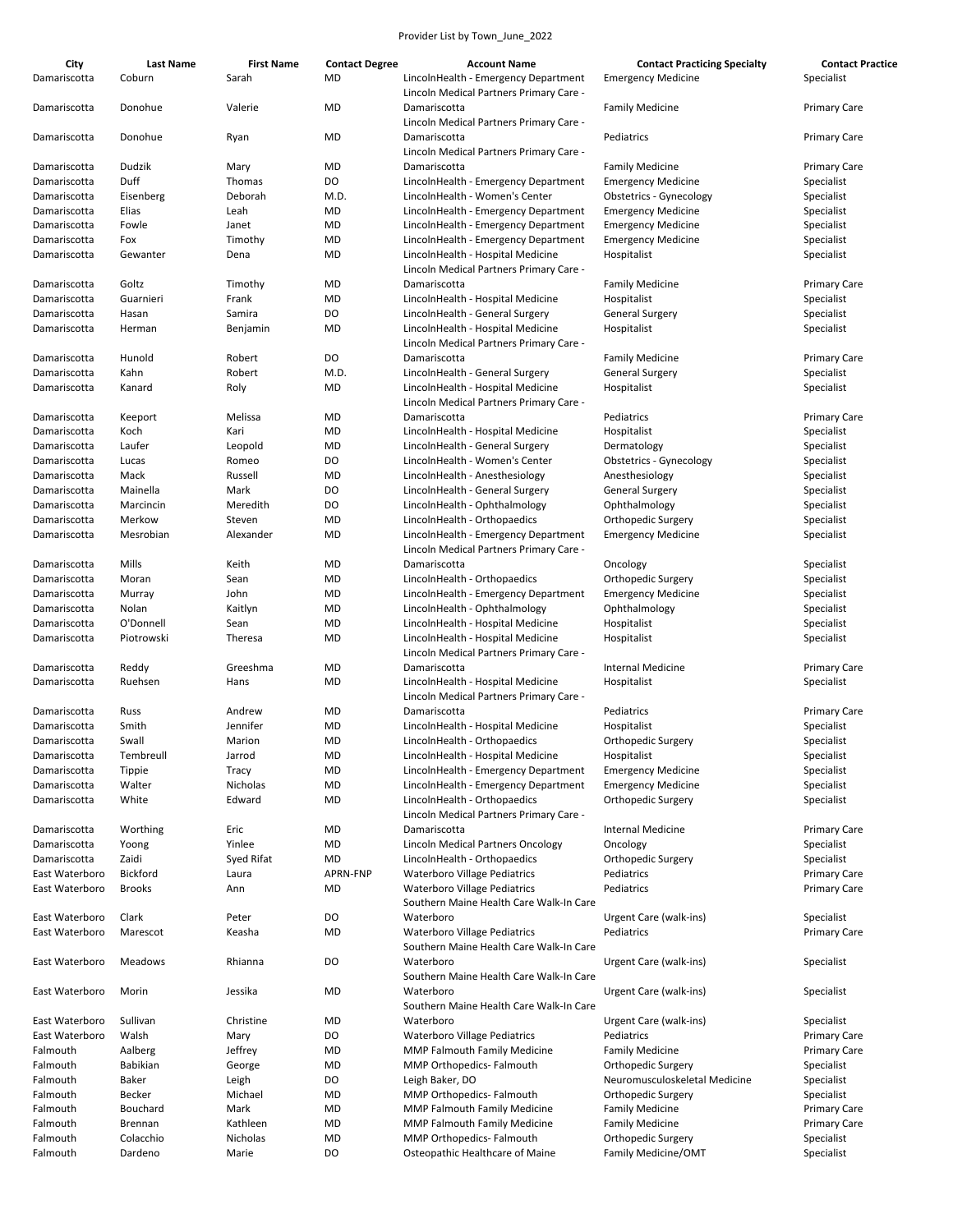Provider List by Town_June_2022

| City | Last Name | First Name | Contact Degree | Account Name | Contact Practicing Specialty | Contact Practice |
|---|---|---|---|---|---|---|
| Damariscotta | Coburn | Sarah | MD | LincolnHealth - Emergency Department | Emergency Medicine | Specialist |
| Damariscotta | Donohue | Valerie | MD | Lincoln Medical Partners Primary Care - Damariscotta | Family Medicine | Primary Care |
| Damariscotta | Donohue | Ryan | MD | Lincoln Medical Partners Primary Care - Damariscotta | Pediatrics | Primary Care |
| Damariscotta | Dudzik | Mary | MD | Lincoln Medical Partners Primary Care - Damariscotta | Family Medicine | Primary Care |
| Damariscotta | Duff | Thomas | DO | LincolnHealth - Emergency Department | Emergency Medicine | Specialist |
| Damariscotta | Eisenberg | Deborah | M.D. | LincolnHealth - Women's Center | Obstetrics - Gynecology | Specialist |
| Damariscotta | Elias | Leah | MD | LincolnHealth - Emergency Department | Emergency Medicine | Specialist |
| Damariscotta | Fowle | Janet | MD | LincolnHealth - Emergency Department | Emergency Medicine | Specialist |
| Damariscotta | Fox | Timothy | MD | LincolnHealth - Emergency Department | Emergency Medicine | Specialist |
| Damariscotta | Gewanter | Dena | MD | LincolnHealth - Hospital Medicine | Hospitalist | Specialist |
| Damariscotta | Goltz | Timothy | MD | Lincoln Medical Partners Primary Care - Damariscotta | Family Medicine | Primary Care |
| Damariscotta | Guarnieri | Frank | MD | LincolnHealth - Hospital Medicine | Hospitalist | Specialist |
| Damariscotta | Hasan | Samira | DO | LincolnHealth - General Surgery | General Surgery | Specialist |
| Damariscotta | Herman | Benjamin | MD | LincolnHealth - Hospital Medicine | Hospitalist | Specialist |
| Damariscotta | Hunold | Robert | DO | Lincoln Medical Partners Primary Care - Damariscotta | Family Medicine | Primary Care |
| Damariscotta | Kahn | Robert | M.D. | LincolnHealth - General Surgery | General Surgery | Specialist |
| Damariscotta | Kanard | Roly | MD | LincolnHealth - Hospital Medicine | Hospitalist | Specialist |
| Damariscotta | Keeport | Melissa | MD | Lincoln Medical Partners Primary Care - Damariscotta | Pediatrics | Primary Care |
| Damariscotta | Koch | Kari | MD | LincolnHealth - Hospital Medicine | Hospitalist | Specialist |
| Damariscotta | Laufer | Leopold | MD | LincolnHealth - General Surgery | Dermatology | Specialist |
| Damariscotta | Lucas | Romeo | DO | LincolnHealth - Women's Center | Obstetrics - Gynecology | Specialist |
| Damariscotta | Mack | Russell | MD | LincolnHealth - Anesthesiology | Anesthesiology | Specialist |
| Damariscotta | Mainella | Mark | DO | LincolnHealth - General Surgery | General Surgery | Specialist |
| Damariscotta | Marcincin | Meredith | DO | LincolnHealth - Ophthalmology | Ophthalmology | Specialist |
| Damariscotta | Merkow | Steven | MD | LincolnHealth - Orthopaedics | Orthopedic Surgery | Specialist |
| Damariscotta | Mesrobian | Alexander | MD | LincolnHealth - Emergency Department | Emergency Medicine | Specialist |
| Damariscotta | Mills | Keith | MD | Lincoln Medical Partners Primary Care - Damariscotta | Oncology | Specialist |
| Damariscotta | Moran | Sean | MD | LincolnHealth - Orthopaedics | Orthopedic Surgery | Specialist |
| Damariscotta | Murray | John | MD | LincolnHealth - Emergency Department | Emergency Medicine | Specialist |
| Damariscotta | Nolan | Kaitlyn | MD | LincolnHealth - Ophthalmology | Ophthalmology | Specialist |
| Damariscotta | O'Donnell | Sean | MD | LincolnHealth - Hospital Medicine | Hospitalist | Specialist |
| Damariscotta | Piotrowski | Theresa | MD | LincolnHealth - Hospital Medicine | Hospitalist | Specialist |
| Damariscotta | Reddy | Greeshma | MD | Lincoln Medical Partners Primary Care - Damariscotta | Internal Medicine | Primary Care |
| Damariscotta | Ruehsen | Hans | MD | LincolnHealth - Hospital Medicine | Hospitalist | Specialist |
| Damariscotta | Russ | Andrew | MD | Lincoln Medical Partners Primary Care - Damariscotta | Pediatrics | Primary Care |
| Damariscotta | Smith | Jennifer | MD | LincolnHealth - Hospital Medicine | Hospitalist | Specialist |
| Damariscotta | Swall | Marion | MD | LincolnHealth - Orthopaedics | Orthopedic Surgery | Specialist |
| Damariscotta | Tembreull | Jarrod | MD | LincolnHealth - Hospital Medicine | Hospitalist | Specialist |
| Damariscotta | Tippie | Tracy | MD | LincolnHealth - Emergency Department | Emergency Medicine | Specialist |
| Damariscotta | Walter | Nicholas | MD | LincolnHealth - Emergency Department | Emergency Medicine | Specialist |
| Damariscotta | White | Edward | MD | LincolnHealth - Orthopaedics | Orthopedic Surgery | Specialist |
| Damariscotta | Worthing | Eric | MD | Lincoln Medical Partners Primary Care - Damariscotta | Internal Medicine | Primary Care |
| Damariscotta | Yoong | Yinlee | MD | Lincoln Medical Partners Oncology | Oncology | Specialist |
| Damariscotta | Zaidi | Syed Rifat | MD | LincolnHealth - Orthopaedics | Orthopedic Surgery | Specialist |
| East Waterboro | Bickford | Laura | APRN-FNP | Waterboro Village Pediatrics | Pediatrics | Primary Care |
| East Waterboro | Brooks | Ann | MD | Waterboro Village Pediatrics | Pediatrics | Primary Care |
| East Waterboro | Clark | Peter | DO | Southern Maine Health Care Walk-In Care Waterboro | Urgent Care (walk-ins) | Specialist |
| East Waterboro | Marescot | Keasha | MD | Waterboro Village Pediatrics | Pediatrics | Primary Care |
| East Waterboro | Meadows | Rhianna | DO | Southern Maine Health Care Walk-In Care Waterboro | Urgent Care (walk-ins) | Specialist |
| East Waterboro | Morin | Jessika | MD | Southern Maine Health Care Walk-In Care Waterboro | Urgent Care (walk-ins) | Specialist |
| East Waterboro | Sullivan | Christine | MD | Southern Maine Health Care Walk-In Care Waterboro | Urgent Care (walk-ins) | Specialist |
| East Waterboro | Walsh | Mary | DO | Waterboro Village Pediatrics | Pediatrics | Primary Care |
| Falmouth | Aalberg | Jeffrey | MD | MMP Falmouth Family Medicine | Family Medicine | Primary Care |
| Falmouth | Babikian | George | MD | MMP Orthopedics- Falmouth | Orthopedic Surgery | Specialist |
| Falmouth | Baker | Leigh | DO | Leigh Baker, DO | Neuromusculoskeletal Medicine | Specialist |
| Falmouth | Becker | Michael | MD | MMP Orthopedics- Falmouth | Orthopedic Surgery | Specialist |
| Falmouth | Bouchard | Mark | MD | MMP Falmouth Family Medicine | Family Medicine | Primary Care |
| Falmouth | Brennan | Kathleen | MD | MMP Falmouth Family Medicine | Family Medicine | Primary Care |
| Falmouth | Colacchio | Nicholas | MD | MMP Orthopedics- Falmouth | Orthopedic Surgery | Specialist |
| Falmouth | Dardeno | Marie | DO | Osteopathic Healthcare of Maine | Family Medicine/OMT | Specialist |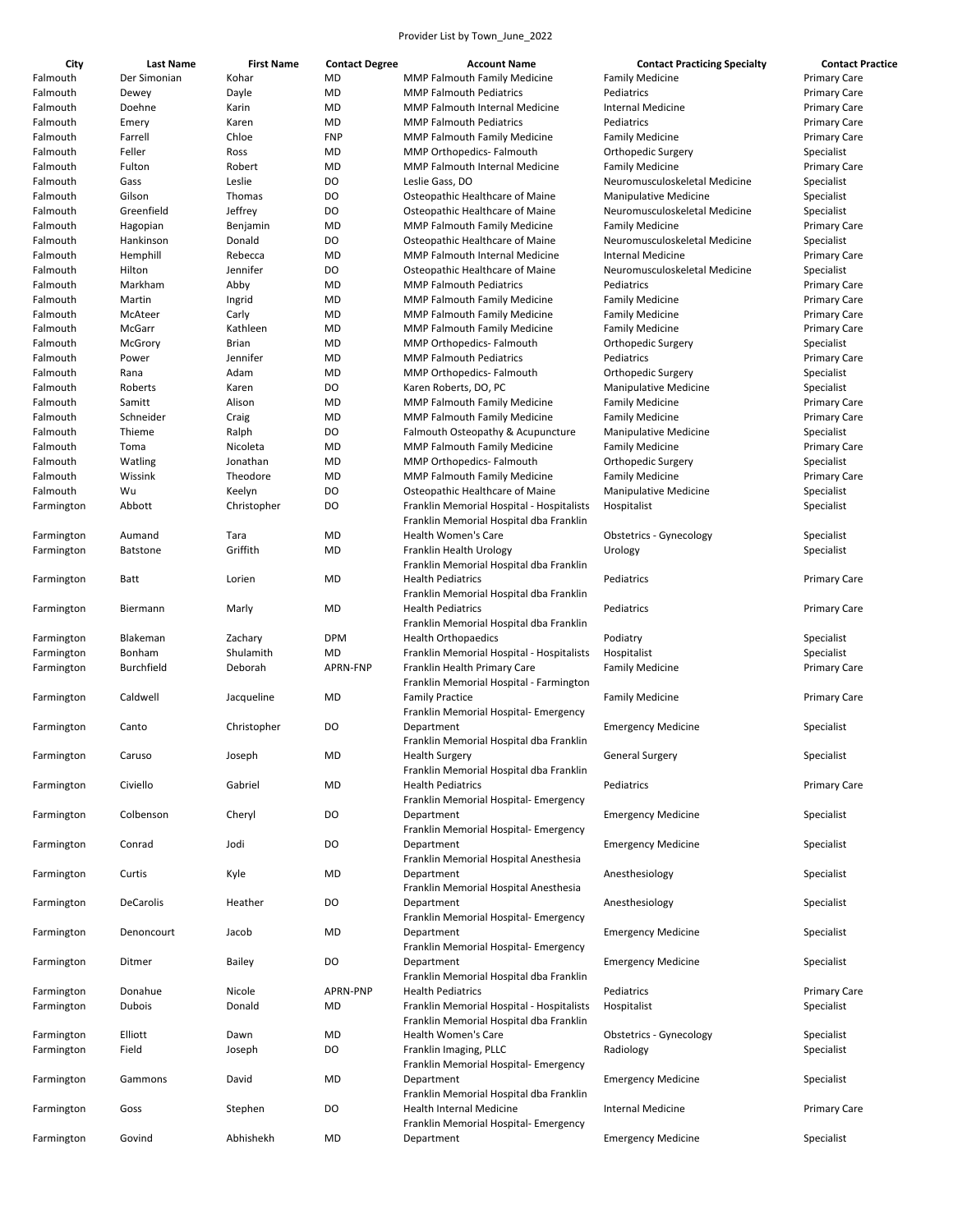Provider List by Town_June_2022

| City | Last Name | First Name | Contact Degree | Account Name | Contact Practicing Specialty | Contact Practice |
|---|---|---|---|---|---|---|
| Falmouth | Der Simonian | Kohar | MD | MMP Falmouth Family Medicine | Family Medicine | Primary Care |
| Falmouth | Dewey | Dayle | MD | MMP Falmouth Pediatrics | Pediatrics | Primary Care |
| Falmouth | Doehne | Karin | MD | MMP Falmouth Internal Medicine | Internal Medicine | Primary Care |
| Falmouth | Emery | Karen | MD | MMP Falmouth Pediatrics | Pediatrics | Primary Care |
| Falmouth | Farrell | Chloe | FNP | MMP Falmouth Family Medicine | Family Medicine | Primary Care |
| Falmouth | Feller | Ross | MD | MMP Orthopedics- Falmouth | Orthopedic Surgery | Specialist |
| Falmouth | Fulton | Robert | MD | MMP Falmouth Internal Medicine | Family Medicine | Primary Care |
| Falmouth | Gass | Leslie | DO | Leslie Gass, DO | Neuromusculoskeletal Medicine | Specialist |
| Falmouth | Gilson | Thomas | DO | Osteopathic Healthcare of Maine | Manipulative Medicine | Specialist |
| Falmouth | Greenfield | Jeffrey | DO | Osteopathic Healthcare of Maine | Neuromusculoskeletal Medicine | Specialist |
| Falmouth | Hagopian | Benjamin | MD | MMP Falmouth Family Medicine | Family Medicine | Primary Care |
| Falmouth | Hankinson | Donald | DO | Osteopathic Healthcare of Maine | Neuromusculoskeletal Medicine | Specialist |
| Falmouth | Hemphill | Rebecca | MD | MMP Falmouth Internal Medicine | Internal Medicine | Primary Care |
| Falmouth | Hilton | Jennifer | DO | Osteopathic Healthcare of Maine | Neuromusculoskeletal Medicine | Specialist |
| Falmouth | Markham | Abby | MD | MMP Falmouth Pediatrics | Pediatrics | Primary Care |
| Falmouth | Martin | Ingrid | MD | MMP Falmouth Family Medicine | Family Medicine | Primary Care |
| Falmouth | McAteer | Carly | MD | MMP Falmouth Family Medicine | Family Medicine | Primary Care |
| Falmouth | McGarr | Kathleen | MD | MMP Falmouth Family Medicine | Family Medicine | Primary Care |
| Falmouth | McGrory | Brian | MD | MMP Orthopedics- Falmouth | Orthopedic Surgery | Specialist |
| Falmouth | Power | Jennifer | MD | MMP Falmouth Pediatrics | Pediatrics | Primary Care |
| Falmouth | Rana | Adam | MD | MMP Orthopedics- Falmouth | Orthopedic Surgery | Specialist |
| Falmouth | Roberts | Karen | DO | Karen Roberts, DO, PC | Manipulative Medicine | Specialist |
| Falmouth | Samitt | Alison | MD | MMP Falmouth Family Medicine | Family Medicine | Primary Care |
| Falmouth | Schneider | Craig | MD | MMP Falmouth Family Medicine | Family Medicine | Primary Care |
| Falmouth | Thieme | Ralph | DO | Falmouth Osteopathy & Acupuncture | Manipulative Medicine | Specialist |
| Falmouth | Toma | Nicoleta | MD | MMP Falmouth Family Medicine | Family Medicine | Primary Care |
| Falmouth | Watling | Jonathan | MD | MMP Orthopedics- Falmouth | Orthopedic Surgery | Specialist |
| Falmouth | Wissink | Theodore | MD | MMP Falmouth Family Medicine | Family Medicine | Primary Care |
| Falmouth | Wu | Keelyn | DO | Osteopathic Healthcare of Maine | Manipulative Medicine | Specialist |
| Farmington | Abbott | Christopher | DO | Franklin Memorial Hospital - Hospitalists | Hospitalist | Specialist |
| Farmington | Aumand | Tara | MD | Franklin Memorial Hospital dba Franklin Health Women's Care | Obstetrics - Gynecology | Specialist |
| Farmington | Batstone | Griffith | MD | Franklin Health Urology | Urology | Specialist |
| Farmington | Batt | Lorien | MD | Franklin Memorial Hospital dba Franklin Health Pediatrics | Pediatrics | Primary Care |
| Farmington | Biermann | Marly | MD | Franklin Memorial Hospital dba Franklin Health Pediatrics | Pediatrics | Primary Care |
| Farmington | Blakeman | Zachary | DPM | Franklin Memorial Hospital dba Franklin Health Orthopaedics | Podiatry | Specialist |
| Farmington | Bonham | Shulamith | MD | Franklin Memorial Hospital - Hospitalists | Hospitalist | Specialist |
| Farmington | Burchfield | Deborah | APRN-FNP | Franklin Health Primary Care | Family Medicine | Primary Care |
| Farmington | Caldwell | Jacqueline | MD | Franklin Memorial Hospital - Farmington Family Practice | Family Medicine | Primary Care |
| Farmington | Canto | Christopher | DO | Franklin Memorial Hospital- Emergency Department | Emergency Medicine | Specialist |
| Farmington | Caruso | Joseph | MD | Franklin Memorial Hospital dba Franklin Health Surgery | General Surgery | Specialist |
| Farmington | Civiello | Gabriel | MD | Franklin Memorial Hospital dba Franklin Health Pediatrics | Pediatrics | Primary Care |
| Farmington | Colbenson | Cheryl | DO | Franklin Memorial Hospital- Emergency Department | Emergency Medicine | Specialist |
| Farmington | Conrad | Jodi | DO | Franklin Memorial Hospital- Emergency Department | Emergency Medicine | Specialist |
| Farmington | Curtis | Kyle | MD | Franklin Memorial Hospital Anesthesia Department | Anesthesiology | Specialist |
| Farmington | DeCarolis | Heather | DO | Franklin Memorial Hospital Anesthesia Department | Anesthesiology | Specialist |
| Farmington | Denoncourt | Jacob | MD | Franklin Memorial Hospital- Emergency Department | Emergency Medicine | Specialist |
| Farmington | Ditmer | Bailey | DO | Franklin Memorial Hospital- Emergency Department | Emergency Medicine | Specialist |
| Farmington | Donahue | Nicole | APRN-PNP | Franklin Memorial Hospital dba Franklin Health Pediatrics | Pediatrics | Primary Care |
| Farmington | Dubois | Donald | MD | Franklin Memorial Hospital - Hospitalists | Hospitalist | Specialist |
| Farmington | Elliott | Dawn | MD | Franklin Memorial Hospital dba Franklin Health Women's Care | Obstetrics - Gynecology | Specialist |
| Farmington | Field | Joseph | DO | Franklin Imaging, PLLC | Radiology | Specialist |
| Farmington | Gammons | David | MD | Franklin Memorial Hospital- Emergency Department | Emergency Medicine | Specialist |
| Farmington | Goss | Stephen | DO | Franklin Memorial Hospital dba Franklin Health Internal Medicine | Internal Medicine | Primary Care |
| Farmington | Govind | Abhishekh | MD | Franklin Memorial Hospital- Emergency Department | Emergency Medicine | Specialist |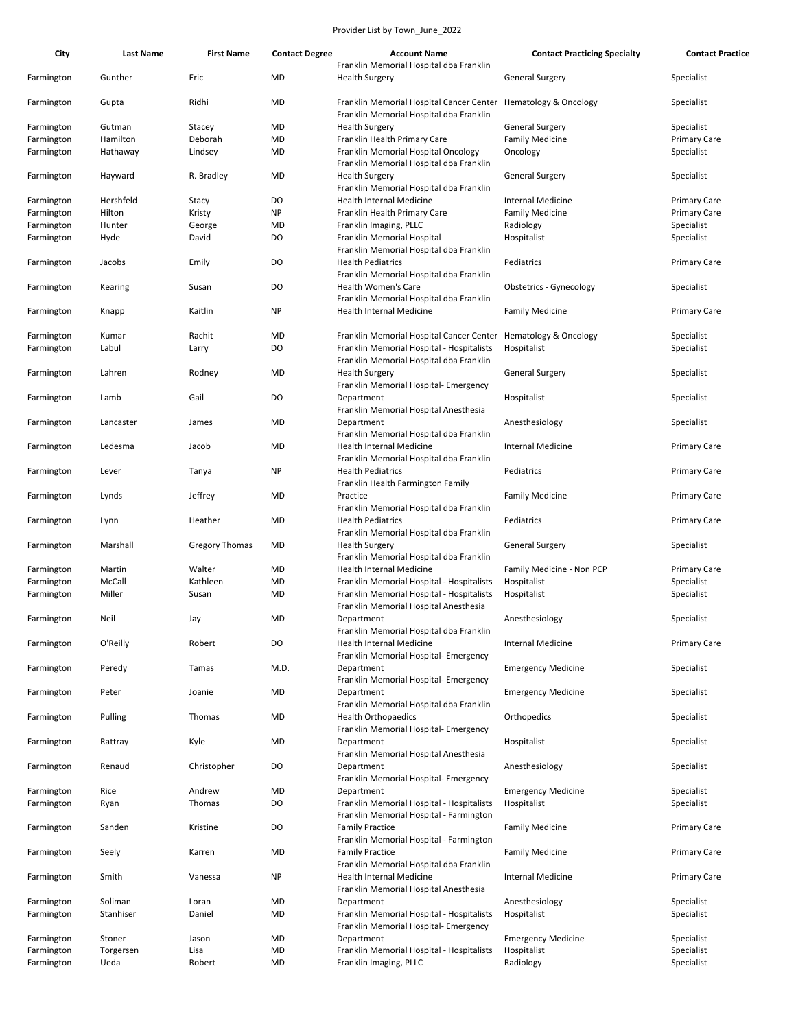Provider List by Town_June_2022

| City | Last Name | First Name | Contact Degree | Account Name | Contact Practicing Specialty | Contact Practice |
|---|---|---|---|---|---|---|
| Farmington | Gunther | Eric | MD | Franklin Memorial Hospital dba Franklin Health Surgery | General Surgery | Specialist |
| Farmington | Gupta | Ridhi | MD | Franklin Memorial Hospital Cancer Center | Hematology & Oncology | Specialist |
| Farmington | Gutman | Stacey | MD | Franklin Memorial Hospital dba Franklin Health Surgery | General Surgery | Specialist |
| Farmington | Hamilton | Deborah | MD | Franklin Health Primary Care | Family Medicine | Primary Care |
| Farmington | Hathaway | Lindsey | MD | Franklin Memorial Hospital Oncology | Oncology | Specialist |
| Farmington | Hayward | R. Bradley | MD | Franklin Memorial Hospital dba Franklin Health Surgery | General Surgery | Specialist |
| Farmington | Hershfeld | Stacy | DO | Franklin Memorial Hospital dba Franklin Health Internal Medicine | Internal Medicine | Primary Care |
| Farmington | Hilton | Kristy | NP | Franklin Health Primary Care | Family Medicine | Primary Care |
| Farmington | Hunter | George | MD | Franklin Imaging, PLLC | Radiology | Specialist |
| Farmington | Hyde | David | DO | Franklin Memorial Hospital | Hospitalist | Specialist |
| Farmington | Jacobs | Emily | DO | Franklin Memorial Hospital dba Franklin Health Pediatrics | Pediatrics | Primary Care |
| Farmington | Kearing | Susan | DO | Franklin Memorial Hospital dba Franklin Health Women's Care | Obstetrics - Gynecology | Specialist |
| Farmington | Knapp | Kaitlin | NP | Franklin Memorial Hospital dba Franklin Health Internal Medicine | Family Medicine | Primary Care |
| Farmington | Kumar | Rachit | MD | Franklin Memorial Hospital Cancer Center | Hematology & Oncology | Specialist |
| Farmington | Labul | Larry | DO | Franklin Memorial Hospital - Hospitalists | Hospitalist | Specialist |
| Farmington | Lahren | Rodney | MD | Franklin Memorial Hospital dba Franklin Health Surgery | General Surgery | Specialist |
| Farmington | Lamb | Gail | DO | Franklin Memorial Hospital- Emergency Department | Hospitalist | Specialist |
| Farmington | Lancaster | James | MD | Franklin Memorial Hospital Anesthesia Department | Anesthesiology | Specialist |
| Farmington | Ledesma | Jacob | MD | Franklin Memorial Hospital dba Franklin Health Internal Medicine | Internal Medicine | Primary Care |
| Farmington | Lever | Tanya | NP | Franklin Memorial Hospital dba Franklin Health Pediatrics | Pediatrics | Primary Care |
| Farmington | Lynds | Jeffrey | MD | Franklin Health Farmington Family Practice | Family Medicine | Primary Care |
| Farmington | Lynn | Heather | MD | Franklin Memorial Hospital dba Franklin Health Pediatrics | Pediatrics | Primary Care |
| Farmington | Marshall | Gregory Thomas | MD | Franklin Memorial Hospital dba Franklin Health Surgery | General Surgery | Specialist |
| Farmington | Martin | Walter | MD | Franklin Memorial Hospital dba Franklin Health Internal Medicine | Family Medicine - Non PCP | Primary Care |
| Farmington | McCall | Kathleen | MD | Franklin Memorial Hospital - Hospitalists | Hospitalist | Specialist |
| Farmington | Miller | Susan | MD | Franklin Memorial Hospital - Hospitalists | Hospitalist | Specialist |
| Farmington | Neil | Jay | MD | Franklin Memorial Hospital Anesthesia Department | Anesthesiology | Specialist |
| Farmington | O'Reilly | Robert | DO | Franklin Memorial Hospital dba Franklin Health Internal Medicine | Internal Medicine | Primary Care |
| Farmington | Peredy | Tamas | M.D. | Franklin Memorial Hospital- Emergency Department | Emergency Medicine | Specialist |
| Farmington | Peter | Joanie | MD | Franklin Memorial Hospital- Emergency Department | Emergency Medicine | Specialist |
| Farmington | Pulling | Thomas | MD | Franklin Memorial Hospital dba Franklin Health Orthopaedics | Orthopedics | Specialist |
| Farmington | Rattray | Kyle | MD | Franklin Memorial Hospital- Emergency Department | Hospitalist | Specialist |
| Farmington | Renaud | Christopher | DO | Franklin Memorial Hospital Anesthesia Department | Anesthesiology | Specialist |
| Farmington | Rice | Andrew | MD | Franklin Memorial Hospital- Emergency Department | Emergency Medicine | Specialist |
| Farmington | Ryan | Thomas | DO | Franklin Memorial Hospital - Hospitalists | Hospitalist | Specialist |
| Farmington | Sanden | Kristine | DO | Franklin Memorial Hospital - Farmington Family Practice | Family Medicine | Primary Care |
| Farmington | Seely | Karren | MD | Franklin Memorial Hospital - Farmington Family Practice | Family Medicine | Primary Care |
| Farmington | Smith | Vanessa | NP | Franklin Memorial Hospital dba Franklin Health Internal Medicine | Internal Medicine | Primary Care |
| Farmington | Soliman | Loran | MD | Franklin Memorial Hospital Anesthesia Department | Anesthesiology | Specialist |
| Farmington | Stanhiser | Daniel | MD | Franklin Memorial Hospital - Hospitalists | Hospitalist | Specialist |
| Farmington | Stoner | Jason | MD | Franklin Memorial Hospital- Emergency Department | Emergency Medicine | Specialist |
| Farmington | Torgersen | Lisa | MD | Franklin Memorial Hospital - Hospitalists | Hospitalist | Specialist |
| Farmington | Ueda | Robert | MD | Franklin Imaging, PLLC | Radiology | Specialist |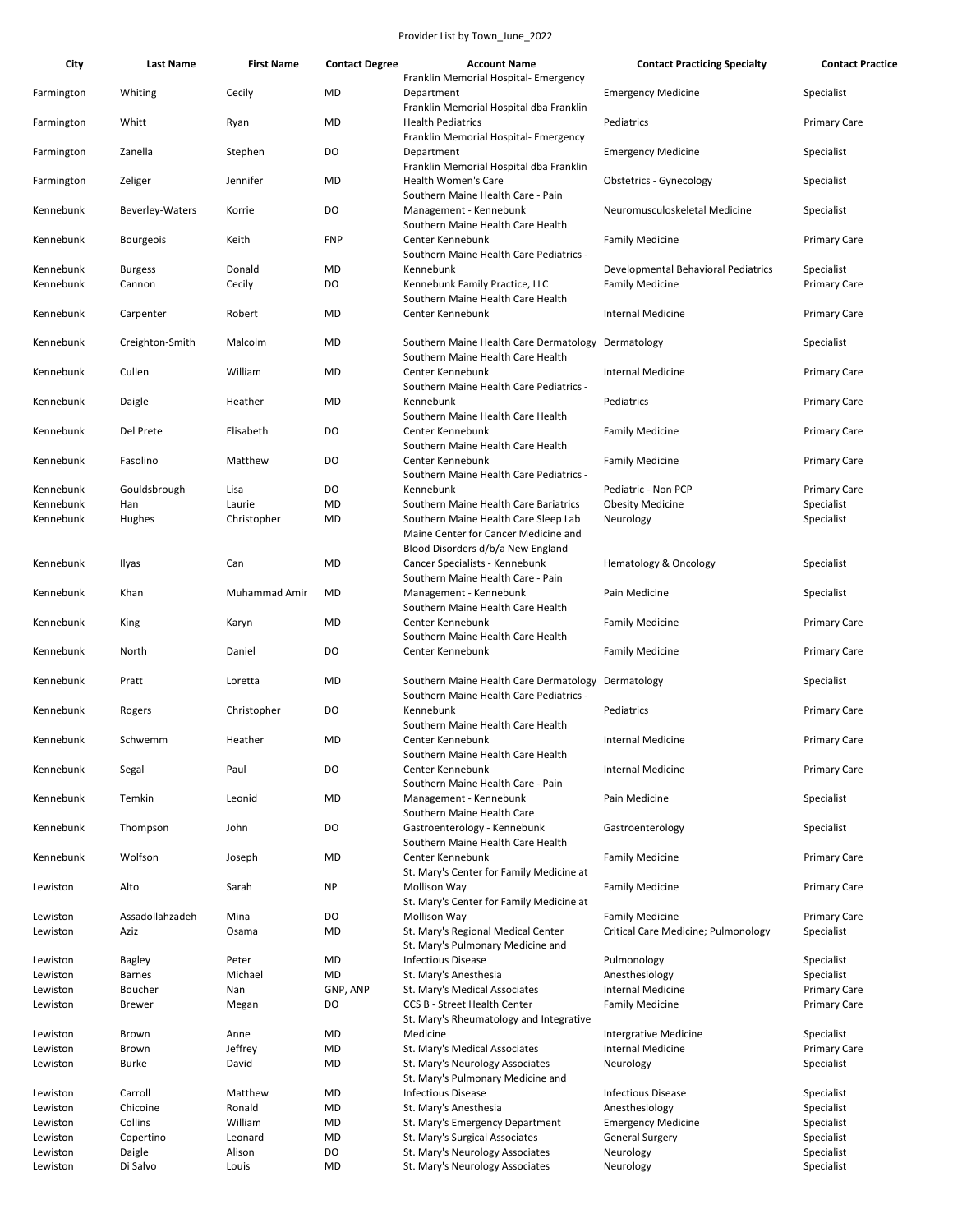Provider List by Town_June_2022

| City | Last Name | First Name | Contact Degree | Account Name | Contact Practicing Specialty | Contact Practice |
|---|---|---|---|---|---|---|
| Farmington | Whiting | Cecily | MD | Franklin Memorial Hospital- Emergency Department | Emergency Medicine | Specialist |
| Farmington | Whitt | Ryan | MD | Franklin Memorial Hospital dba Franklin Health Pediatrics | Pediatrics | Primary Care |
| Farmington | Zanella | Stephen | DO | Franklin Memorial Hospital- Emergency Department | Emergency Medicine | Specialist |
| Farmington | Zeliger | Jennifer | MD | Franklin Memorial Hospital dba Franklin Health Women's Care | Obstetrics - Gynecology | Specialist |
| Kennebunk | Beverley-Waters | Korrie | DO | Southern Maine Health Care - Pain Management - Kennebunk | Neuromusculoskeletal Medicine | Specialist |
| Kennebunk | Bourgeois | Keith | FNP | Southern Maine Health Care Health Center Kennebunk | Family Medicine | Primary Care |
| Kennebunk | Burgess | Donald | MD | Southern Maine Health Care Pediatrics - Kennebunk | Developmental Behavioral Pediatrics | Specialist |
| Kennebunk | Cannon | Cecily | DO | Kennebunk Family Practice, LLC | Family Medicine | Primary Care |
| Kennebunk | Carpenter | Robert | MD | Southern Maine Health Care Health Center Kennebunk | Internal Medicine | Primary Care |
| Kennebunk | Creighton-Smith | Malcolm | MD | Southern Maine Health Care Dermatology | Dermatology | Specialist |
| Kennebunk | Cullen | William | MD | Southern Maine Health Care Health Center Kennebunk | Internal Medicine | Primary Care |
| Kennebunk | Daigle | Heather | MD | Southern Maine Health Care Pediatrics - Kennebunk | Pediatrics | Primary Care |
| Kennebunk | Del Prete | Elisabeth | DO | Southern Maine Health Care Health Center Kennebunk | Family Medicine | Primary Care |
| Kennebunk | Fasolino | Matthew | DO | Southern Maine Health Care Health Center Kennebunk | Family Medicine | Primary Care |
| Kennebunk | Gouldsbrough | Lisa | DO | Southern Maine Health Care Pediatrics - Kennebunk | Pediatric - Non PCP | Primary Care |
| Kennebunk | Han | Laurie | MD | Southern Maine Health Care Bariatrics | Obesity Medicine | Specialist |
| Kennebunk | Hughes | Christopher | MD | Southern Maine Health Care Sleep Lab | Neurology | Specialist |
| Kennebunk | Ilyas | Can | MD | Maine Center for Cancer Medicine and Blood Disorders d/b/a New England Cancer Specialists - Kennebunk | Hematology & Oncology | Specialist |
| Kennebunk | Khan | Muhammad Amir | MD | Southern Maine Health Care - Pain Management - Kennebunk | Pain Medicine | Specialist |
| Kennebunk | King | Karyn | MD | Southern Maine Health Care Health Center Kennebunk | Family Medicine | Primary Care |
| Kennebunk | North | Daniel | DO | Southern Maine Health Care Health Center Kennebunk | Family Medicine | Primary Care |
| Kennebunk | Pratt | Loretta | MD | Southern Maine Health Care Dermatology | Dermatology | Specialist |
| Kennebunk | Rogers | Christopher | DO | Southern Maine Health Care Pediatrics - Kennebunk | Pediatrics | Primary Care |
| Kennebunk | Schwemm | Heather | MD | Southern Maine Health Care Health Center Kennebunk | Internal Medicine | Primary Care |
| Kennebunk | Segal | Paul | DO | Southern Maine Health Care Health Center Kennebunk | Internal Medicine | Primary Care |
| Kennebunk | Temkin | Leonid | MD | Southern Maine Health Care - Pain Management - Kennebunk | Pain Medicine | Specialist |
| Kennebunk | Thompson | John | DO | Southern Maine Health Care Gastroenterology - Kennebunk | Gastroenterology | Specialist |
| Kennebunk | Wolfson | Joseph | MD | Southern Maine Health Care Health Center Kennebunk | Family Medicine | Primary Care |
| Lewiston | Alto | Sarah | NP | St. Mary's Center for Family Medicine at Mollison Way | Family Medicine | Primary Care |
| Lewiston | Assadollahzadeh | Mina | DO | St. Mary's Center for Family Medicine at Mollison Way | Family Medicine | Primary Care |
| Lewiston | Aziz | Osama | MD | St. Mary's Regional Medical Center | Critical Care Medicine; Pulmonology | Specialist |
| Lewiston | Bagley | Peter | MD | St. Mary's Pulmonary Medicine and Infectious Disease | Pulmonology | Specialist |
| Lewiston | Barnes | Michael | MD | St. Mary's Anesthesia | Anesthesiology | Specialist |
| Lewiston | Boucher | Nan | GNP, ANP | St. Mary's Medical Associates | Internal Medicine | Primary Care |
| Lewiston | Brewer | Megan | DO | CCS B - Street Health Center | Family Medicine | Primary Care |
| Lewiston | Brown | Anne | MD | St. Mary's Rheumatology and Integrative Medicine | Intergrative Medicine | Specialist |
| Lewiston | Brown | Jeffrey | MD | St. Mary's Medical Associates | Internal Medicine | Primary Care |
| Lewiston | Burke | David | MD | St. Mary's Neurology Associates | Neurology | Specialist |
| Lewiston | Carroll | Matthew | MD | St. Mary's Pulmonary Medicine and Infectious Disease | Infectious Disease | Specialist |
| Lewiston | Chicoine | Ronald | MD | St. Mary's Anesthesia | Anesthesiology | Specialist |
| Lewiston | Collins | William | MD | St. Mary's Emergency Department | Emergency Medicine | Specialist |
| Lewiston | Copertino | Leonard | MD | St. Mary's Surgical Associates | General Surgery | Specialist |
| Lewiston | Daigle | Alison | DO | St. Mary's Neurology Associates | Neurology | Specialist |
| Lewiston | Di Salvo | Louis | MD | St. Mary's Neurology Associates | Neurology | Specialist |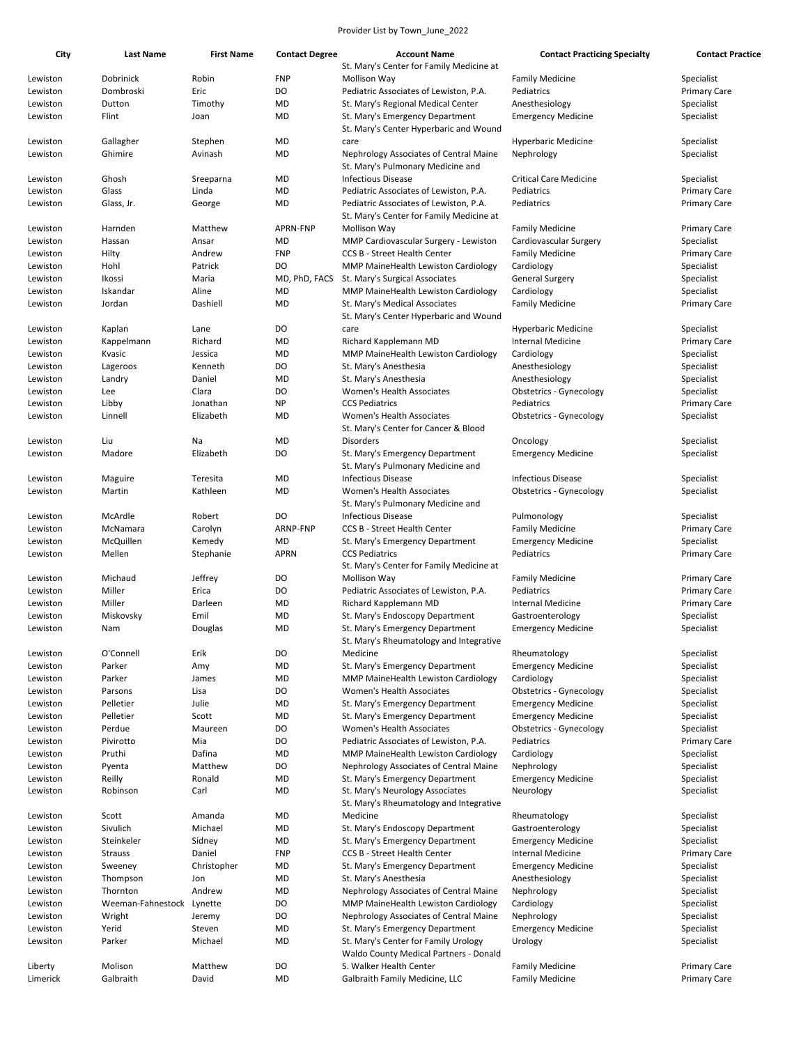Provider List by Town_June_2022

| City | Last Name | First Name | Contact Degree | Account Name | Contact Practicing Specialty | Contact Practice |
|---|---|---|---|---|---|---|
| Lewiston | Dobrinick | Robin | FNP | St. Mary's Center for Family Medicine at Mollison Way | Family Medicine | Specialist |
| Lewiston | Dombroski | Eric | DO | Pediatric Associates of Lewiston, P.A. | Pediatrics | Primary Care |
| Lewiston | Dutton | Timothy | MD | St. Mary's Regional Medical Center | Anesthesiology | Specialist |
| Lewiston | Flint | Joan | MD | St. Mary's Emergency Department | Emergency Medicine | Specialist |
| Lewiston | Gallagher | Stephen | MD | St. Mary's Center Hyperbaric and Wound care | Hyperbaric Medicine | Specialist |
| Lewiston | Ghimire | Avinash | MD | Nephrology Associates of Central Maine | Nephrology | Specialist |
| Lewiston | Ghosh | Sreeparna | MD | St. Mary's Pulmonary Medicine and Infectious Disease | Critical Care Medicine | Specialist |
| Lewiston | Glass | Linda | MD | Pediatric Associates of Lewiston, P.A. | Pediatrics | Primary Care |
| Lewiston | Glass, Jr. | George | MD | Pediatric Associates of Lewiston, P.A. | Pediatrics | Primary Care |
| Lewiston | Harnden | Matthew | APRN-FNP | St. Mary's Center for Family Medicine at Mollison Way | Family Medicine | Primary Care |
| Lewiston | Hassan | Ansar | MD | MMP Cardiovascular Surgery - Lewiston | Cardiovascular Surgery | Specialist |
| Lewiston | Hilty | Andrew | FNP | CCS B - Street Health Center | Family Medicine | Primary Care |
| Lewiston | Hohl | Patrick | DO | MMP MaineHealth Lewiston Cardiology | Cardiology | Specialist |
| Lewiston | Ikossi | Maria | MD, PhD, FACS | St. Mary's Surgical Associates | General Surgery | Specialist |
| Lewiston | Iskandar | Aline | MD | MMP MaineHealth Lewiston Cardiology | Cardiology | Specialist |
| Lewiston | Jordan | Dashiell | MD | St. Mary's Medical Associates | Family Medicine | Primary Care |
| Lewiston | Kaplan | Lane | DO | St. Mary's Center Hyperbaric and Wound care | Hyperbaric Medicine | Specialist |
| Lewiston | Kappelmann | Richard | MD | Richard Kapplemann MD | Internal Medicine | Primary Care |
| Lewiston | Kvasic | Jessica | MD | MMP MaineHealth Lewiston Cardiology | Cardiology | Specialist |
| Lewiston | Lageroos | Kenneth | DO | St. Mary's Anesthesia | Anesthesiology | Specialist |
| Lewiston | Landry | Daniel | MD | St. Mary's Anesthesia | Anesthesiology | Specialist |
| Lewiston | Lee | Clara | DO | Women's Health Associates | Obstetrics - Gynecology | Specialist |
| Lewiston | Libby | Jonathan | NP | CCS Pediatrics | Pediatrics | Primary Care |
| Lewiston | Linnell | Elizabeth | MD | Women's Health Associates | Obstetrics - Gynecology | Specialist |
| Lewiston | Liu | Na | MD | St. Mary's Center for Cancer & Blood Disorders | Oncology | Specialist |
| Lewiston | Madore | Elizabeth | DO | St. Mary's Emergency Department | Emergency Medicine | Specialist |
| Lewiston | Maguire | Teresita | MD | St. Mary's Pulmonary Medicine and Infectious Disease | Infectious Disease | Specialist |
| Lewiston | Martin | Kathleen | MD | Women's Health Associates | Obstetrics - Gynecology | Specialist |
| Lewiston | McArdle | Robert | DO | St. Mary's Pulmonary Medicine and Infectious Disease | Pulmonology | Specialist |
| Lewiston | McNamara | Carolyn | ARNP-FNP | CCS B - Street Health Center | Family Medicine | Primary Care |
| Lewiston | McQuillen | Kemedy | MD | St. Mary's Emergency Department | Emergency Medicine | Specialist |
| Lewiston | Mellen | Stephanie | APRN | CCS Pediatrics | Pediatrics | Primary Care |
| Lewiston | Michaud | Jeffrey | DO | St. Mary's Center for Family Medicine at Mollison Way | Family Medicine | Primary Care |
| Lewiston | Miller | Erica | DO | Pediatric Associates of Lewiston, P.A. | Pediatrics | Primary Care |
| Lewiston | Miller | Darleen | MD | Richard Kapplemann MD | Internal Medicine | Primary Care |
| Lewiston | Miskovsky | Emil | MD | St. Mary's Endoscopy Department | Gastroenterology | Specialist |
| Lewiston | Nam | Douglas | MD | St. Mary's Emergency Department | Emergency Medicine | Specialist |
| Lewiston | O'Connell | Erik | DO | St. Mary's Rheumatology and Integrative Medicine | Rheumatology | Specialist |
| Lewiston | Parker | Amy | MD | St. Mary's Emergency Department | Emergency Medicine | Specialist |
| Lewiston | Parker | James | MD | MMP MaineHealth Lewiston Cardiology | Cardiology | Specialist |
| Lewiston | Parsons | Lisa | DO | Women's Health Associates | Obstetrics - Gynecology | Specialist |
| Lewiston | Pelletier | Julie | MD | St. Mary's Emergency Department | Emergency Medicine | Specialist |
| Lewiston | Pelletier | Scott | MD | St. Mary's Emergency Department | Emergency Medicine | Specialist |
| Lewiston | Perdue | Maureen | DO | Women's Health Associates | Obstetrics - Gynecology | Specialist |
| Lewiston | Pivirotto | Mia | DO | Pediatric Associates of Lewiston, P.A. | Pediatrics | Primary Care |
| Lewiston | Pruthi | Dafina | MD | MMP MaineHealth Lewiston Cardiology | Cardiology | Specialist |
| Lewiston | Pyenta | Matthew | DO | Nephrology Associates of Central Maine | Nephrology | Specialist |
| Lewiston | Reilly | Ronald | MD | St. Mary's Emergency Department | Emergency Medicine | Specialist |
| Lewiston | Robinson | Carl | MD | St. Mary's Neurology Associates | Neurology | Specialist |
| Lewiston | Scott | Amanda | MD | St. Mary's Rheumatology and Integrative Medicine | Rheumatology | Specialist |
| Lewiston | Sivulich | Michael | MD | St. Mary's Endoscopy Department | Gastroenterology | Specialist |
| Lewiston | Steinkeler | Sidney | MD | St. Mary's Emergency Department | Emergency Medicine | Specialist |
| Lewiston | Strauss | Daniel | FNP | CCS B - Street Health Center | Internal Medicine | Primary Care |
| Lewiston | Sweeney | Christopher | MD | St. Mary's Emergency Department | Emergency Medicine | Specialist |
| Lewiston | Thompson | Jon | MD | St. Mary's Anesthesia | Anesthesiology | Specialist |
| Lewiston | Thornton | Andrew | MD | Nephrology Associates of Central Maine | Nephrology | Specialist |
| Lewiston | Weeman-Fahnestock | Lynette | DO | MMP MaineHealth Lewiston Cardiology | Cardiology | Specialist |
| Lewiston | Wright | Jeremy | DO | Nephrology Associates of Central Maine | Nephrology | Specialist |
| Lewiston | Yerid | Steven | MD | St. Mary's Emergency Department | Emergency Medicine | Specialist |
| Lewsiton | Parker | Michael | MD | St. Mary's Center for Family Urology | Urology | Specialist |
| Liberty | Molison | Matthew | DO | Waldo County Medical Partners - Donald S. Walker Health Center | Family Medicine | Primary Care |
| Limerick | Galbraith | David | MD | Galbraith Family Medicine, LLC | Family Medicine | Primary Care |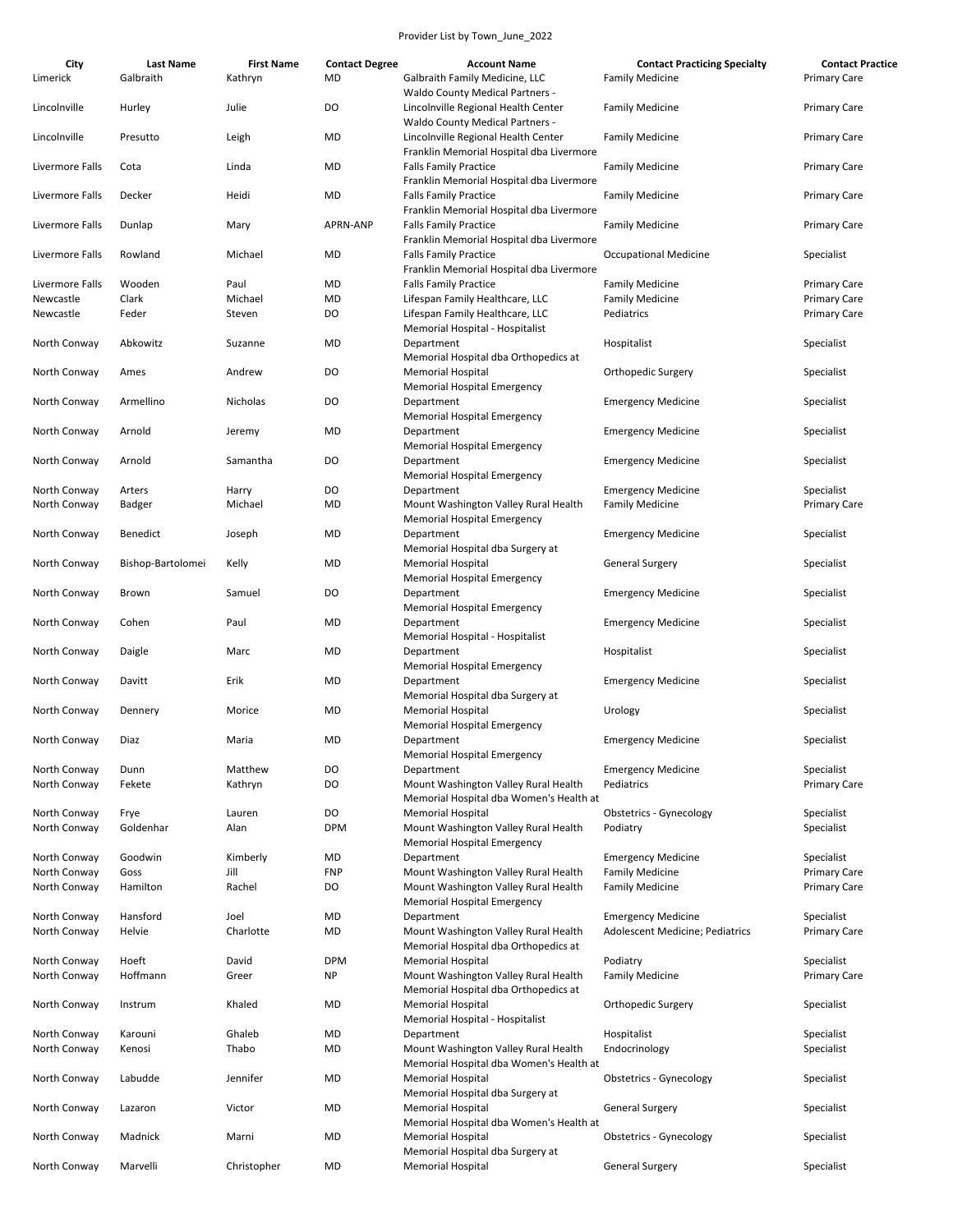Provider List by Town_June_2022

| City | Last Name | First Name | Contact Degree | Account Name | Contact Practicing Specialty | Contact Practice |
|---|---|---|---|---|---|---|
| Limerick | Galbraith | Kathryn | MD | Galbraith Family Medicine, LLC | Family Medicine | Primary Care |
| Lincolnville | Hurley | Julie | DO | Waldo County Medical Partners - Lincolnville Regional Health Center | Family Medicine | Primary Care |
| Lincolnville | Presutto | Leigh | MD | Waldo County Medical Partners - Lincolnville Regional Health Center | Family Medicine | Primary Care |
| Livermore Falls | Cota | Linda | MD | Franklin Memorial Hospital dba Livermore Falls Family Practice | Family Medicine | Primary Care |
| Livermore Falls | Decker | Heidi | MD | Franklin Memorial Hospital dba Livermore Falls Family Practice | Family Medicine | Primary Care |
| Livermore Falls | Dunlap | Mary | APRN-ANP | Franklin Memorial Hospital dba Livermore Falls Family Practice | Family Medicine | Primary Care |
| Livermore Falls | Rowland | Michael | MD | Franklin Memorial Hospital dba Livermore Falls Family Practice | Occupational Medicine | Specialist |
| Livermore Falls | Wooden | Paul | MD | Franklin Memorial Hospital dba Livermore Falls Family Practice | Family Medicine | Primary Care |
| Newcastle | Clark | Michael | MD | Lifespan Family Healthcare, LLC | Family Medicine | Primary Care |
| Newcastle | Feder | Steven | DO | Lifespan Family Healthcare, LLC | Pediatrics | Primary Care |
| North Conway | Abkowitz | Suzanne | MD | Memorial Hospital - Hospitalist Department | Hospitalist | Specialist |
| North Conway | Ames | Andrew | DO | Memorial Hospital dba Orthopedics at Memorial Hospital | Orthopedic Surgery | Specialist |
| North Conway | Armellino | Nicholas | DO | Memorial Hospital Emergency Department | Emergency Medicine | Specialist |
| North Conway | Arnold | Jeremy | MD | Memorial Hospital Emergency Department | Emergency Medicine | Specialist |
| North Conway | Arnold | Samantha | DO | Memorial Hospital Emergency Department | Emergency Medicine | Specialist |
| North Conway | Arters | Harry | DO | Memorial Hospital Emergency Department | Emergency Medicine | Specialist |
| North Conway | Badger | Michael | MD | Mount Washington Valley Rural Health | Family Medicine | Primary Care |
| North Conway | Benedict | Joseph | MD | Memorial Hospital Emergency Department | Emergency Medicine | Specialist |
| North Conway | Bishop-Bartolomei | Kelly | MD | Memorial Hospital dba Surgery at Memorial Hospital | General Surgery | Specialist |
| North Conway | Brown | Samuel | DO | Memorial Hospital Emergency Department | Emergency Medicine | Specialist |
| North Conway | Cohen | Paul | MD | Memorial Hospital Emergency Department | Emergency Medicine | Specialist |
| North Conway | Daigle | Marc | MD | Memorial Hospital - Hospitalist Department | Hospitalist | Specialist |
| North Conway | Davitt | Erik | MD | Memorial Hospital Emergency Department | Emergency Medicine | Specialist |
| North Conway | Dennery | Morice | MD | Memorial Hospital dba Surgery at Memorial Hospital | Urology | Specialist |
| North Conway | Diaz | Maria | MD | Memorial Hospital Emergency Department | Emergency Medicine | Specialist |
| North Conway | Dunn | Matthew | DO | Memorial Hospital Emergency Department | Emergency Medicine | Specialist |
| North Conway | Fekete | Kathryn | DO | Mount Washington Valley Rural Health | Pediatrics | Primary Care |
| North Conway | Frye | Lauren | DO | Memorial Hospital dba Women's Health at Memorial Hospital | Obstetrics - Gynecology | Specialist |
| North Conway | Goldenhar | Alan | DPM | Mount Washington Valley Rural Health | Podiatry | Specialist |
| North Conway | Goodwin | Kimberly | MD | Memorial Hospital Emergency Department | Emergency Medicine | Specialist |
| North Conway | Goss | Jill | FNP | Mount Washington Valley Rural Health | Family Medicine | Primary Care |
| North Conway | Hamilton | Rachel | DO | Mount Washington Valley Rural Health | Family Medicine | Primary Care |
| North Conway | Hansford | Joel | MD | Memorial Hospital Emergency Department | Emergency Medicine | Specialist |
| North Conway | Helvie | Charlotte | MD | Mount Washington Valley Rural Health | Adolescent Medicine; Pediatrics | Primary Care |
| North Conway | Hoeft | David | DPM | Memorial Hospital dba Orthopedics at Memorial Hospital | Podiatry | Specialist |
| North Conway | Hoffmann | Greer | NP | Mount Washington Valley Rural Health | Family Medicine | Primary Care |
| North Conway | Instrum | Khaled | MD | Memorial Hospital dba Orthopedics at Memorial Hospital | Orthopedic Surgery | Specialist |
| North Conway | Karouni | Ghaleb | MD | Memorial Hospital - Hospitalist Department | Hospitalist | Specialist |
| North Conway | Kenosi | Thabo | MD | Mount Washington Valley Rural Health | Endocrinology | Specialist |
| North Conway | Labudde | Jennifer | MD | Memorial Hospital dba Women's Health at Memorial Hospital | Obstetrics - Gynecology | Specialist |
| North Conway | Lazaron | Victor | MD | Memorial Hospital dba Surgery at Memorial Hospital | General Surgery | Specialist |
| North Conway | Madnick | Marni | MD | Memorial Hospital dba Women's Health at Memorial Hospital | Obstetrics - Gynecology | Specialist |
| North Conway | Marvelli | Christopher | MD | Memorial Hospital dba Surgery at Memorial Hospital | General Surgery | Specialist |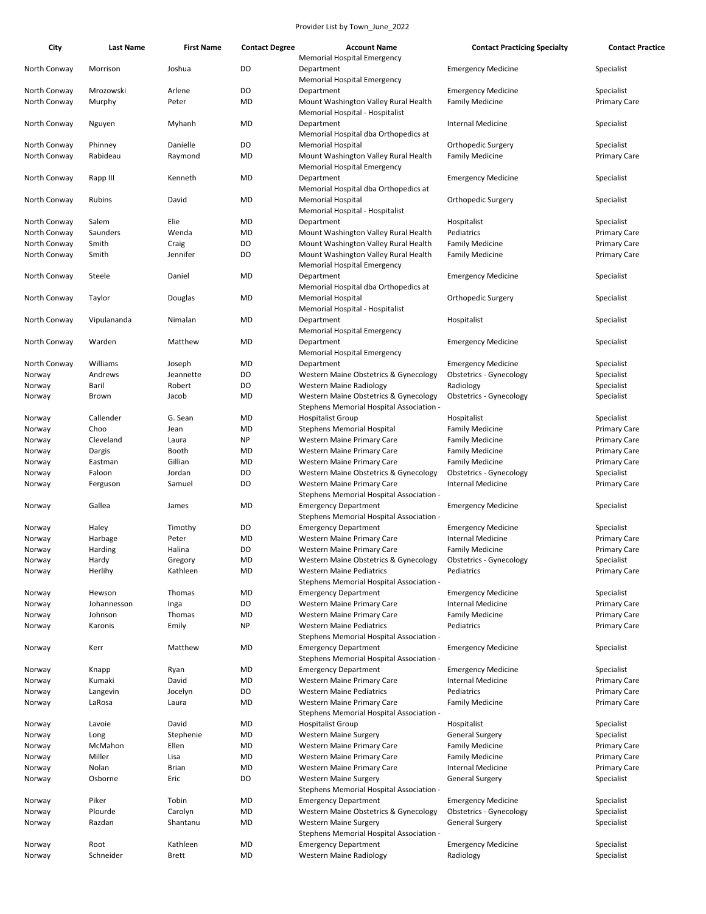Provider List by Town_June_2022

| City | Last Name | First Name | Contact Degree | Account Name | Contact Practicing Specialty | Contact Practice |
|---|---|---|---|---|---|---|
| North Conway | Morrison | Joshua | DO | Memorial Hospital Emergency Department | Emergency Medicine | Specialist |
| North Conway | Mrozowski | Arlene | DO | Memorial Hospital Emergency Department | Emergency Medicine | Specialist |
| North Conway | Murphy | Peter | MD | Mount Washington Valley Rural Health | Family Medicine | Primary Care |
| North Conway | Nguyen | Myhanh | MD | Memorial Hospital - Hospitalist Department | Internal Medicine | Specialist |
| North Conway | Phinney | Danielle | DO | Memorial Hospital dba Orthopedics at Memorial Hospital | Orthopedic Surgery | Specialist |
| North Conway | Rabideau | Raymond | MD | Mount Washington Valley Rural Health | Family Medicine | Primary Care |
| North Conway | Rapp III | Kenneth | MD | Memorial Hospital Emergency Department | Emergency Medicine | Specialist |
| North Conway | Rubins | David | MD | Memorial Hospital dba Orthopedics at Memorial Hospital | Orthopedic Surgery | Specialist |
| North Conway | Salem | Elie | MD | Memorial Hospital - Hospitalist Department | Hospitalist | Specialist |
| North Conway | Saunders | Wenda | MD | Mount Washington Valley Rural Health | Pediatrics | Primary Care |
| North Conway | Smith | Craig | DO | Mount Washington Valley Rural Health | Family Medicine | Primary Care |
| North Conway | Smith | Jennifer | DO | Mount Washington Valley Rural Health | Family Medicine | Primary Care |
| North Conway | Steele | Daniel | MD | Memorial Hospital Emergency Department | Emergency Medicine | Specialist |
| North Conway | Taylor | Douglas | MD | Memorial Hospital dba Orthopedics at Memorial Hospital | Orthopedic Surgery | Specialist |
| North Conway | Vipulananda | Nimalan | MD | Memorial Hospital - Hospitalist Department | Hospitalist | Specialist |
| North Conway | Warden | Matthew | MD | Memorial Hospital Emergency Department | Emergency Medicine | Specialist |
| North Conway | Williams | Joseph | MD | Memorial Hospital Emergency Department | Emergency Medicine | Specialist |
| Norway | Andrews | Jeannette | DO | Western Maine Obstetrics & Gynecology | Obstetrics - Gynecology | Specialist |
| Norway | Baril | Robert | DO | Western Maine Radiology | Radiology | Specialist |
| Norway | Brown | Jacob | MD | Western Maine Obstetrics & Gynecology | Obstetrics - Gynecology | Specialist |
| Norway | Callender | G. Sean | MD | Stephens Memorial Hospital Association - Hospitalist Group | Hospitalist | Specialist |
| Norway | Choo | Jean | MD | Stephens Memorial Hospital | Family Medicine | Primary Care |
| Norway | Cleveland | Laura | NP | Western Maine Primary Care | Family Medicine | Primary Care |
| Norway | Dargis | Booth | MD | Western Maine Primary Care | Family Medicine | Primary Care |
| Norway | Eastman | Gillian | MD | Western Maine Primary Care | Family Medicine | Primary Care |
| Norway | Faloon | Jordan | DO | Western Maine Obstetrics & Gynecology | Obstetrics - Gynecology | Specialist |
| Norway | Ferguson | Samuel | DO | Western Maine Primary Care | Internal Medicine | Primary Care |
| Norway | Gallea | James | MD | Stephens Memorial Hospital Association - Emergency Department | Emergency Medicine | Specialist |
| Norway | Haley | Timothy | DO | Stephens Memorial Hospital Association - Emergency Department | Emergency Medicine | Specialist |
| Norway | Harbage | Peter | MD | Western Maine Primary Care | Internal Medicine | Primary Care |
| Norway | Harding | Halina | DO | Western Maine Primary Care | Family Medicine | Primary Care |
| Norway | Hardy | Gregory | MD | Western Maine Obstetrics & Gynecology | Obstetrics - Gynecology | Specialist |
| Norway | Herlihy | Kathleen | MD | Western Maine Pediatrics | Pediatrics | Primary Care |
| Norway | Hewson | Thomas | MD | Stephens Memorial Hospital Association - Emergency Department | Emergency Medicine | Specialist |
| Norway | Johannesson | Inga | DO | Western Maine Primary Care | Internal Medicine | Primary Care |
| Norway | Johnson | Thomas | MD | Western Maine Primary Care | Family Medicine | Primary Care |
| Norway | Karonis | Emily | NP | Western Maine Pediatrics | Pediatrics | Primary Care |
| Norway | Kerr | Matthew | MD | Stephens Memorial Hospital Association - Emergency Department | Emergency Medicine | Specialist |
| Norway | Knapp | Ryan | MD | Stephens Memorial Hospital Association - Emergency Department | Emergency Medicine | Specialist |
| Norway | Kumaki | David | MD | Western Maine Primary Care | Internal Medicine | Primary Care |
| Norway | Langevin | Jocelyn | DO | Western Maine Pediatrics | Pediatrics | Primary Care |
| Norway | LaRosa | Laura | MD | Western Maine Primary Care | Family Medicine | Primary Care |
| Norway | Lavoie | David | MD | Stephens Memorial Hospital Association - Hospitalist Group | Hospitalist | Specialist |
| Norway | Long | Stephenie | MD | Western Maine Surgery | General Surgery | Specialist |
| Norway | McMahon | Ellen | MD | Western Maine Primary Care | Family Medicine | Primary Care |
| Norway | Miller | Lisa | MD | Western Maine Primary Care | Family Medicine | Primary Care |
| Norway | Nolan | Brian | MD | Western Maine Primary Care | Internal Medicine | Primary Care |
| Norway | Osborne | Eric | DO | Western Maine Surgery | General Surgery | Specialist |
| Norway | Piker | Tobin | MD | Stephens Memorial Hospital Association - Emergency Department | Emergency Medicine | Specialist |
| Norway | Plourde | Carolyn | MD | Western Maine Obstetrics & Gynecology | Obstetrics - Gynecology | Specialist |
| Norway | Razdan | Shantanu | MD | Western Maine Surgery | General Surgery | Specialist |
| Norway | Root | Kathleen | MD | Stephens Memorial Hospital Association - Emergency Department | Emergency Medicine | Specialist |
| Norway | Schneider | Brett | MD | Western Maine Radiology | Radiology | Specialist |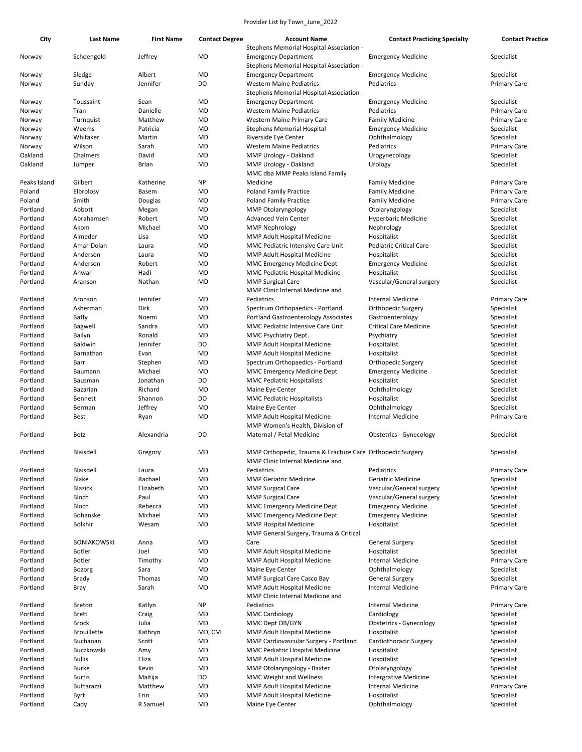Provider List by Town_June_2022

| City | Last Name | First Name | Contact Degree | Account Name | Contact Practicing Specialty | Contact Practice |
|---|---|---|---|---|---|---|
| Norway | Schoengold | Jeffrey | MD | Stephens Memorial Hospital Association - Emergency Department | Emergency Medicine | Specialist |
| Norway | Sledge | Albert | MD | Stephens Memorial Hospital Association - Emergency Department | Emergency Medicine | Specialist |
| Norway | Sunday | Jennifer | DO | Western Maine Pediatrics | Pediatrics | Primary Care |
| Norway | Toussaint | Sean | MD | Stephens Memorial Hospital Association - Emergency Department | Emergency Medicine | Specialist |
| Norway | Tran | Danielle | MD | Western Maine Pediatrics | Pediatrics | Primary Care |
| Norway | Turnquist | Matthew | MD | Western Maine Primary Care | Family Medicine | Primary Care |
| Norway | Weems | Patricia | MD | Stephens Memorial Hospital | Emergency Medicine | Specialist |
| Norway | Whitaker | Martin | MD | Riverside Eye Center | Ophthalmology | Specialist |
| Norway | Wilson | Sarah | MD | Western Maine Pediatrics | Pediatrics | Primary Care |
| Oakland | Chalmers | David | MD | MMP Urology - Oakland | Urogynecology | Specialist |
| Oakland | Jumper | Brian | MD | MMP Urology - Oakland | Urology | Specialist |
| Peaks Island | Gilbert | Katherine | NP | MMC dba MMP Peaks Island Family Medicine | Family Medicine | Primary Care |
| Poland | Elbrolosy | Basem | MD | Poland Family Practice | Family Medicine | Primary Care |
| Poland | Smith | Douglas | MD | Poland Family Practice | Family Medicine | Primary Care |
| Portland | Abbott | Megan | MD | MMP Otolaryngology | Otolaryngology | Specialist |
| Portland | Abrahamsen | Robert | MD | Advanced Vein Center | Hyperbaric Medicine | Specialist |
| Portland | Akom | Michael | MD | MMP Nephrology | Nephrology | Specialist |
| Portland | Almeder | Lisa | MD | MMP Adult Hospital Medicine | Hospitalist | Specialist |
| Portland | Amar-Dolan | Laura | MD | MMC Pediatric Intensive Care Unit | Pediatric Critical Care | Specialist |
| Portland | Anderson | Laura | MD | MMP Adult Hospital Medicine | Hospitalist | Specialist |
| Portland | Anderson | Robert | MD | MMC Emergency Medicine Dept | Emergency Medicine | Specialist |
| Portland | Anwar | Hadi | MD | MMC Pediatric Hospital Medicine | Hospitalist | Specialist |
| Portland | Aranson | Nathan | MD | MMP Surgical Care | Vascular/General surgery | Specialist |
| Portland | Aronson | Jennifer | MD | MMP Clinic Internal Medicine and Pediatrics | Internal Medicine | Primary Care |
| Portland | Asherman | Dirk | MD | Spectrum Orthopaedics - Portland | Orthopedic Surgery | Specialist |
| Portland | Baffy | Noemi | MD | Portland Gastroenterology Associates | Gastroenterology | Specialist |
| Portland | Bagwell | Sandra | MD | MMC Pediatric Intensive Care Unit | Critical Care Medicine | Specialist |
| Portland | Bailyn | Ronald | MD | MMC Psychiatry Dept. | Psychiatry | Specialist |
| Portland | Baldwin | Jennifer | DO | MMP Adult Hospital Medicine | Hospitalist | Specialist |
| Portland | Barnathan | Evan | MD | MMP Adult Hospital Medicine | Hospitalist | Specialist |
| Portland | Barr | Stephen | MD | Spectrum Orthopaedics - Portland | Orthopedic Surgery | Specialist |
| Portland | Baumann | Michael | MD | MMC Emergency Medicine Dept | Emergency Medicine | Specialist |
| Portland | Bausman | Jonathan | DO | MMC Pediatric Hospitalists | Hospitalist | Specialist |
| Portland | Bazarian | Richard | MD | Maine Eye Center | Ophthalmology | Specialist |
| Portland | Bennett | Shannon | DO | MMC Pediatric Hospitalists | Hospitalist | Specialist |
| Portland | Berman | Jeffrey | MD | Maine Eye Center | Ophthalmology | Specialist |
| Portland | Best | Ryan | MD | MMP Adult Hospital Medicine | Internal Medicine | Primary Care |
| Portland | Betz | Alexandria | DO | MMP Women's Health, Division of Maternal / Fetal Medicine | Obstetrics - Gynecology | Specialist |
| Portland | Blaisdell | Gregory | MD | MMP Orthopedic, Trauma & Fracture Care | Orthopedic Surgery | Specialist |
| Portland | Blaisdell | Laura | MD | MMP Clinic Internal Medicine and Pediatrics | Pediatrics | Primary Care |
| Portland | Blake | Rachael | MD | MMP Geriatric Medicine | Geriatric Medicine | Specialist |
| Portland | Blazick | Elizabeth | MD | MMP Surgical Care | Vascular/General surgery | Specialist |
| Portland | Bloch | Paul | MD | MMP Surgical Care | Vascular/General surgery | Specialist |
| Portland | Bloch | Rebecca | MD | MMC Emergency Medicine Dept | Emergency Medicine | Specialist |
| Portland | Bohanske | Michael | MD | MMC Emergency Medicine Dept | Emergency Medicine | Specialist |
| Portland | Bolkhir | Wesam | MD | MMP Hospital Medicine | Hospitalist | Specialist |
| Portland | BONIAKOWSKI | Anna | MD | MMP General Surgery, Trauma & Critical Care | General Surgery | Specialist |
| Portland | Botler | Joel | MD | MMP Adult Hospital Medicine | Hospitalist | Specialist |
| Portland | Botler | Timothy | MD | MMP Adult Hospital Medicine | Internal Medicine | Primary Care |
| Portland | Bozorg | Sara | MD | Maine Eye Center | Ophthalmology | Specialist |
| Portland | Brady | Thomas | MD | MMP Surgical Care Casco Bay | General Surgery | Specialist |
| Portland | Bray | Sarah | MD | MMP Adult Hospital Medicine | Internal Medicine | Primary Care |
| Portland | Breton | Katlyn | NP | MMP Clinic Internal Medicine and Pediatrics | Internal Medicine | Primary Care |
| Portland | Brett | Craig | MD | MMC Cardiology | Cardiology | Specialist |
| Portland | Brock | Julia | MD | MMC Dept OB/GYN | Obstetrics - Gynecology | Specialist |
| Portland | Brouillette | Kathryn | MD, CM | MMP Adult Hospital Medicine | Hospitalist | Specialist |
| Portland | Buchanan | Scott | MD | MMP Cardiovascular Surgery - Portland | Cardiothoracic Surgery | Specialist |
| Portland | Buczkowski | Amy | MD | MMC Pediatric Hospital Medicine | Hospitalist | Specialist |
| Portland | Bullis | Eliza | MD | MMP Adult Hospital Medicine | Hospitalist | Specialist |
| Portland | Burke | Kevin | MD | MMP Otolaryngology - Baxter | Otolaryngology | Specialist |
| Portland | Burtis | Maitija | DO | MMC Weight and Wellness | Intergrative Medicine | Specialist |
| Portland | Buttarazzi | Matthew | MD | MMP Adult Hospital Medicine | Internal Medicine | Primary Care |
| Portland | Byrt | Erin | MD | MMP Adult Hospital Medicine | Hospitalist | Specialist |
| Portland | Cady | R Samuel | MD | Maine Eye Center | Ophthalmology | Specialist |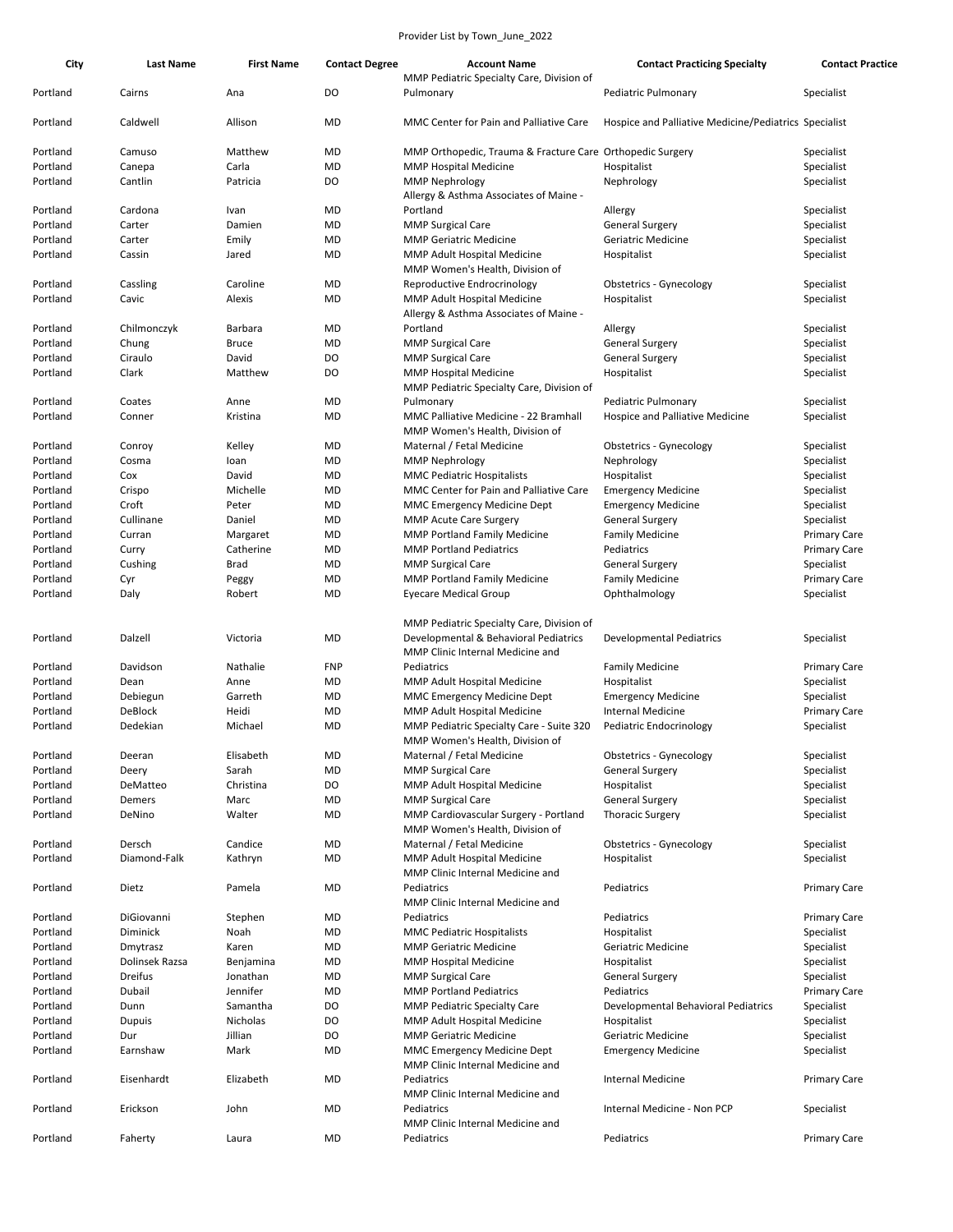Provider List by Town_June_2022

| City | Last Name | First Name | Contact Degree | Account Name | Contact Practicing Specialty | Contact Practice |
|---|---|---|---|---|---|---|
| Portland | Cairns | Ana | DO | MMP Pediatric Specialty Care, Division of Pulmonary | Pediatric Pulmonary | Specialist |
| Portland | Caldwell | Allison | MD | MMC Center for Pain and Palliative Care | Hospice and Palliative Medicine/Pediatrics | Specialist |
| Portland | Camuso | Matthew | MD | MMP Orthopedic, Trauma & Fracture Care | Orthopedic Surgery | Specialist |
| Portland | Canepa | Carla | MD | MMP Hospital Medicine | Hospitalist | Specialist |
| Portland | Cantlin | Patricia | DO | MMP Nephrology | Nephrology | Specialist |
| Portland | Cardona | Ivan | MD | Allergy & Asthma Associates of Maine - Portland | Allergy | Specialist |
| Portland | Carter | Damien | MD | MMP Surgical Care | General Surgery | Specialist |
| Portland | Carter | Emily | MD | MMP Geriatric Medicine | Geriatric Medicine | Specialist |
| Portland | Cassin | Jared | MD | MMP Adult Hospital Medicine | Hospitalist | Specialist |
| Portland | Cassling | Caroline | MD | MMP Women's Health, Division of Reproductive Endocrinology | Obstetrics - Gynecology | Specialist |
| Portland | Cavic | Alexis | MD | MMP Adult Hospital Medicine | Hospitalist | Specialist |
| Portland | Chilmonczyk | Barbara | MD | Allergy & Asthma Associates of Maine - Portland | Allergy | Specialist |
| Portland | Chung | Bruce | MD | MMP Surgical Care | General Surgery | Specialist |
| Portland | Ciraulo | David | DO | MMP Surgical Care | General Surgery | Specialist |
| Portland | Clark | Matthew | DO | MMP Hospital Medicine | Hospitalist | Specialist |
| Portland | Coates | Anne | MD | MMP Pediatric Specialty Care, Division of Pulmonary | Pediatric Pulmonary | Specialist |
| Portland | Conner | Kristina | MD | MMC Palliative Medicine - 22 Bramhall | Hospice and Palliative Medicine | Specialist |
| Portland | Conroy | Kelley | MD | MMP Women's Health, Division of Maternal / Fetal Medicine | Obstetrics - Gynecology | Specialist |
| Portland | Cosma | Ioan | MD | MMP Nephrology | Nephrology | Specialist |
| Portland | Cox | David | MD | MMC Pediatric Hospitalists | Hospitalist | Specialist |
| Portland | Crispo | Michelle | MD | MMC Center for Pain and Palliative Care | Emergency Medicine | Specialist |
| Portland | Croft | Peter | MD | MMC Emergency Medicine Dept | Emergency Medicine | Specialist |
| Portland | Cullinane | Daniel | MD | MMP Acute Care Surgery | General Surgery | Specialist |
| Portland | Curran | Margaret | MD | MMP Portland Family Medicine | Family Medicine | Primary Care |
| Portland | Curry | Catherine | MD | MMP Portland Pediatrics | Pediatrics | Primary Care |
| Portland | Cushing | Brad | MD | MMP Surgical Care | General Surgery | Specialist |
| Portland | Cyr | Peggy | MD | MMP Portland Family Medicine | Family Medicine | Primary Care |
| Portland | Daly | Robert | MD | Eyecare Medical Group | Ophthalmology | Specialist |
| Portland | Dalzell | Victoria | MD | MMP Pediatric Specialty Care, Division of Developmental & Behavioral Pediatrics | Developmental Pediatrics | Specialist |
| Portland | Davidson | Nathalie | FNP | MMP Clinic Internal Medicine and Pediatrics | Family Medicine | Primary Care |
| Portland | Dean | Anne | MD | MMP Adult Hospital Medicine | Hospitalist | Specialist |
| Portland | Debiegun | Garreth | MD | MMC Emergency Medicine Dept | Emergency Medicine | Specialist |
| Portland | DeBlock | Heidi | MD | MMP Adult Hospital Medicine | Internal Medicine | Primary Care |
| Portland | Dedekian | Michael | MD | MMP Pediatric Specialty Care - Suite 320 | Pediatric Endocrinology | Specialist |
| Portland | Deeran | Elisabeth | MD | MMP Women's Health, Division of Maternal / Fetal Medicine | Obstetrics - Gynecology | Specialist |
| Portland | Deery | Sarah | MD | MMP Surgical Care | General Surgery | Specialist |
| Portland | DeMatteo | Christina | DO | MMP Adult Hospital Medicine | Hospitalist | Specialist |
| Portland | Demers | Marc | MD | MMP Surgical Care | General Surgery | Specialist |
| Portland | DeNino | Walter | MD | MMP Cardiovascular Surgery - Portland | Thoracic Surgery | Specialist |
| Portland | Dersch | Candice | MD | MMP Women's Health, Division of Maternal / Fetal Medicine | Obstetrics - Gynecology | Specialist |
| Portland | Diamond-Falk | Kathryn | MD | MMP Adult Hospital Medicine | Hospitalist | Specialist |
| Portland | Dietz | Pamela | MD | MMP Clinic Internal Medicine and Pediatrics | Pediatrics | Primary Care |
| Portland | DiGiovanni | Stephen | MD | MMP Clinic Internal Medicine and Pediatrics | Pediatrics | Primary Care |
| Portland | Diminick | Noah | MD | MMC Pediatric Hospitalists | Hospitalist | Specialist |
| Portland | Dmytrasz | Karen | MD | MMP Geriatric Medicine | Geriatric Medicine | Specialist |
| Portland | Dolinsek Razsa | Benjamina | MD | MMP Hospital Medicine | Hospitalist | Specialist |
| Portland | Dreifus | Jonathan | MD | MMP Surgical Care | General Surgery | Specialist |
| Portland | Dubail | Jennifer | MD | MMP Portland Pediatrics | Pediatrics | Primary Care |
| Portland | Dunn | Samantha | DO | MMP Pediatric Specialty Care | Developmental Behavioral Pediatrics | Specialist |
| Portland | Dupuis | Nicholas | DO | MMP Adult Hospital Medicine | Hospitalist | Specialist |
| Portland | Dur | Jillian | DO | MMP Geriatric Medicine | Geriatric Medicine | Specialist |
| Portland | Earnshaw | Mark | MD | MMC Emergency Medicine Dept | Emergency Medicine | Specialist |
| Portland | Eisenhardt | Elizabeth | MD | MMP Clinic Internal Medicine and Pediatrics | Internal Medicine | Primary Care |
| Portland | Erickson | John | MD | MMP Clinic Internal Medicine and Pediatrics | Internal Medicine - Non PCP | Specialist |
| Portland | Faherty | Laura | MD | MMP Clinic Internal Medicine and Pediatrics | Pediatrics | Primary Care |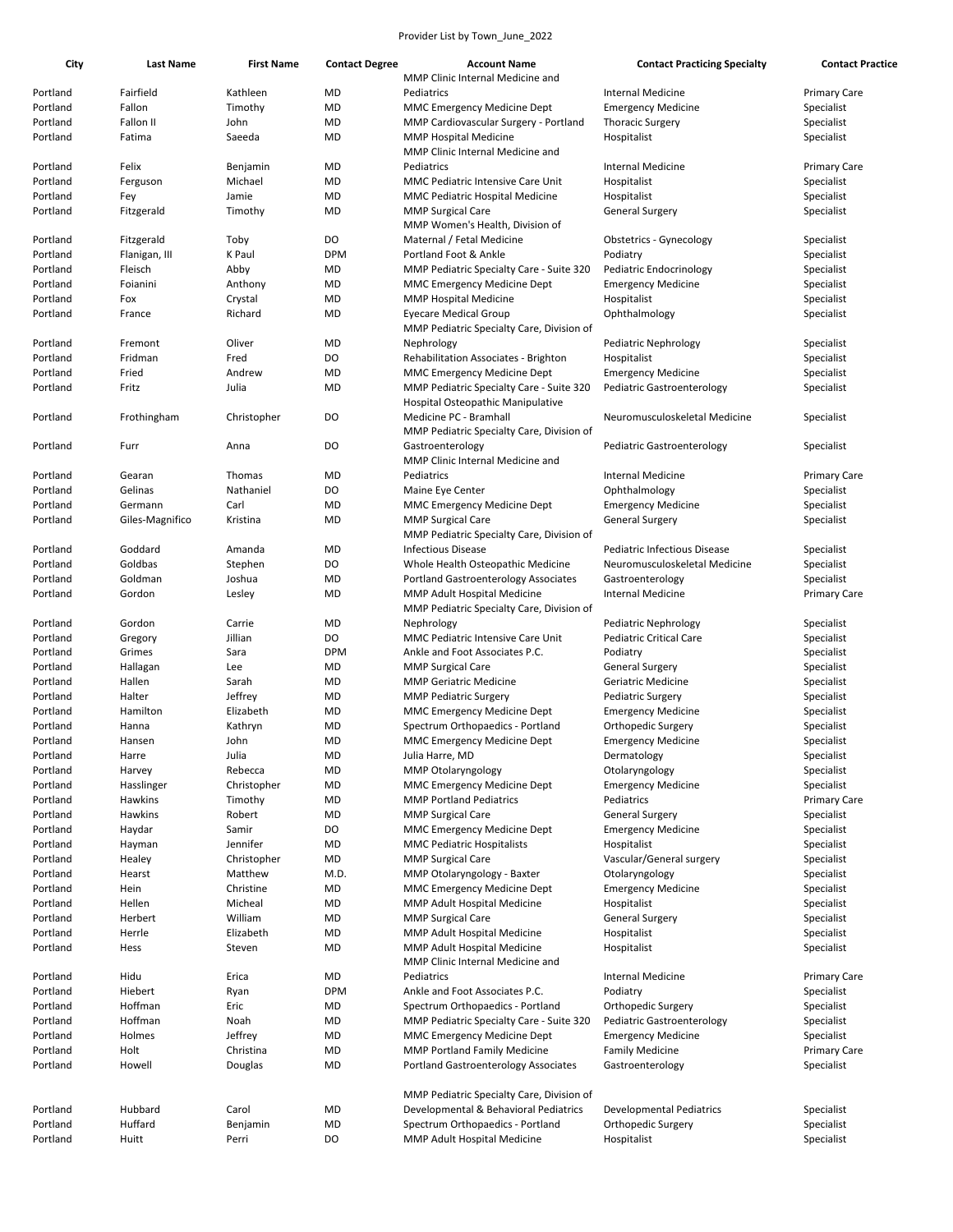Provider List by Town_June_2022

| City | Last Name | First Name | Contact Degree | Account Name | Contact Practicing Specialty | Contact Practice |
|---|---|---|---|---|---|---|
| Portland | Fairfield | Kathleen | MD | MMP Clinic Internal Medicine and Pediatrics | Internal Medicine | Primary Care |
| Portland | Fallon | Timothy | MD | MMC Emergency Medicine Dept | Emergency Medicine | Specialist |
| Portland | Fallon II | John | MD | MMP Cardiovascular Surgery - Portland | Thoracic Surgery | Specialist |
| Portland | Fatima | Saeeda | MD | MMP Hospital Medicine | Hospitalist | Specialist |
| Portland | Felix | Benjamin | MD | MMP Clinic Internal Medicine and Pediatrics | Internal Medicine | Primary Care |
| Portland | Ferguson | Michael | MD | MMC Pediatric Intensive Care Unit | Hospitalist | Specialist |
| Portland | Fey | Jamie | MD | MMC Pediatric Hospital Medicine | Hospitalist | Specialist |
| Portland | Fitzgerald | Timothy | MD | MMP Surgical Care | General Surgery | Specialist |
| Portland | Fitzgerald | Toby | DO | MMP Women's Health, Division of Maternal / Fetal Medicine | Obstetrics - Gynecology | Specialist |
| Portland | Flanigan, III | K Paul | DPM | Portland Foot & Ankle | Podiatry | Specialist |
| Portland | Fleisch | Abby | MD | MMP Pediatric Specialty Care - Suite 320 | Pediatric Endocrinology | Specialist |
| Portland | Foianini | Anthony | MD | MMC Emergency Medicine Dept | Emergency Medicine | Specialist |
| Portland | Fox | Crystal | MD | MMP Hospital Medicine | Hospitalist | Specialist |
| Portland | France | Richard | MD | Eyecare Medical Group | Ophthalmology | Specialist |
| Portland | Fremont | Oliver | MD | MMP Pediatric Specialty Care, Division of Nephrology | Pediatric Nephrology | Specialist |
| Portland | Fridman | Fred | DO | Rehabilitation Associates - Brighton | Hospitalist | Specialist |
| Portland | Fried | Andrew | MD | MMC Emergency Medicine Dept | Emergency Medicine | Specialist |
| Portland | Fritz | Julia | MD | MMP Pediatric Specialty Care - Suite 320 | Pediatric Gastroenterology | Specialist |
| Portland | Frothingham | Christopher | DO | Hospital Osteopathic Manipulative Medicine PC - Bramhall | Neuromusculoskeletal Medicine | Specialist |
| Portland | Furr | Anna | DO | MMP Pediatric Specialty Care, Division of Gastroenterology | Pediatric Gastroenterology | Specialist |
| Portland | Gearan | Thomas | MD | MMP Clinic Internal Medicine and Pediatrics | Internal Medicine | Primary Care |
| Portland | Gelinas | Nathaniel | DO | Maine Eye Center | Ophthalmology | Specialist |
| Portland | Germann | Carl | MD | MMC Emergency Medicine Dept | Emergency Medicine | Specialist |
| Portland | Giles-Magnifico | Kristina | MD | MMP Surgical Care | General Surgery | Specialist |
| Portland | Goddard | Amanda | MD | MMP Pediatric Specialty Care, Division of Infectious Disease | Pediatric Infectious Disease | Specialist |
| Portland | Goldbas | Stephen | DO | Whole Health Osteopathic Medicine | Neuromusculoskeletal Medicine | Specialist |
| Portland | Goldman | Joshua | MD | Portland Gastroenterology Associates | Gastroenterology | Specialist |
| Portland | Gordon | Lesley | MD | MMP Adult Hospital Medicine | Internal Medicine | Primary Care |
| Portland | Gordon | Carrie | MD | MMP Pediatric Specialty Care, Division of Nephrology | Pediatric Nephrology | Specialist |
| Portland | Gregory | Jillian | DO | MMC Pediatric Intensive Care Unit | Pediatric Critical Care | Specialist |
| Portland | Grimes | Sara | DPM | Ankle and Foot Associates P.C. | Podiatry | Specialist |
| Portland | Hallagan | Lee | MD | MMP Surgical Care | General Surgery | Specialist |
| Portland | Hallen | Sarah | MD | MMP Geriatric Medicine | Geriatric Medicine | Specialist |
| Portland | Halter | Jeffrey | MD | MMP Pediatric Surgery | Pediatric Surgery | Specialist |
| Portland | Hamilton | Elizabeth | MD | MMC Emergency Medicine Dept | Emergency Medicine | Specialist |
| Portland | Hanna | Kathryn | MD | Spectrum Orthopaedics - Portland | Orthopedic Surgery | Specialist |
| Portland | Hansen | John | MD | MMC Emergency Medicine Dept | Emergency Medicine | Specialist |
| Portland | Harre | Julia | MD | Julia Harre, MD | Dermatology | Specialist |
| Portland | Harvey | Rebecca | MD | MMP Otolaryngology | Otolaryngology | Specialist |
| Portland | Hasslinger | Christopher | MD | MMC Emergency Medicine Dept | Emergency Medicine | Specialist |
| Portland | Hawkins | Timothy | MD | MMP Portland Pediatrics | Pediatrics | Primary Care |
| Portland | Hawkins | Robert | MD | MMP Surgical Care | General Surgery | Specialist |
| Portland | Haydar | Samir | DO | MMC Emergency Medicine Dept | Emergency Medicine | Specialist |
| Portland | Hayman | Jennifer | MD | MMC Pediatric Hospitalists | Hospitalist | Specialist |
| Portland | Healey | Christopher | MD | MMP Surgical Care | Vascular/General surgery | Specialist |
| Portland | Hearst | Matthew | M.D. | MMP Otolaryngology - Baxter | Otolaryngology | Specialist |
| Portland | Hein | Christine | MD | MMC Emergency Medicine Dept | Emergency Medicine | Specialist |
| Portland | Hellen | Micheal | MD | MMP Adult Hospital Medicine | Hospitalist | Specialist |
| Portland | Herbert | William | MD | MMP Surgical Care | General Surgery | Specialist |
| Portland | Herrle | Elizabeth | MD | MMP Adult Hospital Medicine | Hospitalist | Specialist |
| Portland | Hess | Steven | MD | MMP Adult Hospital Medicine | Hospitalist | Specialist |
| Portland | Hidu | Erica | MD | MMP Clinic Internal Medicine and Pediatrics | Internal Medicine | Primary Care |
| Portland | Hiebert | Ryan | DPM | Ankle and Foot Associates P.C. | Podiatry | Specialist |
| Portland | Hoffman | Eric | MD | Spectrum Orthopaedics - Portland | Orthopedic Surgery | Specialist |
| Portland | Hoffman | Noah | MD | MMP Pediatric Specialty Care - Suite 320 | Pediatric Gastroenterology | Specialist |
| Portland | Holmes | Jeffrey | MD | MMC Emergency Medicine Dept | Emergency Medicine | Specialist |
| Portland | Holt | Christina | MD | MMP Portland Family Medicine | Family Medicine | Primary Care |
| Portland | Howell | Douglas | MD | Portland Gastroenterology Associates | Gastroenterology | Specialist |
| Portland | Hubbard | Carol | MD | MMP Pediatric Specialty Care, Division of Developmental & Behavioral Pediatrics | Developmental Pediatrics | Specialist |
| Portland | Huffard | Benjamin | MD | Spectrum Orthopaedics - Portland | Orthopedic Surgery | Specialist |
| Portland | Huitt | Perri | DO | MMP Adult Hospital Medicine | Hospitalist | Specialist |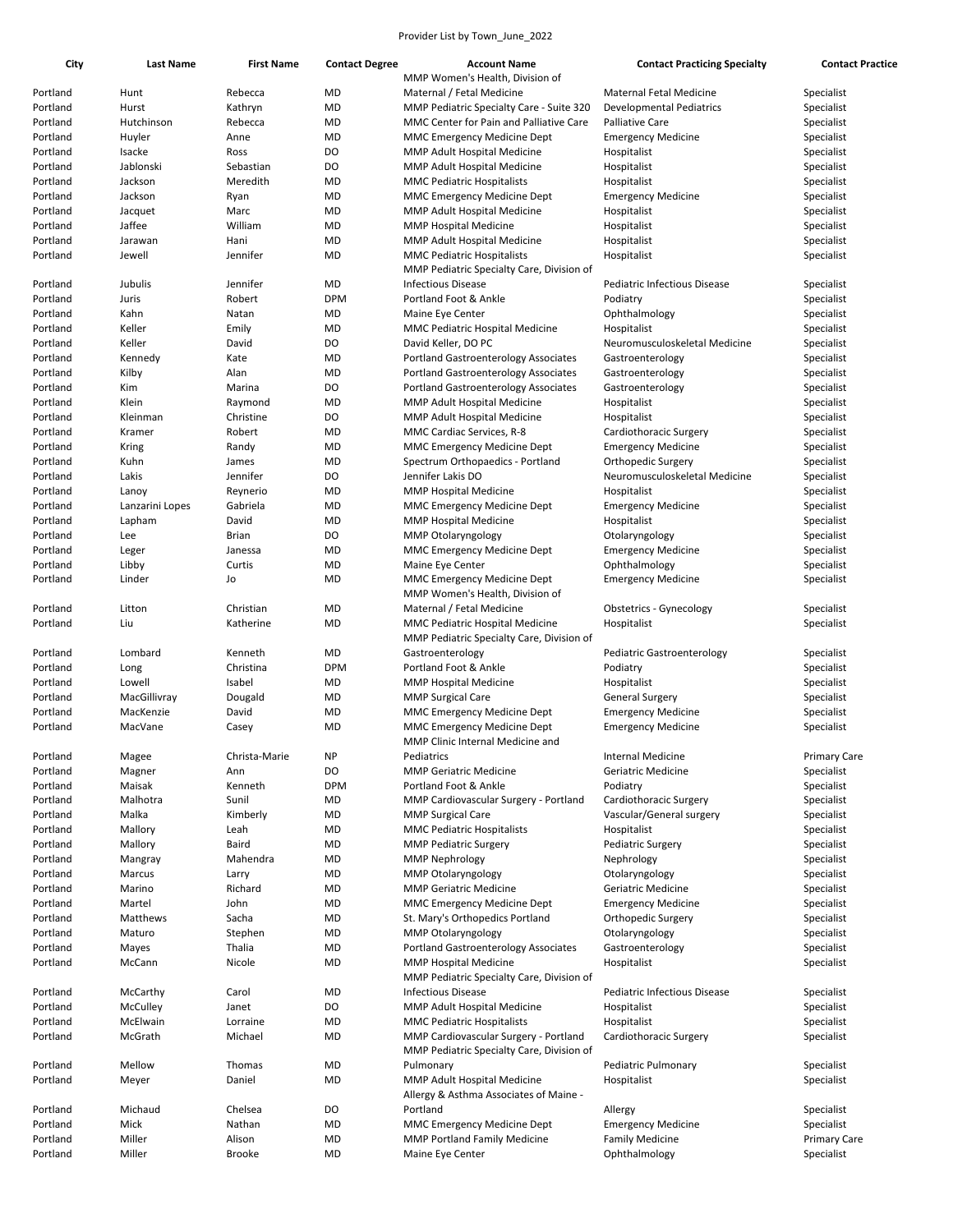Provider List by Town_June_2022

| City | Last Name | First Name | Contact Degree | Account Name | Contact Practicing Specialty | Contact Practice |
|---|---|---|---|---|---|---|
| Portland | Hunt | Rebecca | MD | MMP Women's Health, Division of Maternal / Fetal Medicine | Maternal Fetal Medicine | Specialist |
| Portland | Hurst | Kathryn | MD | MMP Pediatric Specialty Care - Suite 320 | Developmental Pediatrics | Specialist |
| Portland | Hutchinson | Rebecca | MD | MMC Center for Pain and Palliative Care | Palliative Care | Specialist |
| Portland | Huyler | Anne | MD | MMC Emergency Medicine Dept | Emergency Medicine | Specialist |
| Portland | Isacke | Ross | DO | MMP Adult Hospital Medicine | Hospitalist | Specialist |
| Portland | Jablonski | Sebastian | DO | MMP Adult Hospital Medicine | Hospitalist | Specialist |
| Portland | Jackson | Meredith | MD | MMC Pediatric Hospitalists | Hospitalist | Specialist |
| Portland | Jackson | Ryan | MD | MMC Emergency Medicine Dept | Emergency Medicine | Specialist |
| Portland | Jacquet | Marc | MD | MMP Adult Hospital Medicine | Hospitalist | Specialist |
| Portland | Jaffee | William | MD | MMP Hospital Medicine | Hospitalist | Specialist |
| Portland | Jarawan | Hani | MD | MMP Adult Hospital Medicine | Hospitalist | Specialist |
| Portland | Jewell | Jennifer | MD | MMC Pediatric Hospitalists | Hospitalist | Specialist |
| Portland | Jubulis | Jennifer | MD | MMP Pediatric Specialty Care, Division of Infectious Disease | Pediatric Infectious Disease | Specialist |
| Portland | Juris | Robert | DPM | Portland Foot & Ankle | Podiatry | Specialist |
| Portland | Kahn | Natan | MD | Maine Eye Center | Ophthalmology | Specialist |
| Portland | Keller | Emily | MD | MMC Pediatric Hospital Medicine | Hospitalist | Specialist |
| Portland | Keller | David | DO | David Keller, DO PC | Neuromusculoskeletal Medicine | Specialist |
| Portland | Kennedy | Kate | MD | Portland Gastroenterology Associates | Gastroenterology | Specialist |
| Portland | Kilby | Alan | MD | Portland Gastroenterology Associates | Gastroenterology | Specialist |
| Portland | Kim | Marina | DO | Portland Gastroenterology Associates | Gastroenterology | Specialist |
| Portland | Klein | Raymond | MD | MMP Adult Hospital Medicine | Hospitalist | Specialist |
| Portland | Kleinman | Christine | DO | MMP Adult Hospital Medicine | Hospitalist | Specialist |
| Portland | Kramer | Robert | MD | MMC Cardiac Services, R-8 | Cardiothoracic Surgery | Specialist |
| Portland | Kring | Randy | MD | MMC Emergency Medicine Dept | Emergency Medicine | Specialist |
| Portland | Kuhn | James | MD | Spectrum Orthopaedics - Portland | Orthopedic Surgery | Specialist |
| Portland | Lakis | Jennifer | DO | Jennifer Lakis DO | Neuromusculoskeletal Medicine | Specialist |
| Portland | Lanoy | Reynerio | MD | MMP Hospital Medicine | Hospitalist | Specialist |
| Portland | Lanzarini Lopes | Gabriela | MD | MMC Emergency Medicine Dept | Emergency Medicine | Specialist |
| Portland | Lapham | David | MD | MMP Hospital Medicine | Hospitalist | Specialist |
| Portland | Lee | Brian | DO | MMP Otolaryngology | Otolaryngology | Specialist |
| Portland | Leger | Janessa | MD | MMC Emergency Medicine Dept | Emergency Medicine | Specialist |
| Portland | Libby | Curtis | MD | Maine Eye Center | Ophthalmology | Specialist |
| Portland | Linder | Jo | MD | MMC Emergency Medicine Dept | Emergency Medicine | Specialist |
| Portland | Litton | Christian | MD | MMP Women's Health, Division of Maternal / Fetal Medicine | Obstetrics - Gynecology | Specialist |
| Portland | Liu | Katherine | MD | MMC Pediatric Hospital Medicine | Hospitalist | Specialist |
| Portland | Lombard | Kenneth | MD | MMP Pediatric Specialty Care, Division of Gastroenterology | Pediatric Gastroenterology | Specialist |
| Portland | Long | Christina | DPM | Portland Foot & Ankle | Podiatry | Specialist |
| Portland | Lowell | Isabel | MD | MMP Hospital Medicine | Hospitalist | Specialist |
| Portland | MacGillivray | Dougald | MD | MMP Surgical Care | General Surgery | Specialist |
| Portland | MacKenzie | David | MD | MMC Emergency Medicine Dept | Emergency Medicine | Specialist |
| Portland | MacVane | Casey | MD | MMC Emergency Medicine Dept | Emergency Medicine | Specialist |
| Portland | Magee | Christa-Marie | NP | MMP Clinic Internal Medicine and Pediatrics | Internal Medicine | Primary Care |
| Portland | Magner | Ann | DO | MMP Geriatric Medicine | Geriatric Medicine | Specialist |
| Portland | Maisak | Kenneth | DPM | Portland Foot & Ankle | Podiatry | Specialist |
| Portland | Malhotra | Sunil | MD | MMP Cardiovascular Surgery - Portland | Cardiothoracic Surgery | Specialist |
| Portland | Malka | Kimberly | MD | MMP Surgical Care | Vascular/General surgery | Specialist |
| Portland | Mallory | Leah | MD | MMC Pediatric Hospitalists | Hospitalist | Specialist |
| Portland | Mallory | Baird | MD | MMP Pediatric Surgery | Pediatric Surgery | Specialist |
| Portland | Mangray | Mahendra | MD | MMP Nephrology | Nephrology | Specialist |
| Portland | Marcus | Larry | MD | MMP Otolaryngology | Otolaryngology | Specialist |
| Portland | Marino | Richard | MD | MMP Geriatric Medicine | Geriatric Medicine | Specialist |
| Portland | Martel | John | MD | MMC Emergency Medicine Dept | Emergency Medicine | Specialist |
| Portland | Matthews | Sacha | MD | St. Mary's Orthopedics Portland | Orthopedic Surgery | Specialist |
| Portland | Maturo | Stephen | MD | MMP Otolaryngology | Otolaryngology | Specialist |
| Portland | Mayes | Thalia | MD | Portland Gastroenterology Associates | Gastroenterology | Specialist |
| Portland | McCann | Nicole | MD | MMP Hospital Medicine | Hospitalist | Specialist |
| Portland | McCarthy | Carol | MD | MMP Pediatric Specialty Care, Division of Infectious Disease | Pediatric Infectious Disease | Specialist |
| Portland | McCulley | Janet | DO | MMP Adult Hospital Medicine | Hospitalist | Specialist |
| Portland | McElwain | Lorraine | MD | MMC Pediatric Hospitalists | Hospitalist | Specialist |
| Portland | McGrath | Michael | MD | MMP Cardiovascular Surgery - Portland | Cardiothoracic Surgery | Specialist |
| Portland | Mellow | Thomas | MD | MMP Pediatric Specialty Care, Division of Pulmonary | Pediatric Pulmonary | Specialist |
| Portland | Meyer | Daniel | MD | MMP Adult Hospital Medicine | Hospitalist | Specialist |
| Portland | Michaud | Chelsea | DO | Allergy & Asthma Associates of Maine - Portland | Allergy | Specialist |
| Portland | Mick | Nathan | MD | MMC Emergency Medicine Dept | Emergency Medicine | Specialist |
| Portland | Miller | Alison | MD | MMP Portland Family Medicine | Family Medicine | Primary Care |
| Portland | Miller | Brooke | MD | Maine Eye Center | Ophthalmology | Specialist |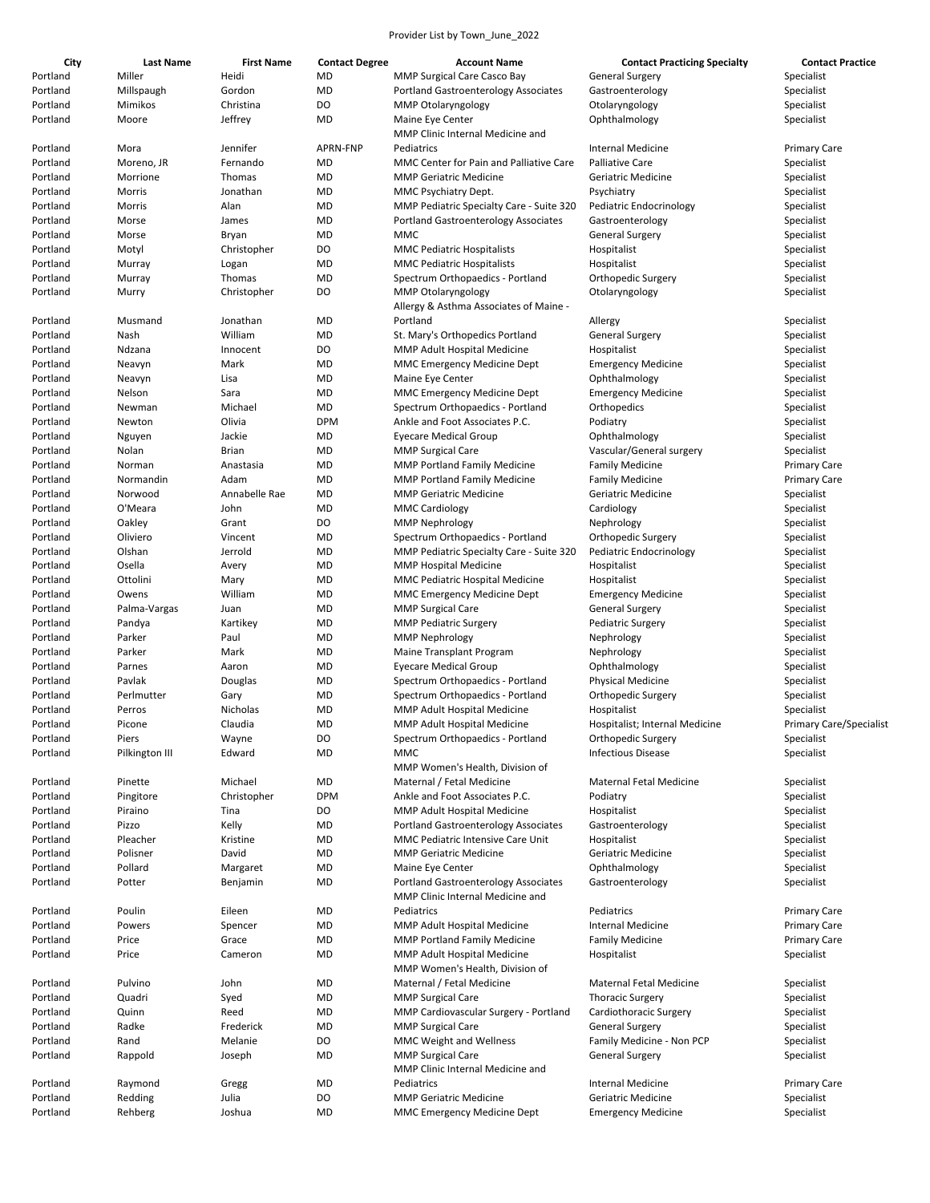Provider List by Town_June_2022

| City | Last Name | First Name | Contact Degree | Account Name | Contact Practicing Specialty | Contact Practice |
|---|---|---|---|---|---|---|
| Portland | Miller | Heidi | MD | MMP Surgical Care Casco Bay | General Surgery | Specialist |
| Portland | Millspaugh | Gordon | MD | Portland Gastroenterology Associates | Gastroenterology | Specialist |
| Portland | Mimikos | Christina | DO | MMP Otolaryngology | Otolaryngology | Specialist |
| Portland | Moore | Jeffrey | MD | Maine Eye Center | Ophthalmology | Specialist |
| Portland | Mora | Jennifer | APRN-FNP | MMP Clinic Internal Medicine and Pediatrics | Internal Medicine | Primary Care |
| Portland | Moreno, JR | Fernando | MD | MMC Center for Pain and Palliative Care | Palliative Care | Specialist |
| Portland | Morrione | Thomas | MD | MMP Geriatric Medicine | Geriatric Medicine | Specialist |
| Portland | Morris | Jonathan | MD | MMC Psychiatry Dept. | Psychiatry | Specialist |
| Portland | Morris | Alan | MD | MMP Pediatric Specialty Care - Suite 320 | Pediatric Endocrinology | Specialist |
| Portland | Morse | James | MD | Portland Gastroenterology Associates | Gastroenterology | Specialist |
| Portland | Morse | Bryan | MD | MMC | General Surgery | Specialist |
| Portland | Motyl | Christopher | DO | MMC Pediatric Hospitalists | Hospitalist | Specialist |
| Portland | Murray | Logan | MD | MMC Pediatric Hospitalists | Hospitalist | Specialist |
| Portland | Murray | Thomas | MD | Spectrum Orthopaedics - Portland | Orthopedic Surgery | Specialist |
| Portland | Murry | Christopher | DO | MMP Otolaryngology | Otolaryngology | Specialist |
| Portland | Musmand | Jonathan | MD | Allergy & Asthma Associates of Maine - Portland | Allergy | Specialist |
| Portland | Nash | William | MD | St. Mary's Orthopedics Portland | General Surgery | Specialist |
| Portland | Ndzana | Innocent | DO | MMP Adult Hospital Medicine | Hospitalist | Specialist |
| Portland | Neavyn | Mark | MD | MMC Emergency Medicine Dept | Emergency Medicine | Specialist |
| Portland | Neavyn | Lisa | MD | Maine Eye Center | Ophthalmology | Specialist |
| Portland | Nelson | Sara | MD | MMC Emergency Medicine Dept | Emergency Medicine | Specialist |
| Portland | Newman | Michael | MD | Spectrum Orthopaedics - Portland | Orthopedics | Specialist |
| Portland | Newton | Olivia | DPM | Ankle and Foot Associates P.C. | Podiatry | Specialist |
| Portland | Nguyen | Jackie | MD | Eyecare Medical Group | Ophthalmology | Specialist |
| Portland | Nolan | Brian | MD | MMP Surgical Care | Vascular/General surgery | Specialist |
| Portland | Norman | Anastasia | MD | MMP Portland Family Medicine | Family Medicine | Primary Care |
| Portland | Normandin | Adam | MD | MMP Portland Family Medicine | Family Medicine | Primary Care |
| Portland | Norwood | Annabelle Rae | MD | MMP Geriatric Medicine | Geriatric Medicine | Specialist |
| Portland | O'Meara | John | MD | MMC Cardiology | Cardiology | Specialist |
| Portland | Oakley | Grant | DO | MMP Nephrology | Nephrology | Specialist |
| Portland | Oliviero | Vincent | MD | Spectrum Orthopaedics - Portland | Orthopedic Surgery | Specialist |
| Portland | Olshan | Jerrold | MD | MMP Pediatric Specialty Care - Suite 320 | Pediatric Endocrinology | Specialist |
| Portland | Osella | Avery | MD | MMP Hospital Medicine | Hospitalist | Specialist |
| Portland | Ottolini | Mary | MD | MMC Pediatric Hospital Medicine | Hospitalist | Specialist |
| Portland | Owens | William | MD | MMC Emergency Medicine Dept | Emergency Medicine | Specialist |
| Portland | Palma-Vargas | Juan | MD | MMP Surgical Care | General Surgery | Specialist |
| Portland | Pandya | Kartikey | MD | MMP Pediatric Surgery | Pediatric Surgery | Specialist |
| Portland | Parker | Paul | MD | MMP Nephrology | Nephrology | Specialist |
| Portland | Parker | Mark | MD | Maine Transplant Program | Nephrology | Specialist |
| Portland | Parnes | Aaron | MD | Eyecare Medical Group | Ophthalmology | Specialist |
| Portland | Pavlak | Douglas | MD | Spectrum Orthopaedics - Portland | Physical Medicine | Specialist |
| Portland | Perlmutter | Gary | MD | Spectrum Orthopaedics - Portland | Orthopedic Surgery | Specialist |
| Portland | Perros | Nicholas | MD | MMP Adult Hospital Medicine | Hospitalist | Specialist |
| Portland | Picone | Claudia | MD | MMP Adult Hospital Medicine | Hospitalist; Internal Medicine | Primary Care/Specialist |
| Portland | Piers | Wayne | DO | Spectrum Orthopaedics - Portland | Orthopedic Surgery | Specialist |
| Portland | Pilkington III | Edward | MD | MMC | Infectious Disease | Specialist |
| Portland | Pinette | Michael | MD | MMP Women's Health, Division of Maternal / Fetal Medicine | Maternal Fetal Medicine | Specialist |
| Portland | Pingitore | Christopher | DPM | Ankle and Foot Associates P.C. | Podiatry | Specialist |
| Portland | Piraino | Tina | DO | MMP Adult Hospital Medicine | Hospitalist | Specialist |
| Portland | Pizzo | Kelly | MD | Portland Gastroenterology Associates | Gastroenterology | Specialist |
| Portland | Pleacher | Kristine | MD | MMC Pediatric Intensive Care Unit | Hospitalist | Specialist |
| Portland | Polisner | David | MD | MMP Geriatric Medicine | Geriatric Medicine | Specialist |
| Portland | Pollard | Margaret | MD | Maine Eye Center | Ophthalmology | Specialist |
| Portland | Potter | Benjamin | MD | Portland Gastroenterology Associates | Gastroenterology | Specialist |
| Portland | Poulin | Eileen | MD | MMP Clinic Internal Medicine and Pediatrics | Pediatrics | Primary Care |
| Portland | Powers | Spencer | MD | MMP Adult Hospital Medicine | Internal Medicine | Primary Care |
| Portland | Price | Grace | MD | MMP Portland Family Medicine | Family Medicine | Primary Care |
| Portland | Price | Cameron | MD | MMP Adult Hospital Medicine | Hospitalist | Specialist |
| Portland | Pulvino | John | MD | MMP Women's Health, Division of Maternal / Fetal Medicine | Maternal Fetal Medicine | Specialist |
| Portland | Quadri | Syed | MD | MMP Surgical Care | Thoracic Surgery | Specialist |
| Portland | Quinn | Reed | MD | MMP Cardiovascular Surgery - Portland | Cardiothoracic Surgery | Specialist |
| Portland | Radke | Frederick | MD | MMP Surgical Care | General Surgery | Specialist |
| Portland | Rand | Melanie | DO | MMC Weight and Wellness | Family Medicine - Non PCP | Specialist |
| Portland | Rappold | Joseph | MD | MMP Surgical Care | General Surgery | Specialist |
| Portland | Raymond | Gregg | MD | MMP Clinic Internal Medicine and Pediatrics | Internal Medicine | Primary Care |
| Portland | Redding | Julia | DO | MMP Geriatric Medicine | Geriatric Medicine | Specialist |
| Portland | Rehberg | Joshua | MD | MMC Emergency Medicine Dept | Emergency Medicine | Specialist |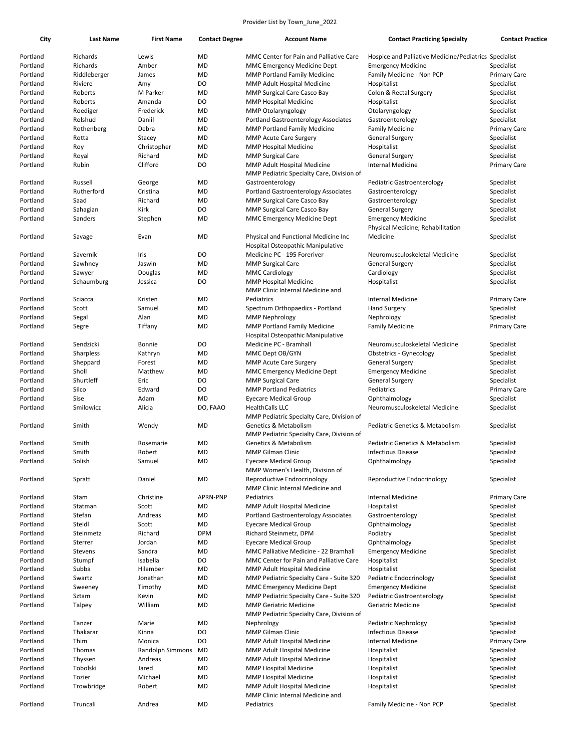Provider List by Town_June_2022

| City | Last Name | First Name | Contact Degree | Account Name | Contact Practicing Specialty | Contact Practice |
|---|---|---|---|---|---|---|
| Portland | Richards | Lewis | MD | MMC Center for Pain and Palliative Care | Hospice and Palliative Medicine/Pediatrics | Specialist |
| Portland | Richards | Amber | MD | MMC Emergency Medicine Dept | Emergency Medicine | Specialist |
| Portland | Riddleberger | James | MD | MMP Portland Family Medicine | Family Medicine - Non PCP | Primary Care |
| Portland | Riviere | Amy | DO | MMP Adult Hospital Medicine | Hospitalist | Specialist |
| Portland | Roberts | M Parker | MD | MMP Surgical Care Casco Bay | Colon & Rectal Surgery | Specialist |
| Portland | Roberts | Amanda | DO | MMP Hospital Medicine | Hospitalist | Specialist |
| Portland | Roediger | Frederick | MD | MMP Otolaryngology | Otolaryngology | Specialist |
| Portland | Rolshud | Daniil | MD | Portland Gastroenterology Associates | Gastroenterology | Specialist |
| Portland | Rothenberg | Debra | MD | MMP Portland Family Medicine | Family Medicine | Primary Care |
| Portland | Rotta | Stacey | MD | MMP Acute Care Surgery | General Surgery | Specialist |
| Portland | Roy | Christopher | MD | MMP Hospital Medicine | Hospitalist | Specialist |
| Portland | Royal | Richard | MD | MMP Surgical Care | General Surgery | Specialist |
| Portland | Rubin | Clifford | DO | MMP Adult Hospital Medicine | Internal Medicine | Primary Care |
| Portland | Russell | George | MD | MMP Pediatric Specialty Care, Division of Gastroenterology | Pediatric Gastroenterology | Specialist |
| Portland | Rutherford | Cristina | MD | Portland Gastroenterology Associates | Gastroenterology | Specialist |
| Portland | Saad | Richard | MD | MMP Surgical Care Casco Bay | Gastroenterology | Specialist |
| Portland | Sahagian | Kirk | DO | MMP Surgical Care Casco Bay | General Surgery | Specialist |
| Portland | Sanders | Stephen | MD | MMC Emergency Medicine Dept | Emergency Medicine | Specialist |
| Portland | Savage | Evan | MD | Physical and Functional Medicine Inc | Physical Medicine; Rehabilitation Medicine | Specialist |
| Portland | Savernik | Iris | DO | Hospital Osteopathic Manipulative Medicine PC - 195 Foreriver | Neuromusculoskeletal Medicine | Specialist |
| Portland | Sawhney | Jaswin | MD | MMP Surgical Care | General Surgery | Specialist |
| Portland | Sawyer | Douglas | MD | MMC Cardiology | Cardiology | Specialist |
| Portland | Schaumburg | Jessica | DO | MMP Hospital Medicine | Hospitalist | Specialist |
| Portland | Sciacca | Kristen | MD | MMP Clinic Internal Medicine and Pediatrics | Internal Medicine | Primary Care |
| Portland | Scott | Samuel | MD | Spectrum Orthopaedics - Portland | Hand Surgery | Specialist |
| Portland | Segal | Alan | MD | MMP Nephrology | Nephrology | Specialist |
| Portland | Segre | Tiffany | MD | MMP Portland Family Medicine | Family Medicine | Primary Care |
| Portland | Sendzicki | Bonnie | DO | Hospital Osteopathic Manipulative Medicine PC - Bramhall | Neuromusculoskeletal Medicine | Specialist |
| Portland | Sharpless | Kathryn | MD | MMC Dept OB/GYN | Obstetrics - Gynecology | Specialist |
| Portland | Sheppard | Forest | MD | MMP Acute Care Surgery | General Surgery | Specialist |
| Portland | Sholl | Matthew | MD | MMC Emergency Medicine Dept | Emergency Medicine | Specialist |
| Portland | Shurtleff | Eric | DO | MMP Surgical Care | General Surgery | Specialist |
| Portland | Silco | Edward | DO | MMP Portland Pediatrics | Pediatrics | Primary Care |
| Portland | Sise | Adam | MD | Eyecare Medical Group | Ophthalmology | Specialist |
| Portland | Smilowicz | Alicia | DO, FAAO | HealthCalls LLC | Neuromusculoskeletal Medicine | Specialist |
| Portland | Smith | Wendy | MD | MMP Pediatric Specialty Care, Division of Genetics & Metabolism | Pediatric Genetics & Metabolism | Specialist |
| Portland | Smith | Rosemarie | MD | MMP Pediatric Specialty Care, Division of Genetics & Metabolism | Pediatric Genetics & Metabolism | Specialist |
| Portland | Smith | Robert | MD | MMP Gilman Clinic | Infectious Disease | Specialist |
| Portland | Solish | Samuel | MD | Eyecare Medical Group | Ophthalmology | Specialist |
| Portland | Spratt | Daniel | MD | MMP Women's Health, Division of Reproductive Endrocrinology | Reproductive Endocrinology | Specialist |
| Portland | Stam | Christine | APRN-PNP | MMP Clinic Internal Medicine and Pediatrics | Internal Medicine | Primary Care |
| Portland | Statman | Scott | MD | MMP Adult Hospital Medicine | Hospitalist | Specialist |
| Portland | Stefan | Andreas | MD | Portland Gastroenterology Associates | Gastroenterology | Specialist |
| Portland | Steidl | Scott | MD | Eyecare Medical Group | Ophthalmology | Specialist |
| Portland | Steinmetz | Richard | DPM | Richard Steinmetz, DPM | Podiatry | Specialist |
| Portland | Sterrer | Jordan | MD | Eyecare Medical Group | Ophthalmology | Specialist |
| Portland | Stevens | Sandra | MD | MMC Palliative Medicine - 22 Bramhall | Emergency Medicine | Specialist |
| Portland | Stumpf | Isabella | DO | MMC Center for Pain and Palliative Care | Hospitalist | Specialist |
| Portland | Subba | Hilamber | MD | MMP Adult Hospital Medicine | Hospitalist | Specialist |
| Portland | Swartz | Jonathan | MD | MMP Pediatric Specialty Care - Suite 320 | Pediatric Endocrinology | Specialist |
| Portland | Sweeney | Timothy | MD | MMC Emergency Medicine Dept | Emergency Medicine | Specialist |
| Portland | Sztam | Kevin | MD | MMP Pediatric Specialty Care - Suite 320 | Pediatric Gastroenterology | Specialist |
| Portland | Talpey | William | MD | MMP Geriatric Medicine | Geriatric Medicine | Specialist |
| Portland | Tanzer | Marie | MD | MMP Pediatric Specialty Care, Division of Nephrology | Pediatric Nephrology | Specialist |
| Portland | Thakarar | Kinna | DO | MMP Gilman Clinic | Infectious Disease | Specialist |
| Portland | Thim | Monica | DO | MMP Adult Hospital Medicine | Internal Medicine | Primary Care |
| Portland | Thomas | Randolph Simmons | MD | MMP Adult Hospital Medicine | Hospitalist | Specialist |
| Portland | Thyssen | Andreas | MD | MMP Adult Hospital Medicine | Hospitalist | Specialist |
| Portland | Tobolski | Jared | MD | MMP Hospital Medicine | Hospitalist | Specialist |
| Portland | Tozier | Michael | MD | MMP Hospital Medicine | Hospitalist | Specialist |
| Portland | Trowbridge | Robert | MD | MMP Adult Hospital Medicine | Hospitalist | Specialist |
| Portland | Truncali | Andrea | MD | MMP Clinic Internal Medicine and Pediatrics | Family Medicine - Non PCP | Specialist |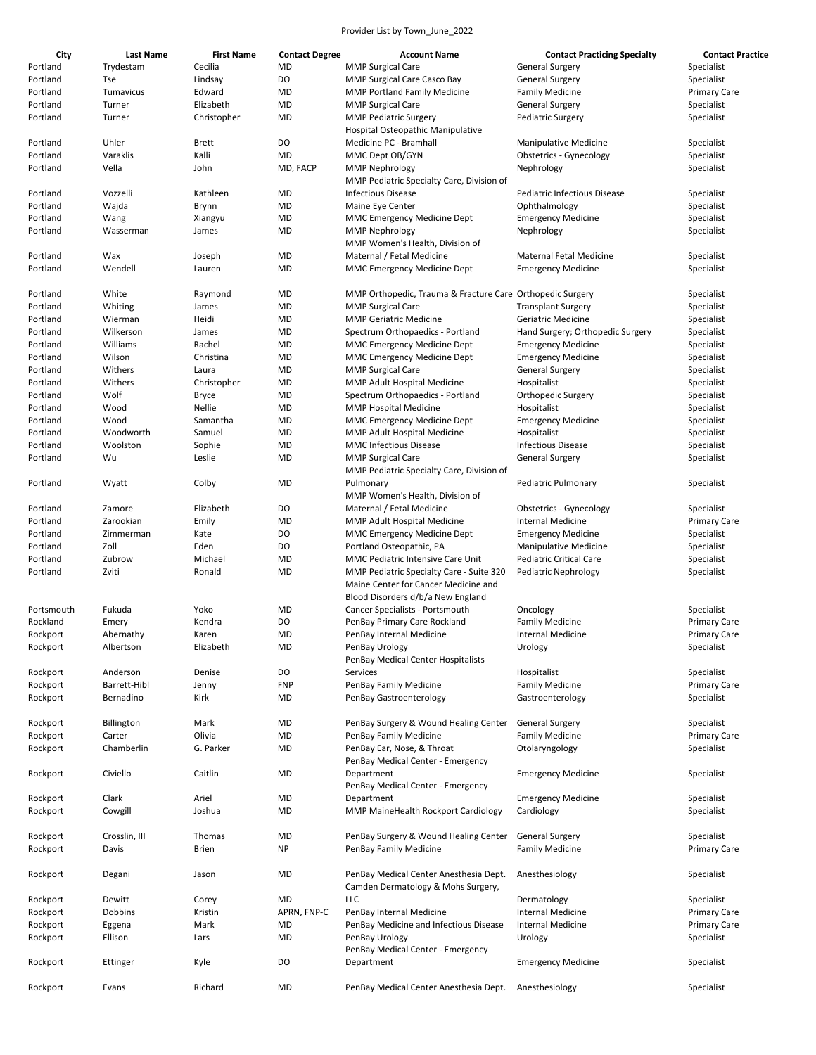Provider List by Town_June_2022

| City | Last Name | First Name | Contact Degree | Account Name | Contact Practicing Specialty | Contact Practice |
|---|---|---|---|---|---|---|
| Portland | Trydestam | Cecilia | MD | MMP Surgical Care | General Surgery | Specialist |
| Portland | Tse | Lindsay | DO | MMP Surgical Care Casco Bay | General Surgery | Specialist |
| Portland | Tumavicus | Edward | MD | MMP Portland Family Medicine | Family Medicine | Primary Care |
| Portland | Turner | Elizabeth | MD | MMP Surgical Care | General Surgery | Specialist |
| Portland | Turner | Christopher | MD | MMP Pediatric Surgery | Pediatric Surgery | Specialist |
| Portland | Uhler | Brett | DO | Hospital Osteopathic Manipulative Medicine PC - Bramhall | Manipulative Medicine | Specialist |
| Portland | Varaklis | Kalli | MD | MMC Dept OB/GYN | Obstetrics - Gynecology | Specialist |
| Portland | Vella | John | MD, FACP | MMP Nephrology | Nephrology | Specialist |
| Portland | Vozzelli | Kathleen | MD | MMP Pediatric Specialty Care, Division of Infectious Disease | Pediatric Infectious Disease | Specialist |
| Portland | Wajda | Brynn | MD | Maine Eye Center | Ophthalmology | Specialist |
| Portland | Wang | Xiangyu | MD | MMC Emergency Medicine Dept | Emergency Medicine | Specialist |
| Portland | Wasserman | James | MD | MMP Nephrology | Nephrology | Specialist |
| Portland | Wax | Joseph | MD | MMP Women's Health, Division of Maternal / Fetal Medicine | Maternal Fetal Medicine | Specialist |
| Portland | Wendell | Lauren | MD | MMC Emergency Medicine Dept | Emergency Medicine | Specialist |
| Portland | White | Raymond | MD | MMP Orthopedic, Trauma & Fracture Care | Orthopedic Surgery | Specialist |
| Portland | Whiting | James | MD | MMP Surgical Care | Transplant Surgery | Specialist |
| Portland | Wierman | Heidi | MD | MMP Geriatric Medicine | Geriatric Medicine | Specialist |
| Portland | Wilkerson | James | MD | Spectrum Orthopaedics - Portland | Hand Surgery; Orthopedic Surgery | Specialist |
| Portland | Williams | Rachel | MD | MMC Emergency Medicine Dept | Emergency Medicine | Specialist |
| Portland | Wilson | Christina | MD | MMC Emergency Medicine Dept | Emergency Medicine | Specialist |
| Portland | Withers | Laura | MD | MMP Surgical Care | General Surgery | Specialist |
| Portland | Withers | Christopher | MD | MMP Adult Hospital Medicine | Hospitalist | Specialist |
| Portland | Wolf | Bryce | MD | Spectrum Orthopaedics - Portland | Orthopedic Surgery | Specialist |
| Portland | Wood | Nellie | MD | MMP Hospital Medicine | Hospitalist | Specialist |
| Portland | Wood | Samantha | MD | MMC Emergency Medicine Dept | Emergency Medicine | Specialist |
| Portland | Woodworth | Samuel | MD | MMP Adult Hospital Medicine | Hospitalist | Specialist |
| Portland | Woolston | Sophie | MD | MMC Infectious Disease | Infectious Disease | Specialist |
| Portland | Wu | Leslie | MD | MMP Surgical Care | General Surgery | Specialist |
| Portland | Wyatt | Colby | MD | MMP Pediatric Specialty Care, Division of Pulmonary | Pediatric Pulmonary | Specialist |
| Portland | Zamore | Elizabeth | DO | MMP Women's Health, Division of Maternal / Fetal Medicine | Obstetrics - Gynecology | Specialist |
| Portland | Zarookian | Emily | MD | MMP Adult Hospital Medicine | Internal Medicine | Primary Care |
| Portland | Zimmerman | Kate | DO | MMC Emergency Medicine Dept | Emergency Medicine | Specialist |
| Portland | Zoll | Eden | DO | Portland Osteopathic, PA | Manipulative Medicine | Specialist |
| Portland | Zubrow | Michael | MD | MMC Pediatric Intensive Care Unit | Pediatric Critical Care | Specialist |
| Portland | Zviti | Ronald | MD | MMP Pediatric Specialty Care - Suite 320 | Pediatric Nephrology | Specialist |
| Portsmouth | Fukuda | Yoko | MD | Maine Center for Cancer Medicine and Blood Disorders d/b/a New England Cancer Specialists - Portsmouth | Oncology | Specialist |
| Rockland | Emery | Kendra | DO | PenBay Primary Care Rockland | Family Medicine | Primary Care |
| Rockport | Abernathy | Karen | MD | PenBay Internal Medicine | Internal Medicine | Primary Care |
| Rockport | Albertson | Elizabeth | MD | PenBay Urology | Urology | Specialist |
| Rockport | Anderson | Denise | DO | PenBay Medical Center Hospitalists Services | Hospitalist | Specialist |
| Rockport | Barrett-Hibl | Jenny | FNP | PenBay Family Medicine | Family Medicine | Primary Care |
| Rockport | Bernadino | Kirk | MD | PenBay Gastroenterology | Gastroenterology | Specialist |
| Rockport | Billington | Mark | MD | PenBay Surgery & Wound Healing Center | General Surgery | Specialist |
| Rockport | Carter | Olivia | MD | PenBay Family Medicine | Family Medicine | Primary Care |
| Rockport | Chamberlin | G. Parker | MD | PenBay Ear, Nose, & Throat | Otolaryngology | Specialist |
| Rockport | Civiello | Caitlin | MD | PenBay Medical Center - Emergency Department | Emergency Medicine | Specialist |
| Rockport | Clark | Ariel | MD | PenBay Medical Center - Emergency Department | Emergency Medicine | Specialist |
| Rockport | Cowgill | Joshua | MD | MMP MaineHealth Rockport Cardiology | Cardiology | Specialist |
| Rockport | Crosslin, III | Thomas | MD | PenBay Surgery & Wound Healing Center | General Surgery | Specialist |
| Rockport | Davis | Brien | NP | PenBay Family Medicine | Family Medicine | Primary Care |
| Rockport | Degani | Jason | MD | PenBay Medical Center Anesthesia Dept. | Anesthesiology | Specialist |
| Rockport | Dewitt | Corey | MD | Camden Dermatology & Mohs Surgery, LLC | Dermatology | Specialist |
| Rockport | Dobbins | Kristin | APRN, FNP-C | PenBay Internal Medicine | Internal Medicine | Primary Care |
| Rockport | Eggena | Mark | MD | PenBay Medicine and Infectious Disease | Internal Medicine | Primary Care |
| Rockport | Ellison | Lars | MD | PenBay Urology | Urology | Specialist |
| Rockport | Ettinger | Kyle | DO | PenBay Medical Center - Emergency Department | Emergency Medicine | Specialist |
| Rockport | Evans | Richard | MD | PenBay Medical Center Anesthesia Dept. | Anesthesiology | Specialist |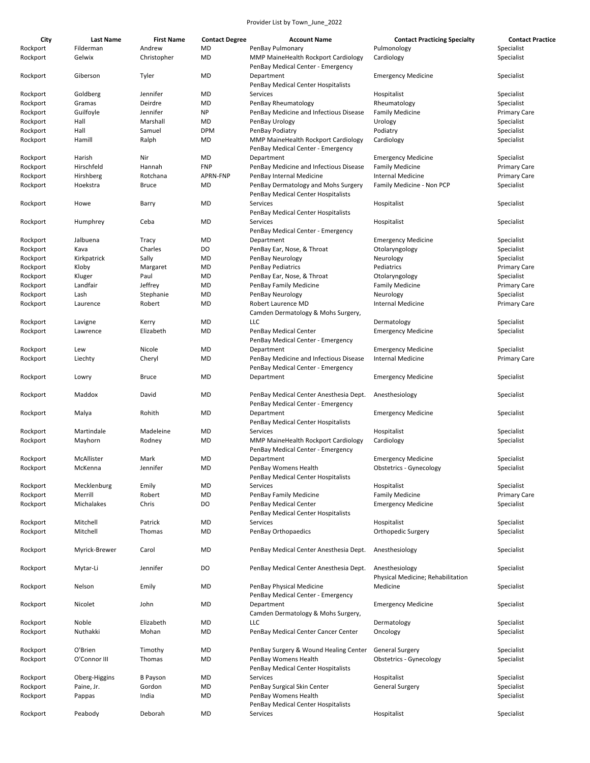Provider List by Town_June_2022

| City | Last Name | First Name | Contact Degree | Account Name | Contact Practicing Specialty | Contact Practice |
|---|---|---|---|---|---|---|
| Rockport | Filderman | Andrew | MD | PenBay Pulmonary | Pulmonology | Specialist |
| Rockport | Gelwix | Christopher | MD | MMP MaineHealth Rockport Cardiology | Cardiology | Specialist |
| Rockport | Giberson | Tyler | MD | PenBay Medical Center - Emergency Department | Emergency Medicine | Specialist |
| Rockport | Goldberg | Jennifer | MD | PenBay Medical Center Hospitalists Services | Hospitalist | Specialist |
| Rockport | Gramas | Deirdre | MD | PenBay Rheumatology | Rheumatology | Specialist |
| Rockport | Guilfoyle | Jennifer | NP | PenBay Medicine and Infectious Disease | Family Medicine | Primary Care |
| Rockport | Hall | Marshall | MD | PenBay Urology | Urology | Specialist |
| Rockport | Hall | Samuel | DPM | PenBay Podiatry | Podiatry | Specialist |
| Rockport | Hamill | Ralph | MD | MMP MaineHealth Rockport Cardiology | Cardiology | Specialist |
| Rockport | Harish | Nir | MD | PenBay Medical Center - Emergency Department | Emergency Medicine | Specialist |
| Rockport | Hirschfeld | Hannah | FNP | PenBay Medicine and Infectious Disease | Family Medicine | Primary Care |
| Rockport | Hirshberg | Rotchana | APRN-FNP | PenBay Internal Medicine | Internal Medicine | Primary Care |
| Rockport | Hoekstra | Bruce | MD | PenBay Dermatology and Mohs Surgery | Family Medicine - Non PCP | Specialist |
| Rockport | Howe | Barry | MD | PenBay Medical Center Hospitalists Services | Hospitalist | Specialist |
| Rockport | Humphrey | Ceba | MD | PenBay Medical Center Hospitalists Services | Hospitalist | Specialist |
| Rockport | Jalbuena | Tracy | MD | PenBay Medical Center - Emergency Department | Emergency Medicine | Specialist |
| Rockport | Kava | Charles | DO | PenBay Ear, Nose, & Throat | Otolaryngology | Specialist |
| Rockport | Kirkpatrick | Sally | MD | PenBay Neurology | Neurology | Specialist |
| Rockport | Kloby | Margaret | MD | PenBay Pediatrics | Pediatrics | Primary Care |
| Rockport | Kluger | Paul | MD | PenBay Ear, Nose, & Throat | Otolaryngology | Specialist |
| Rockport | Landfair | Jeffrey | MD | PenBay Family Medicine | Family Medicine | Primary Care |
| Rockport | Lash | Stephanie | MD | PenBay Neurology | Neurology | Specialist |
| Rockport | Laurence | Robert | MD | Robert Laurence MD | Internal Medicine | Primary Care |
| Rockport | Lavigne | Kerry | MD | Camden Dermatology & Mohs Surgery, LLC | Dermatology | Specialist |
| Rockport | Lawrence | Elizabeth | MD | PenBay Medical Center | Emergency Medicine | Specialist |
| Rockport | Lew | Nicole | MD | PenBay Medical Center - Emergency Department | Emergency Medicine | Specialist |
| Rockport | Liechty | Cheryl | MD | PenBay Medicine and Infectious Disease | Internal Medicine | Primary Care |
| Rockport | Lowry | Bruce | MD | PenBay Medical Center - Emergency Department | Emergency Medicine | Specialist |
| Rockport | Maddox | David | MD | PenBay Medical Center Anesthesia Dept. | Anesthesiology | Specialist |
| Rockport | Malya | Rohith | MD | PenBay Medical Center - Emergency Department | Emergency Medicine | Specialist |
| Rockport | Martindale | Madeleine | MD | PenBay Medical Center Hospitalists Services | Hospitalist | Specialist |
| Rockport | Mayhorn | Rodney | MD | MMP MaineHealth Rockport Cardiology | Cardiology | Specialist |
| Rockport | McAllister | Mark | MD | PenBay Medical Center - Emergency Department | Emergency Medicine | Specialist |
| Rockport | McKenna | Jennifer | MD | PenBay Womens Health | Obstetrics - Gynecology | Specialist |
| Rockport | Mecklenburg | Emily | MD | PenBay Medical Center Hospitalists Services | Hospitalist | Specialist |
| Rockport | Merrill | Robert | MD | PenBay Family Medicine | Family Medicine | Primary Care |
| Rockport | Michalakes | Chris | DO | PenBay Medical Center | Emergency Medicine | Specialist |
| Rockport | Mitchell | Patrick | MD | PenBay Medical Center Hospitalists Services | Hospitalist | Specialist |
| Rockport | Mitchell | Thomas | MD | PenBay Orthopaedics | Orthopedic Surgery | Specialist |
| Rockport | Myrick-Brewer | Carol | MD | PenBay Medical Center Anesthesia Dept. | Anesthesiology | Specialist |
| Rockport | Mytar-Li | Jennifer | DO | PenBay Medical Center Anesthesia Dept. | Anesthesiology | Specialist |
| Rockport | Nelson | Emily | MD | PenBay Physical Medicine | Physical Medicine; Rehabilitation Medicine | Specialist |
| Rockport | Nicolet | John | MD | PenBay Medical Center - Emergency Department | Emergency Medicine | Specialist |
| Rockport | Noble | Elizabeth | MD | Camden Dermatology & Mohs Surgery, LLC | Dermatology | Specialist |
| Rockport | Nuthakki | Mohan | MD | PenBay Medical Center Cancer Center | Oncology | Specialist |
| Rockport | O'Brien | Timothy | MD | PenBay Surgery & Wound Healing Center | General Surgery | Specialist |
| Rockport | O'Connor III | Thomas | MD | PenBay Womens Health | Obstetrics - Gynecology | Specialist |
| Rockport | Oberg-Higgins | B Payson | MD | PenBay Medical Center Hospitalists Services | Hospitalist | Specialist |
| Rockport | Paine, Jr. | Gordon | MD | PenBay Surgical Skin Center | General Surgery | Specialist |
| Rockport | Pappas | India | MD | PenBay Womens Health | | Specialist |
| Rockport | Peabody | Deborah | MD | PenBay Medical Center Hospitalists Services | Hospitalist | Specialist |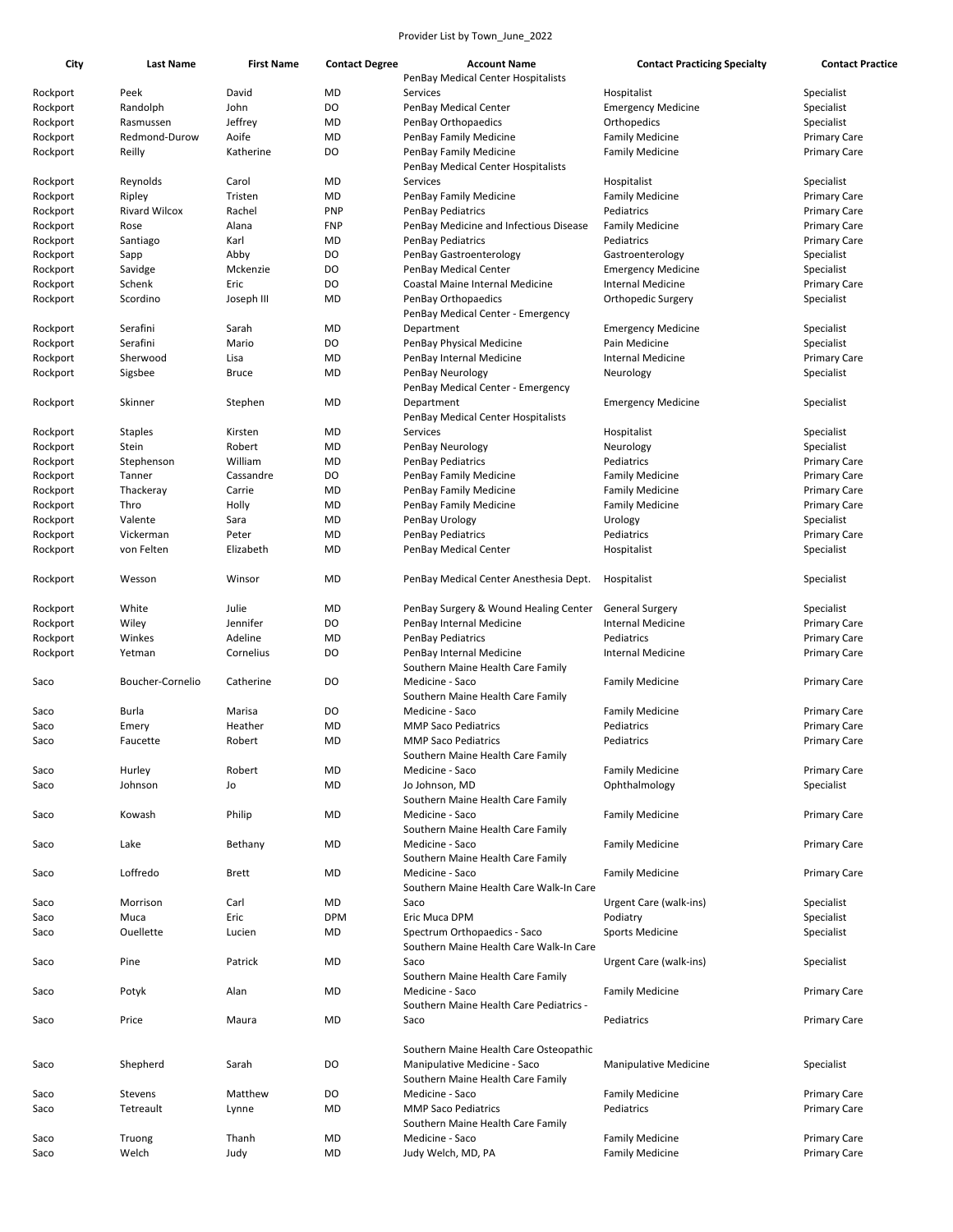Provider List by Town_June_2022

| City | Last Name | First Name | Contact Degree | Account Name | Contact Practicing Specialty | Contact Practice |
|---|---|---|---|---|---|---|
| Rockport | Peek | David | MD | PenBay Medical Center Hospitalists Services | Hospitalist | Specialist |
| Rockport | Randolph | John | DO | PenBay Medical Center | Emergency Medicine | Specialist |
| Rockport | Rasmussen | Jeffrey | MD | PenBay Orthopaedics | Orthopedics | Specialist |
| Rockport | Redmond-Durow | Aoife | MD | PenBay Family Medicine | Family Medicine | Primary Care |
| Rockport | Reilly | Katherine | DO | PenBay Family Medicine | Family Medicine | Primary Care |
| Rockport | Reynolds | Carol | MD | PenBay Medical Center Hospitalists Services | Hospitalist | Specialist |
| Rockport | Ripley | Tristen | MD | PenBay Family Medicine | Family Medicine | Primary Care |
| Rockport | Rivard Wilcox | Rachel | PNP | PenBay Pediatrics | Pediatrics | Primary Care |
| Rockport | Rose | Alana | FNP | PenBay Medicine and Infectious Disease | Family Medicine | Primary Care |
| Rockport | Santiago | Karl | MD | PenBay Pediatrics | Pediatrics | Primary Care |
| Rockport | Sapp | Abby | DO | PenBay Gastroenterology | Gastroenterology | Specialist |
| Rockport | Savidge | Mckenzie | DO | PenBay Medical Center | Emergency Medicine | Specialist |
| Rockport | Schenk | Eric | DO | Coastal Maine Internal Medicine | Internal Medicine | Primary Care |
| Rockport | Scordino | Joseph III | MD | PenBay Orthopaedics | Orthopedic Surgery | Specialist |
| Rockport | Serafini | Sarah | MD | PenBay Medical Center - Emergency Department | Emergency Medicine | Specialist |
| Rockport | Serafini | Mario | DO | PenBay Physical Medicine | Pain Medicine | Specialist |
| Rockport | Sherwood | Lisa | MD | PenBay Internal Medicine | Internal Medicine | Primary Care |
| Rockport | Sigsbee | Bruce | MD | PenBay Neurology | Neurology | Specialist |
| Rockport | Skinner | Stephen | MD | PenBay Medical Center - Emergency Department | Emergency Medicine | Specialist |
| Rockport | Staples | Kirsten | MD | PenBay Medical Center Hospitalists Services | Hospitalist | Specialist |
| Rockport | Stein | Robert | MD | PenBay Neurology | Neurology | Specialist |
| Rockport | Stephenson | William | MD | PenBay Pediatrics | Pediatrics | Primary Care |
| Rockport | Tanner | Cassandre | DO | PenBay Family Medicine | Family Medicine | Primary Care |
| Rockport | Thackeray | Carrie | MD | PenBay Family Medicine | Family Medicine | Primary Care |
| Rockport | Thro | Holly | MD | PenBay Family Medicine | Family Medicine | Primary Care |
| Rockport | Valente | Sara | MD | PenBay Urology | Urology | Specialist |
| Rockport | Vickerman | Peter | MD | PenBay Pediatrics | Pediatrics | Primary Care |
| Rockport | von Felten | Elizabeth | MD | PenBay Medical Center | Hospitalist | Specialist |
| Rockport | Wesson | Winsor | MD | PenBay Medical Center Anesthesia Dept. | Hospitalist | Specialist |
| Rockport | White | Julie | MD | PenBay Surgery & Wound Healing Center | General Surgery | Specialist |
| Rockport | Wiley | Jennifer | DO | PenBay Internal Medicine | Internal Medicine | Primary Care |
| Rockport | Winkes | Adeline | MD | PenBay Pediatrics | Pediatrics | Primary Care |
| Rockport | Yetman | Cornelius | DO | PenBay Internal Medicine | Internal Medicine | Primary Care |
| Saco | Boucher-Cornelio | Catherine | DO | Southern Maine Health Care Family Medicine - Saco | Family Medicine | Primary Care |
| Saco | Burla | Marisa | DO | Southern Maine Health Care Family Medicine - Saco | Family Medicine | Primary Care |
| Saco | Emery | Heather | MD | MMP Saco Pediatrics | Pediatrics | Primary Care |
| Saco | Faucette | Robert | MD | MMP Saco Pediatrics | Pediatrics | Primary Care |
| Saco | Hurley | Robert | MD | Southern Maine Health Care Family Medicine - Saco | Family Medicine | Primary Care |
| Saco | Johnson | Jo | MD | Jo Johnson, MD | Ophthalmology | Specialist |
| Saco | Kowash | Philip | MD | Southern Maine Health Care Family Medicine - Saco | Family Medicine | Primary Care |
| Saco | Lake | Bethany | MD | Southern Maine Health Care Family Medicine - Saco | Family Medicine | Primary Care |
| Saco | Loffredo | Brett | MD | Southern Maine Health Care Family Medicine - Saco | Family Medicine | Primary Care |
| Saco | Morrison | Carl | MD | Southern Maine Health Care Walk-In Care Saco | Urgent Care (walk-ins) | Specialist |
| Saco | Muca | Eric | DPM | Eric Muca DPM | Podiatry | Specialist |
| Saco | Ouellette | Lucien | MD | Spectrum Orthopaedics - Saco | Sports Medicine | Specialist |
| Saco | Pine | Patrick | MD | Southern Maine Health Care Walk-In Care Saco | Urgent Care (walk-ins) | Specialist |
| Saco | Potyk | Alan | MD | Southern Maine Health Care Family Medicine - Saco | Family Medicine | Primary Care |
| Saco | Price | Maura | MD | Southern Maine Health Care Pediatrics - Saco | Pediatrics | Primary Care |
| Saco | Shepherd | Sarah | DO | Southern Maine Health Care Osteopathic Manipulative Medicine - Saco | Manipulative Medicine | Specialist |
| Saco | Stevens | Matthew | DO | Southern Maine Health Care Family Medicine - Saco | Family Medicine | Primary Care |
| Saco | Tetreault | Lynne | MD | MMP Saco Pediatrics | Pediatrics | Primary Care |
| Saco | Truong | Thanh | MD | Southern Maine Health Care Family Medicine - Saco | Family Medicine | Primary Care |
| Saco | Welch | Judy | MD | Judy Welch, MD, PA | Family Medicine | Primary Care |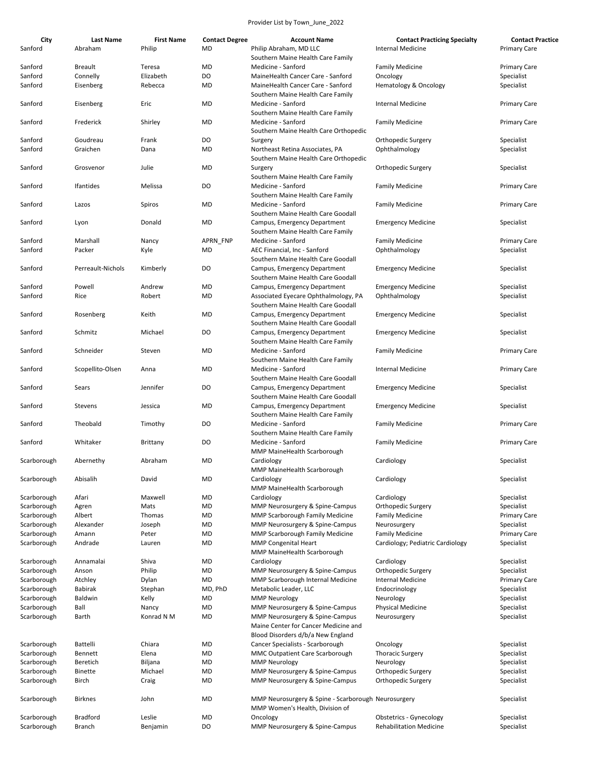Provider List by Town_June_2022

| City | Last Name | First Name | Contact Degree | Account Name | Contact Practicing Specialty | Contact Practice |
|---|---|---|---|---|---|---|
| Sanford | Abraham | Philip | MD | Philip Abraham, MD LLC | Internal Medicine | Primary Care |
| Sanford | Breault | Teresa | MD | Southern Maine Health Care Family Medicine - Sanford | Family Medicine | Primary Care |
| Sanford | Connelly | Elizabeth | DO | MaineHealth Cancer Care - Sanford | Oncology | Specialist |
| Sanford | Eisenberg | Rebecca | MD | MaineHealth Cancer Care - Sanford | Hematology & Oncology | Specialist |
| Sanford | Eisenberg | Eric | MD | Southern Maine Health Care Family Medicine - Sanford | Internal Medicine | Primary Care |
| Sanford | Frederick | Shirley | MD | Southern Maine Health Care Family Medicine - Sanford | Family Medicine | Primary Care |
| Sanford | Goudreau | Frank | DO | Southern Maine Health Care Orthopedic Surgery | Orthopedic Surgery | Specialist |
| Sanford | Graichen | Dana | MD | Northeast Retina Associates, PA | Ophthalmology | Specialist |
| Sanford | Grosvenor | Julie | MD | Southern Maine Health Care Orthopedic Surgery | Orthopedic Surgery | Specialist |
| Sanford | Ifantides | Melissa | DO | Southern Maine Health Care Family Medicine - Sanford | Family Medicine | Primary Care |
| Sanford | Lazos | Spiros | MD | Southern Maine Health Care Family Medicine - Sanford | Family Medicine | Primary Care |
| Sanford | Lyon | Donald | MD | Southern Maine Health Care Goodall Campus, Emergency Department | Emergency Medicine | Specialist |
| Sanford | Marshall | Nancy | APRN_FNP | Southern Maine Health Care Family Medicine - Sanford | Family Medicine | Primary Care |
| Sanford | Packer | Kyle | MD | AEC Financial, Inc - Sanford | Ophthalmology | Specialist |
| Sanford | Perreault-Nichols | Kimberly | DO | Southern Maine Health Care Goodall Campus, Emergency Department | Emergency Medicine | Specialist |
| Sanford | Powell | Andrew | MD | Southern Maine Health Care Goodall Campus, Emergency Department | Emergency Medicine | Specialist |
| Sanford | Rice | Robert | MD | Associated Eyecare Ophthalmology, PA | Ophthalmology | Specialist |
| Sanford | Rosenberg | Keith | MD | Southern Maine Health Care Goodall Campus, Emergency Department | Emergency Medicine | Specialist |
| Sanford | Schmitz | Michael | DO | Southern Maine Health Care Goodall Campus, Emergency Department | Emergency Medicine | Specialist |
| Sanford | Schneider | Steven | MD | Southern Maine Health Care Family Medicine - Sanford | Family Medicine | Primary Care |
| Sanford | Scopellito-Olsen | Anna | MD | Southern Maine Health Care Family Medicine - Sanford | Internal Medicine | Primary Care |
| Sanford | Sears | Jennifer | DO | Southern Maine Health Care Goodall Campus, Emergency Department | Emergency Medicine | Specialist |
| Sanford | Stevens | Jessica | MD | Southern Maine Health Care Goodall Campus, Emergency Department | Emergency Medicine | Specialist |
| Sanford | Theobald | Timothy | DO | Southern Maine Health Care Family Medicine - Sanford | Family Medicine | Primary Care |
| Sanford | Whitaker | Brittany | DO | Southern Maine Health Care Family Medicine - Sanford | Family Medicine | Primary Care |
| Scarborough | Abernethy | Abraham | MD | MMP MaineHealth Scarborough Cardiology | Cardiology | Specialist |
| Scarborough | Abisalih | David | MD | MMP MaineHealth Scarborough Cardiology | Cardiology | Specialist |
| Scarborough | Afari | Maxwell | MD | MMP MaineHealth Scarborough Cardiology | Cardiology | Specialist |
| Scarborough | Agren | Mats | MD | MMP Neurosurgery & Spine-Campus | Orthopedic Surgery | Specialist |
| Scarborough | Albert | Thomas | MD | MMP Scarborough Family Medicine | Family Medicine | Primary Care |
| Scarborough | Alexander | Joseph | MD | MMP Neurosurgery & Spine-Campus | Neurosurgery | Specialist |
| Scarborough | Amann | Peter | MD | MMP Scarborough Family Medicine | Family Medicine | Primary Care |
| Scarborough | Andrade | Lauren | MD | MMP Congenital Heart | Cardiology; Pediatric Cardiology | Specialist |
| Scarborough | Annamalai | Shiva | MD | MMP MaineHealth Scarborough Cardiology | Cardiology | Specialist |
| Scarborough | Anson | Philip | MD | MMP Neurosurgery & Spine-Campus | Orthopedic Surgery | Specialist |
| Scarborough | Atchley | Dylan | MD | MMP Scarborough Internal Medicine | Internal Medicine | Primary Care |
| Scarborough | Babirak | Stephan | MD, PhD | Metabolic Leader, LLC | Endocrinology | Specialist |
| Scarborough | Baldwin | Kelly | MD | MMP Neurology | Neurology | Specialist |
| Scarborough | Ball | Nancy | MD | MMP Neurosurgery & Spine-Campus | Physical Medicine | Specialist |
| Scarborough | Barth | Konrad N M | MD | MMP Neurosurgery & Spine-Campus | Neurosurgery | Specialist |
| Scarborough | Battelli | Chiara | MD | Maine Center for Cancer Medicine and Blood Disorders d/b/a New England Cancer Specialists - Scarborough | Oncology | Specialist |
| Scarborough | Bennett | Elena | MD | MMC Outpatient Care Scarborough | Thoracic Surgery | Specialist |
| Scarborough | Beretich | Biljana | MD | MMP Neurology | Neurology | Specialist |
| Scarborough | Binette | Michael | MD | MMP Neurosurgery & Spine-Campus | Orthopedic Surgery | Specialist |
| Scarborough | Birch | Craig | MD | MMP Neurosurgery & Spine-Campus | Orthopedic Surgery | Specialist |
| Scarborough | Birknes | John | MD | MMP Neurosurgery & Spine - Scarborough | Neurosurgery | Specialist |
| Scarborough | Bradford | Leslie | MD | MMP Women's Health, Division of Oncology | Obstetrics - Gynecology | Specialist |
| Scarborough | Branch | Benjamin | DO | MMP Neurosurgery & Spine-Campus | Rehabilitation Medicine | Specialist |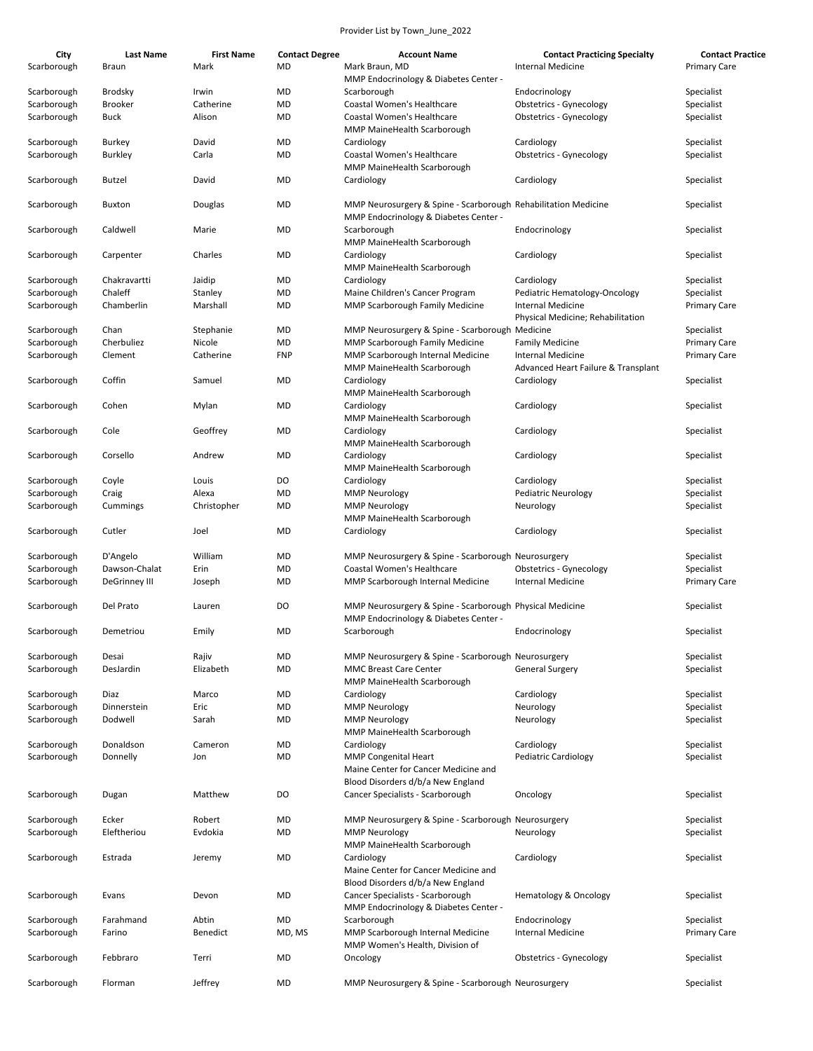Provider List by Town_June_2022

| City | Last Name | First Name | Contact Degree | Account Name | Contact Practicing Specialty | Contact Practice |
|---|---|---|---|---|---|---|
| Scarborough | Braun | Mark | MD | Mark Braun, MD | Internal Medicine | Primary Care |
| Scarborough | Brodsky | Irwin | MD | MMP Endocrinology & Diabetes Center - Scarborough | Endocrinology | Specialist |
| Scarborough | Brooker | Catherine | MD | Coastal Women's Healthcare | Obstetrics - Gynecology | Specialist |
| Scarborough | Buck | Alison | MD | Coastal Women's Healthcare | Obstetrics - Gynecology | Specialist |
| Scarborough | Burkey | David | MD | MMP MaineHealth Scarborough Cardiology | Cardiology | Specialist |
| Scarborough | Burkley | Carla | MD | Coastal Women's Healthcare | Obstetrics - Gynecology | Specialist |
| Scarborough | Butzel | David | MD | MMP MaineHealth Scarborough Cardiology | Cardiology | Specialist |
| Scarborough | Buxton | Douglas | MD | MMP Neurosurgery & Spine - Scarborough | Rehabilitation Medicine | Specialist |
| Scarborough | Caldwell | Marie | MD | MMP Endocrinology & Diabetes Center - Scarborough | Endocrinology | Specialist |
| Scarborough | Carpenter | Charles | MD | MMP MaineHealth Scarborough Cardiology | Cardiology | Specialist |
| Scarborough | Chakravartti | Jaidip | MD | MMP MaineHealth Scarborough Cardiology | Cardiology | Specialist |
| Scarborough | Chaleff | Stanley | MD | Maine Children's Cancer Program | Pediatric Hematology-Oncology | Specialist |
| Scarborough | Chamberlin | Marshall | MD | MMP Scarborough Family Medicine | Internal Medicine | Primary Care |
| Scarborough | Chan | Stephanie | MD | MMP Neurosurgery & Spine - Scarborough | Physical Medicine; Rehabilitation Medicine | Specialist |
| Scarborough | Cherbuliez | Nicole | MD | MMP Scarborough Family Medicine | Family Medicine | Primary Care |
| Scarborough | Clement | Catherine | FNP | MMP Scarborough Internal Medicine | Internal Medicine | Primary Care |
| Scarborough | Coffin | Samuel | MD | MMP MaineHealth Scarborough Cardiology | Advanced Heart Failure & Transplant Cardiology | Specialist |
| Scarborough | Cohen | Mylan | MD | MMP MaineHealth Scarborough Cardiology | Cardiology | Specialist |
| Scarborough | Cole | Geoffrey | MD | MMP MaineHealth Scarborough Cardiology | Cardiology | Specialist |
| Scarborough | Corsello | Andrew | MD | MMP MaineHealth Scarborough Cardiology | Cardiology | Specialist |
| Scarborough | Coyle | Louis | DO | MMP MaineHealth Scarborough Cardiology | Cardiology | Specialist |
| Scarborough | Craig | Alexa | MD | MMP Neurology | Pediatric Neurology | Specialist |
| Scarborough | Cummings | Christopher | MD | MMP Neurology | Neurology | Specialist |
| Scarborough | Cutler | Joel | MD | MMP MaineHealth Scarborough Cardiology | Cardiology | Specialist |
| Scarborough | D'Angelo | William | MD | MMP Neurosurgery & Spine - Scarborough | Neurosurgery | Specialist |
| Scarborough | Dawson-Chalat | Erin | MD | Coastal Women's Healthcare | Obstetrics - Gynecology | Specialist |
| Scarborough | DeGrinney III | Joseph | MD | MMP Scarborough Internal Medicine | Internal Medicine | Primary Care |
| Scarborough | Del Prato | Lauren | DO | MMP Neurosurgery & Spine - Scarborough | Physical Medicine | Specialist |
| Scarborough | Demetriou | Emily | MD | MMP Endocrinology & Diabetes Center - Scarborough | Endocrinology | Specialist |
| Scarborough | Desai | Rajiv | MD | MMP Neurosurgery & Spine - Scarborough | Neurosurgery | Specialist |
| Scarborough | DesJardin | Elizabeth | MD | MMC Breast Care Center | General Surgery | Specialist |
| Scarborough | Diaz | Marco | MD | MMP MaineHealth Scarborough Cardiology | Cardiology | Specialist |
| Scarborough | Dinnerstein | Eric | MD | MMP Neurology | Neurology | Specialist |
| Scarborough | Dodwell | Sarah | MD | MMP Neurology | Neurology | Specialist |
| Scarborough | Donaldson | Cameron | MD | MMP MaineHealth Scarborough Cardiology | Cardiology | Specialist |
| Scarborough | Donnelly | Jon | MD | MMP Congenital Heart | Pediatric Cardiology | Specialist |
| Scarborough | Dugan | Matthew | DO | Maine Center for Cancer Medicine and Blood Disorders d/b/a New England Cancer Specialists - Scarborough | Oncology | Specialist |
| Scarborough | Ecker | Robert | MD | MMP Neurosurgery & Spine - Scarborough | Neurosurgery | Specialist |
| Scarborough | Eleftheriou | Evdokia | MD | MMP Neurology | Neurology | Specialist |
| Scarborough | Estrada | Jeremy | MD | MMP MaineHealth Scarborough Cardiology | Cardiology | Specialist |
| Scarborough | Evans | Devon | MD | Maine Center for Cancer Medicine and Blood Disorders d/b/a New England Cancer Specialists - Scarborough | Hematology & Oncology | Specialist |
| Scarborough | Farahmand | Abtin | MD | MMP Endocrinology & Diabetes Center - Scarborough | Endocrinology | Specialist |
| Scarborough | Farino | Benedict | MD, MS | MMP Scarborough Internal Medicine | Internal Medicine | Primary Care |
| Scarborough | Febbraro | Terri | MD | MMP Women's Health, Division of Oncology | Obstetrics - Gynecology | Specialist |
| Scarborough | Florman | Jeffrey | MD | MMP Neurosurgery & Spine - Scarborough | Neurosurgery | Specialist |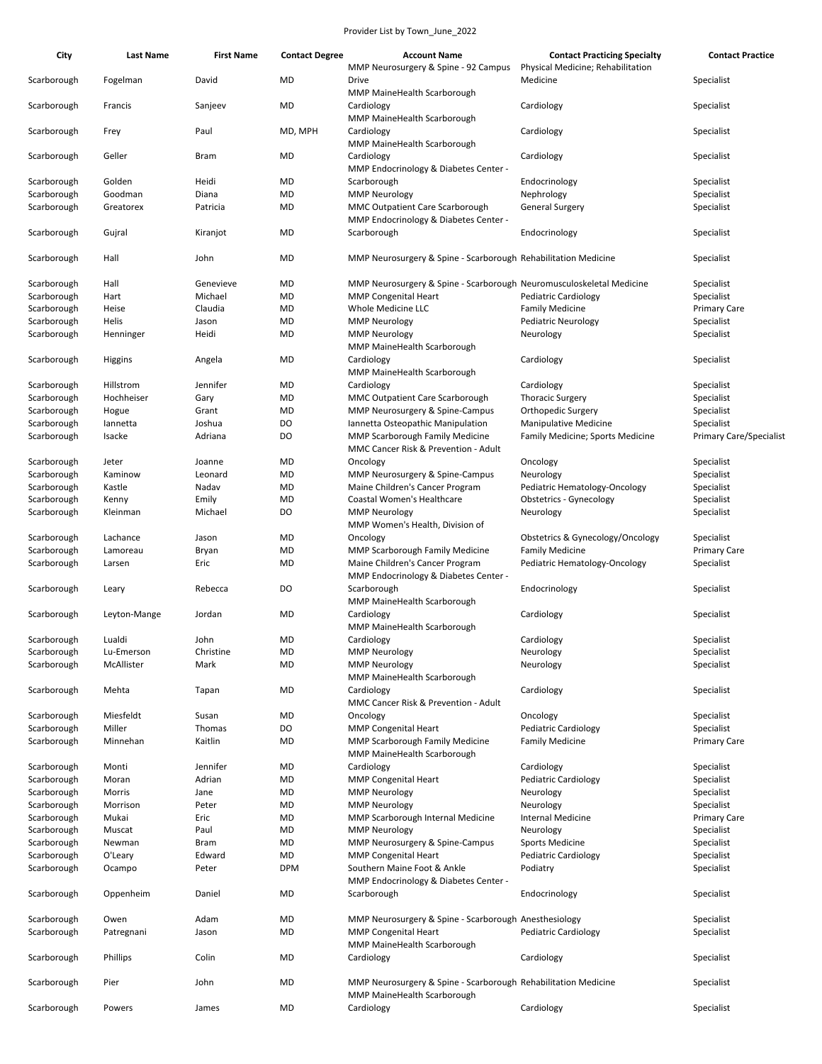Provider List by Town_June_2022

| City | Last Name | First Name | Contact Degree | Account Name | Contact Practicing Specialty | Contact Practice |
|---|---|---|---|---|---|---|
| Scarborough | Fogelman | David | MD | MMP Neurosurgery & Spine - 92 Campus Drive | Physical Medicine; Rehabilitation Medicine | Specialist |
| Scarborough | Francis | Sanjeev | MD | MMP MaineHealth Scarborough Cardiology | Cardiology | Specialist |
| Scarborough | Frey | Paul | MD, MPH | MMP MaineHealth Scarborough Cardiology | Cardiology | Specialist |
| Scarborough | Geller | Bram | MD | MMP MaineHealth Scarborough Cardiology | Cardiology | Specialist |
| Scarborough | Golden | Heidi | MD | MMP Endocrinology & Diabetes Center - Scarborough | Endocrinology | Specialist |
| Scarborough | Goodman | Diana | MD | MMP Neurology | Nephrology | Specialist |
| Scarborough | Greatorex | Patricia | MD | MMC Outpatient Care Scarborough | General Surgery | Specialist |
| Scarborough | Gujral | Kiranjot | MD | MMP Endocrinology & Diabetes Center - Scarborough | Endocrinology | Specialist |
| Scarborough | Hall | John | MD | MMP Neurosurgery & Spine - Scarborough | Rehabilitation Medicine | Specialist |
| Scarborough | Hall | Genevieve | MD | MMP Neurosurgery & Spine - Scarborough | Neuromusculoskeletal Medicine | Specialist |
| Scarborough | Hart | Michael | MD | MMP Congenital Heart | Pediatric Cardiology | Specialist |
| Scarborough | Heise | Claudia | MD | Whole Medicine LLC | Family Medicine | Primary Care |
| Scarborough | Helis | Jason | MD | MMP Neurology | Pediatric Neurology | Specialist |
| Scarborough | Henninger | Heidi | MD | MMP Neurology | Neurology | Specialist |
| Scarborough | Higgins | Angela | MD | MMP MaineHealth Scarborough Cardiology | Cardiology | Specialist |
| Scarborough | Hillstrom | Jennifer | MD | MMP MaineHealth Scarborough Cardiology | Cardiology | Specialist |
| Scarborough | Hochheiser | Gary | MD | MMC Outpatient Care Scarborough | Thoracic Surgery | Specialist |
| Scarborough | Hogue | Grant | MD | MMP Neurosurgery & Spine-Campus | Orthopedic Surgery | Specialist |
| Scarborough | Iannetta | Joshua | DO | Iannetta Osteopathic Manipulation | Manipulative Medicine | Specialist |
| Scarborough | Isacke | Adriana | DO | MMP Scarborough Family Medicine | Family Medicine; Sports Medicine | Primary Care/Specialist |
| Scarborough | Jeter | Joanne | MD | MMC Cancer Risk & Prevention - Adult Oncology | Oncology | Specialist |
| Scarborough | Kaminow | Leonard | MD | MMP Neurosurgery & Spine-Campus | Neurology | Specialist |
| Scarborough | Kastle | Nadav | MD | Maine Children's Cancer Program | Pediatric Hematology-Oncology | Specialist |
| Scarborough | Kenny | Emily | MD | Coastal Women's Healthcare | Obstetrics - Gynecology | Specialist |
| Scarborough | Kleinman | Michael | DO | MMP Neurology | Neurology | Specialist |
| Scarborough | Lachance | Jason | MD | MMP Women's Health, Division of Oncology | Obstetrics & Gynecology/Oncology | Specialist |
| Scarborough | Lamoreau | Bryan | MD | MMP Scarborough Family Medicine | Family Medicine | Primary Care |
| Scarborough | Larsen | Eric | MD | Maine Children's Cancer Program | Pediatric Hematology-Oncology | Specialist |
| Scarborough | Leary | Rebecca | DO | MMP Endocrinology & Diabetes Center - Scarborough | Endocrinology | Specialist |
| Scarborough | Leyton-Mange | Jordan | MD | MMP MaineHealth Scarborough Cardiology | Cardiology | Specialist |
| Scarborough | Lualdi | John | MD | MMP MaineHealth Scarborough Cardiology | Cardiology | Specialist |
| Scarborough | Lu-Emerson | Christine | MD | MMP Neurology | Neurology | Specialist |
| Scarborough | McAllister | Mark | MD | MMP Neurology | Neurology | Specialist |
| Scarborough | Mehta | Tapan | MD | MMP MaineHealth Scarborough Cardiology | Cardiology | Specialist |
| Scarborough | Miesfeldt | Susan | MD | MMC Cancer Risk & Prevention - Adult Oncology | Oncology | Specialist |
| Scarborough | Miller | Thomas | DO | MMP Congenital Heart | Pediatric Cardiology | Specialist |
| Scarborough | Minnehan | Kaitlin | MD | MMP Scarborough Family Medicine | Family Medicine | Primary Care |
| Scarborough | Monti | Jennifer | MD | MMP MaineHealth Scarborough Cardiology | Cardiology | Specialist |
| Scarborough | Moran | Adrian | MD | MMP Congenital Heart | Pediatric Cardiology | Specialist |
| Scarborough | Morris | Jane | MD | MMP Neurology | Neurology | Specialist |
| Scarborough | Morrison | Peter | MD | MMP Neurology | Neurology | Specialist |
| Scarborough | Mukai | Eric | MD | MMP Scarborough Internal Medicine | Internal Medicine | Primary Care |
| Scarborough | Muscat | Paul | MD | MMP Neurology | Neurology | Specialist |
| Scarborough | Newman | Bram | MD | MMP Neurosurgery & Spine-Campus | Sports Medicine | Specialist |
| Scarborough | O'Leary | Edward | MD | MMP Congenital Heart | Pediatric Cardiology | Specialist |
| Scarborough | Ocampo | Peter | DPM | Southern Maine Foot & Ankle | Podiatry | Specialist |
| Scarborough | Oppenheim | Daniel | MD | MMP Endocrinology & Diabetes Center - Scarborough | Endocrinology | Specialist |
| Scarborough | Owen | Adam | MD | MMP Neurosurgery & Spine - Scarborough | Anesthesiology | Specialist |
| Scarborough | Patregnani | Jason | MD | MMP Congenital Heart | Pediatric Cardiology | Specialist |
| Scarborough | Phillips | Colin | MD | MMP MaineHealth Scarborough Cardiology | Cardiology | Specialist |
| Scarborough | Pier | John | MD | MMP Neurosurgery & Spine - Scarborough | Rehabilitation Medicine | Specialist |
| Scarborough | Powers | James | MD | MMP MaineHealth Scarborough Cardiology | Cardiology | Specialist |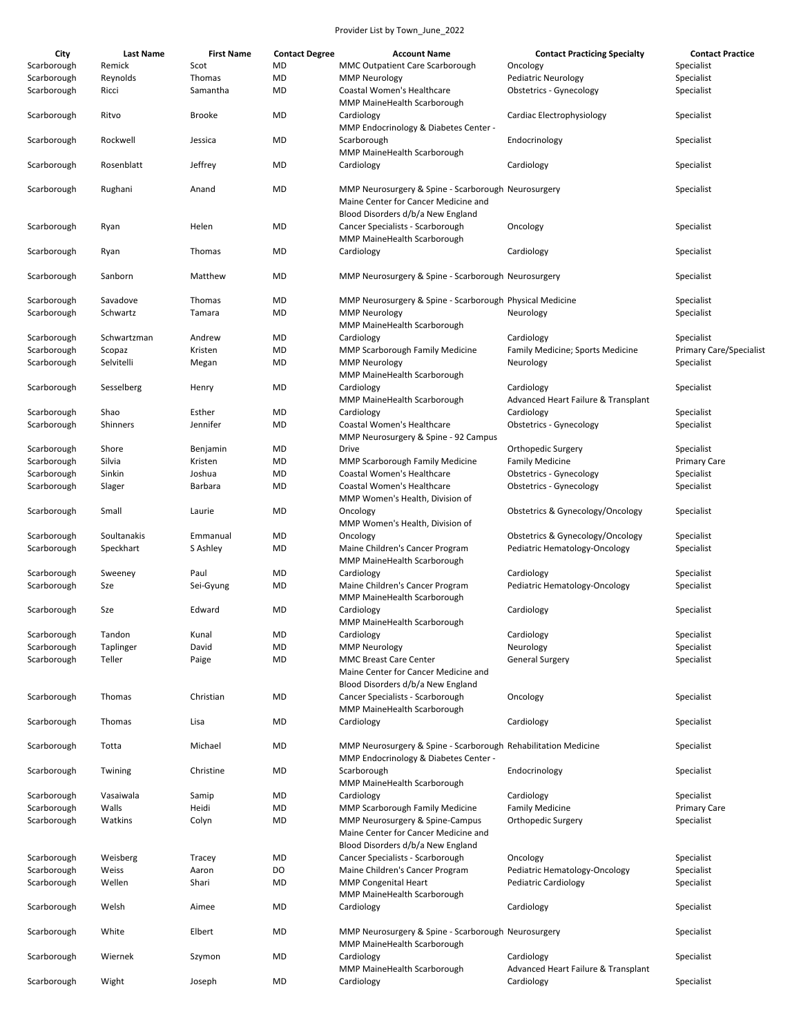Provider List by Town_June_2022

| City | Last Name | First Name | Contact Degree | Account Name | Contact Practicing Specialty | Contact Practice |
|---|---|---|---|---|---|---|
| Scarborough | Remick | Scot | MD | MMC Outpatient Care Scarborough | Oncology | Specialist |
| Scarborough | Reynolds | Thomas | MD | MMP Neurology | Pediatric Neurology | Specialist |
| Scarborough | Ricci | Samantha | MD | Coastal Women's Healthcare | Obstetrics - Gynecology | Specialist |
| Scarborough | Ritvo | Brooke | MD | MMP MaineHealth Scarborough Cardiology | Cardiac Electrophysiology | Specialist |
| Scarborough | Rockwell | Jessica | MD | MMP Endocrinology & Diabetes Center - Scarborough | Endocrinology | Specialist |
| Scarborough | Rosenblatt | Jeffrey | MD | MMP MaineHealth Scarborough Cardiology | Cardiology | Specialist |
| Scarborough | Rughani | Anand | MD | MMP Neurosurgery & Spine - Scarborough | Neurosurgery | Specialist |
| Scarborough | Ryan | Helen | MD | Maine Center for Cancer Medicine and Blood Disorders d/b/a New England Cancer Specialists - Scarborough | Oncology | Specialist |
| Scarborough | Ryan | Thomas | MD | MMP MaineHealth Scarborough Cardiology | Cardiology | Specialist |
| Scarborough | Sanborn | Matthew | MD | MMP Neurosurgery & Spine - Scarborough | Neurosurgery | Specialist |
| Scarborough | Savadove | Thomas | MD | MMP Neurosurgery & Spine - Scarborough | Physical Medicine | Specialist |
| Scarborough | Schwartz | Tamara | MD | MMP Neurology | Neurology | Specialist |
| Scarborough | Schwartzman | Andrew | MD | MMP MaineHealth Scarborough Cardiology | Cardiology | Specialist |
| Scarborough | Scopaz | Kristen | MD | MMP Scarborough Family Medicine | Family Medicine; Sports Medicine | Primary Care/Specialist |
| Scarborough | Selvitelli | Megan | MD | MMP Neurology | Neurology | Specialist |
| Scarborough | Sesselberg | Henry | MD | MMP MaineHealth Scarborough Cardiology | Cardiology | Specialist |
| Scarborough | Shao | Esther | MD | MMP MaineHealth Scarborough Cardiology | Advanced Heart Failure & Transplant Cardiology | Specialist |
| Scarborough | Shinners | Jennifer | MD | Coastal Women's Healthcare | Obstetrics - Gynecology | Specialist |
| Scarborough | Shore | Benjamin | MD | MMP Neurosurgery & Spine - 92 Campus Drive | Orthopedic Surgery | Specialist |
| Scarborough | Silvia | Kristen | MD | MMP Scarborough Family Medicine | Family Medicine | Primary Care |
| Scarborough | Sinkin | Joshua | MD | Coastal Women's Healthcare | Obstetrics - Gynecology | Specialist |
| Scarborough | Slager | Barbara | MD | Coastal Women's Healthcare | Obstetrics - Gynecology | Specialist |
| Scarborough | Small | Laurie | MD | MMP Women's Health, Division of Oncology | Obstetrics & Gynecology/Oncology | Specialist |
| Scarborough | Soultanakis | Emmanual | MD | MMP Women's Health, Division of Oncology | Obstetrics & Gynecology/Oncology | Specialist |
| Scarborough | Speckhart | S Ashley | MD | Maine Children's Cancer Program | Pediatric Hematology-Oncology | Specialist |
| Scarborough | Sweeney | Paul | MD | MMP MaineHealth Scarborough Cardiology | Cardiology | Specialist |
| Scarborough | Sze | Sei-Gyung | MD | Maine Children's Cancer Program | Pediatric Hematology-Oncology | Specialist |
| Scarborough | Sze | Edward | MD | MMP MaineHealth Scarborough Cardiology | Cardiology | Specialist |
| Scarborough | Tandon | Kunal | MD | MMP MaineHealth Scarborough Cardiology | Cardiology | Specialist |
| Scarborough | Taplinger | David | MD | MMP Neurology | Neurology | Specialist |
| Scarborough | Teller | Paige | MD | MMC Breast Care Center | General Surgery | Specialist |
| Scarborough | Thomas | Christian | MD | Maine Center for Cancer Medicine and Blood Disorders d/b/a New England Cancer Specialists - Scarborough | Oncology | Specialist |
| Scarborough | Thomas | Lisa | MD | MMP MaineHealth Scarborough Cardiology | Cardiology | Specialist |
| Scarborough | Totta | Michael | MD | MMP Neurosurgery & Spine - Scarborough | Rehabilitation Medicine | Specialist |
| Scarborough | Twining | Christine | MD | MMP Endocrinology & Diabetes Center - Scarborough | Endocrinology | Specialist |
| Scarborough | Vasaiwala | Samip | MD | MMP MaineHealth Scarborough Cardiology | Cardiology | Specialist |
| Scarborough | Walls | Heidi | MD | MMP Scarborough Family Medicine | Family Medicine | Primary Care |
| Scarborough | Watkins | Colyn | MD | MMP Neurosurgery & Spine-Campus | Orthopedic Surgery | Specialist |
| Scarborough | Weisberg | Tracey | MD | Maine Center for Cancer Medicine and Blood Disorders d/b/a New England Cancer Specialists - Scarborough | Oncology | Specialist |
| Scarborough | Weiss | Aaron | DO | Maine Children's Cancer Program | Pediatric Hematology-Oncology | Specialist |
| Scarborough | Wellen | Shari | MD | MMP Congenital Heart | Pediatric Cardiology | Specialist |
| Scarborough | Welsh | Aimee | MD | MMP MaineHealth Scarborough Cardiology | Cardiology | Specialist |
| Scarborough | White | Elbert | MD | MMP Neurosurgery & Spine - Scarborough | Neurosurgery | Specialist |
| Scarborough | Wiernek | Szymon | MD | MMP MaineHealth Scarborough Cardiology | Cardiology | Specialist |
| Scarborough | Wight | Joseph | MD | MMP MaineHealth Scarborough Cardiology | Advanced Heart Failure & Transplant Cardiology | Specialist |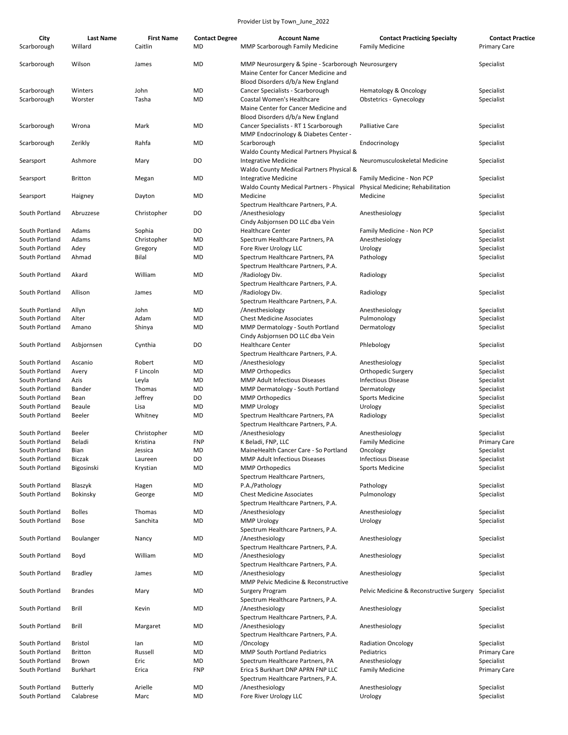Provider List by Town_June_2022

| City | Last Name | First Name | Contact Degree | Account Name | Contact Practicing Specialty | Contact Practice |
|---|---|---|---|---|---|---|
| Scarborough | Willard | Caitlin | MD | MMP Scarborough Family Medicine | Family Medicine | Primary Care |
| Scarborough | Wilson | James | MD | MMP Neurosurgery & Spine - Scarborough | Neurosurgery | Specialist |
| Scarborough | Winters | John | MD | Maine Center for Cancer Medicine and Blood Disorders d/b/a New England Cancer Specialists - Scarborough | Hematology & Oncology | Specialist |
| Scarborough | Worster | Tasha | MD | Coastal Women's Healthcare | Obstetrics - Gynecology | Specialist |
| Scarborough | Wrona | Mark | MD | Maine Center for Cancer Medicine and Blood Disorders d/b/a New England Cancer Specialists - RT 1 Scarborough | Palliative Care | Specialist |
| Scarborough | Zerikly | Rahfa | MD | MMP Endocrinology & Diabetes Center - Scarborough | Endocrinology | Specialist |
| Searsport | Ashmore | Mary | DO | Waldo County Medical Partners Physical & Integrative Medicine | Neuromusculoskeletal Medicine | Specialist |
| Searsport | Britton | Megan | MD | Waldo County Medical Partners Physical & Integrative Medicine | Family Medicine - Non PCP | Specialist |
| Searsport | Haigney | Dayton | MD | Waldo County Medical Partners - Physical Medicine | Physical Medicine; Rehabilitation Medicine | Specialist |
| South Portland | Abruzzese | Christopher | DO | Spectrum Healthcare Partners, P.A. /Anesthesiology | Anesthesiology | Specialist |
| South Portland | Adams | Sophia | DO | Cindy Asbjornsen DO LLC dba Vein Healthcare Center | Family Medicine - Non PCP | Specialist |
| South Portland | Adams | Christopher | MD | Spectrum Healthcare Partners, PA | Anesthesiology | Specialist |
| South Portland | Adey | Gregory | MD | Fore River Urology LLC | Urology | Specialist |
| South Portland | Ahmad | Bilal | MD | Spectrum Healthcare Partners, PA | Pathology | Specialist |
| South Portland | Akard | William | MD | Spectrum Healthcare Partners, P.A. /Radiology Div. | Radiology | Specialist |
| South Portland | Allison | James | MD | Spectrum Healthcare Partners, P.A. /Radiology Div. | Radiology | Specialist |
| South Portland | Allyn | John | MD | Spectrum Healthcare Partners, P.A. /Anesthesiology | Anesthesiology | Specialist |
| South Portland | Alter | Adam | MD | Chest Medicine Associates | Pulmonology | Specialist |
| South Portland | Amano | Shinya | MD | MMP Dermatology - South Portland | Dermatology | Specialist |
| South Portland | Asbjornsen | Cynthia | DO | Cindy Asbjornsen DO LLC dba Vein Healthcare Center | Phlebology | Specialist |
| South Portland | Ascanio | Robert | MD | Spectrum Healthcare Partners, P.A. /Anesthesiology | Anesthesiology | Specialist |
| South Portland | Avery | F Lincoln | MD | MMP Orthopedics | Orthopedic Surgery | Specialist |
| South Portland | Azis | Leyla | MD | MMP Adult Infectious Diseases | Infectious Disease | Specialist |
| South Portland | Bander | Thomas | MD | MMP Dermatology - South Portland | Dermatology | Specialist |
| South Portland | Bean | Jeffrey | DO | MMP Orthopedics | Sports Medicine | Specialist |
| South Portland | Beaule | Lisa | MD | MMP Urology | Urology | Specialist |
| South Portland | Beeler | Whitney | MD | Spectrum Healthcare Partners, PA | Radiology | Specialist |
| South Portland | Beeler | Christopher | MD | Spectrum Healthcare Partners, P.A. /Anesthesiology | Anesthesiology | Specialist |
| South Portland | Beladi | Kristina | FNP | K Beladi, FNP, LLC | Family Medicine | Primary Care |
| South Portland | Bian | Jessica | MD | MaineHealth Cancer Care - So Portland | Oncology | Specialist |
| South Portland | Biczak | Laureen | DO | MMP Adult Infectious Diseases | Infectious Disease | Specialist |
| South Portland | Bigosinski | Krystian | MD | MMP Orthopedics | Sports Medicine | Specialist |
| South Portland | Blaszyk | Hagen | MD | Spectrum Healthcare Partners, P.A./Pathology | Pathology | Specialist |
| South Portland | Bokinsky | George | MD | Chest Medicine Associates | Pulmonology | Specialist |
| South Portland | Bolles | Thomas | MD | Spectrum Healthcare Partners, P.A. /Anesthesiology | Anesthesiology | Specialist |
| South Portland | Bose | Sanchita | MD | MMP Urology | Urology | Specialist |
| South Portland | Boulanger | Nancy | MD | Spectrum Healthcare Partners, P.A. /Anesthesiology | Anesthesiology | Specialist |
| South Portland | Boyd | William | MD | Spectrum Healthcare Partners, P.A. /Anesthesiology | Anesthesiology | Specialist |
| South Portland | Bradley | James | MD | Spectrum Healthcare Partners, P.A. /Anesthesiology | Anesthesiology | Specialist |
| South Portland | Brandes | Mary | MD | MMP Pelvic Medicine & Reconstructive Surgery Program | Pelvic Medicine & Reconstructive Surgery | Specialist |
| South Portland | Brill | Kevin | MD | Spectrum Healthcare Partners, P.A. /Anesthesiology | Anesthesiology | Specialist |
| South Portland | Brill | Margaret | MD | Spectrum Healthcare Partners, P.A. /Anesthesiology | Anesthesiology | Specialist |
| South Portland | Bristol | Ian | MD | Spectrum Healthcare Partners, P.A. /Oncology | Radiation Oncology | Specialist |
| South Portland | Britton | Russell | MD | MMP South Portland Pediatrics | Pediatrics | Primary Care |
| South Portland | Brown | Eric | MD | Spectrum Healthcare Partners, PA | Anesthesiology | Specialist |
| South Portland | Burkhart | Erica | FNP | Erica S Burkhart DNP APRN FNP LLC | Family Medicine | Primary Care |
| South Portland | Butterly | Arielle | MD | Spectrum Healthcare Partners, P.A. /Anesthesiology | Anesthesiology | Specialist |
| South Portland | Calabrese | Marc | MD | Fore River Urology LLC | Urology | Specialist |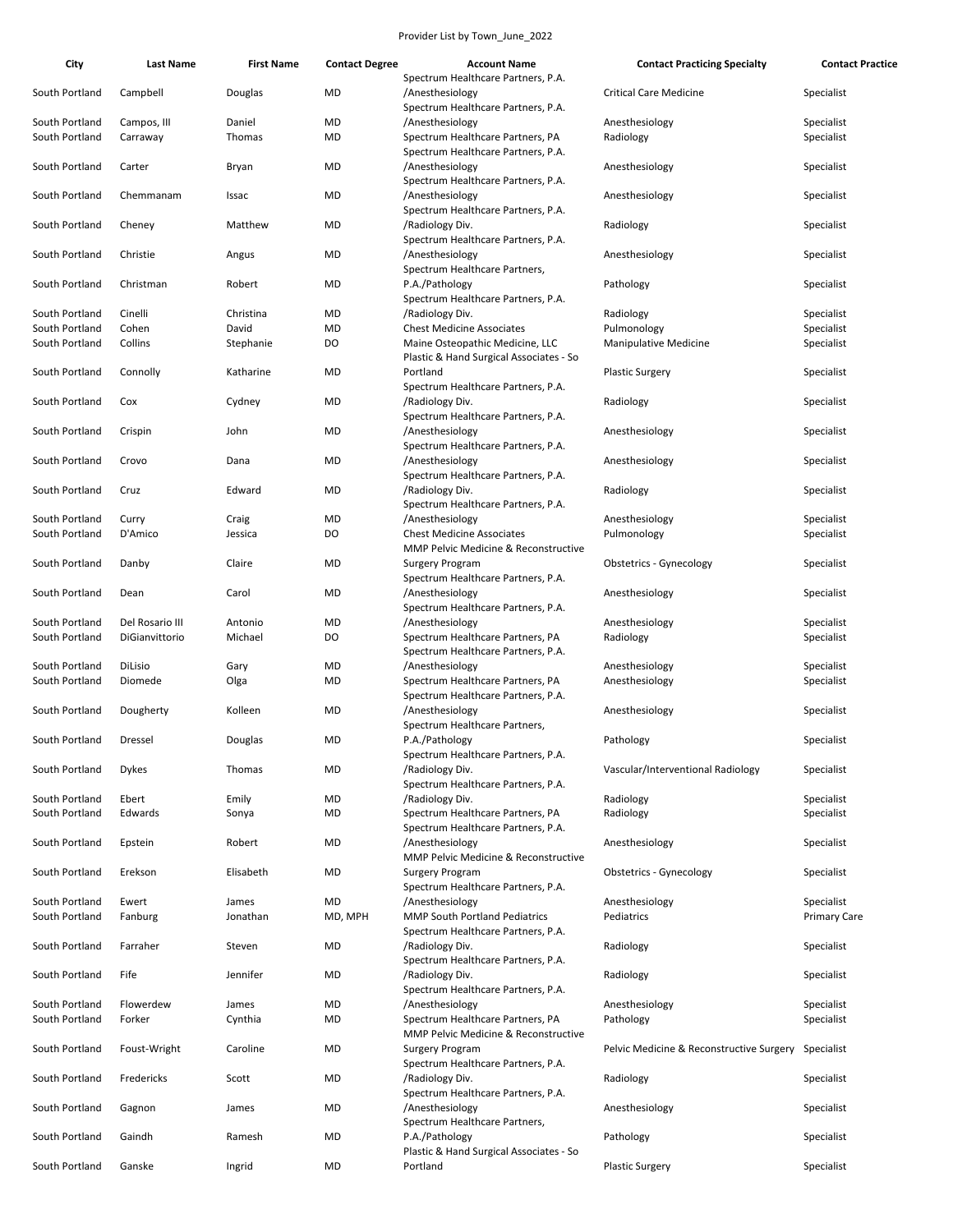Provider List by Town_June_2022

| City | Last Name | First Name | Contact Degree | Account Name | Contact Practicing Specialty | Contact Practice |
|---|---|---|---|---|---|---|
| South Portland | Campbell | Douglas | MD | Spectrum Healthcare Partners, P.A. /Anesthesiology | Critical Care Medicine | Specialist |
| South Portland | Campos, III | Daniel | MD | Spectrum Healthcare Partners, P.A. /Anesthesiology | Anesthesiology | Specialist |
| South Portland | Carraway | Thomas | MD | Spectrum Healthcare Partners, PA | Radiology | Specialist |
| South Portland | Carter | Bryan | MD | Spectrum Healthcare Partners, P.A. /Anesthesiology | Anesthesiology | Specialist |
| South Portland | Chemmanam | Issac | MD | Spectrum Healthcare Partners, P.A. /Anesthesiology | Anesthesiology | Specialist |
| South Portland | Cheney | Matthew | MD | Spectrum Healthcare Partners, P.A. /Radiology Div. | Radiology | Specialist |
| South Portland | Christie | Angus | MD | Spectrum Healthcare Partners, P.A. /Anesthesiology | Anesthesiology | Specialist |
| South Portland | Christman | Robert | MD | Spectrum Healthcare Partners, P.A./Pathology | Pathology | Specialist |
| South Portland | Cinelli | Christina | MD | Spectrum Healthcare Partners, P.A. /Radiology Div. | Radiology | Specialist |
| South Portland | Cohen | David | MD | Chest Medicine Associates | Pulmonology | Specialist |
| South Portland | Collins | Stephanie | DO | Maine Osteopathic Medicine, LLC | Manipulative Medicine | Specialist |
| South Portland | Connolly | Katharine | MD | Plastic & Hand Surgical Associates - So Portland | Plastic Surgery | Specialist |
| South Portland | Cox | Cydney | MD | Spectrum Healthcare Partners, P.A. /Radiology Div. | Radiology | Specialist |
| South Portland | Crispin | John | MD | Spectrum Healthcare Partners, P.A. /Anesthesiology | Anesthesiology | Specialist |
| South Portland | Crovo | Dana | MD | Spectrum Healthcare Partners, P.A. /Anesthesiology | Anesthesiology | Specialist |
| South Portland | Cruz | Edward | MD | Spectrum Healthcare Partners, P.A. /Radiology Div. | Radiology | Specialist |
| South Portland | Curry | Craig | MD | Spectrum Healthcare Partners, P.A. /Anesthesiology | Anesthesiology | Specialist |
| South Portland | D'Amico | Jessica | DO | Chest Medicine Associates | Pulmonology | Specialist |
| South Portland | Danby | Claire | MD | MMP Pelvic Medicine & Reconstructive Surgery Program | Obstetrics - Gynecology | Specialist |
| South Portland | Dean | Carol | MD | Spectrum Healthcare Partners, P.A. /Anesthesiology | Anesthesiology | Specialist |
| South Portland | Del Rosario III | Antonio | MD | Spectrum Healthcare Partners, P.A. /Anesthesiology | Anesthesiology | Specialist |
| South Portland | DiGianvittorio | Michael | DO | Spectrum Healthcare Partners, PA | Radiology | Specialist |
| South Portland | DiLisio | Gary | MD | Spectrum Healthcare Partners, P.A. /Anesthesiology | Anesthesiology | Specialist |
| South Portland | Diomede | Olga | MD | Spectrum Healthcare Partners, PA | Anesthesiology | Specialist |
| South Portland | Dougherty | Kolleen | MD | Spectrum Healthcare Partners, P.A. /Anesthesiology | Anesthesiology | Specialist |
| South Portland | Dressel | Douglas | MD | Spectrum Healthcare Partners, P.A./Pathology | Pathology | Specialist |
| South Portland | Dykes | Thomas | MD | Spectrum Healthcare Partners, P.A. /Radiology Div. | Vascular/Interventional Radiology | Specialist |
| South Portland | Ebert | Emily | MD | Spectrum Healthcare Partners, P.A. /Radiology Div. | Radiology | Specialist |
| South Portland | Edwards | Sonya | MD | Spectrum Healthcare Partners, PA | Radiology | Specialist |
| South Portland | Epstein | Robert | MD | Spectrum Healthcare Partners, P.A. /Anesthesiology | Anesthesiology | Specialist |
| South Portland | Erekson | Elisabeth | MD | MMP Pelvic Medicine & Reconstructive Surgery Program | Obstetrics - Gynecology | Specialist |
| South Portland | Ewert | James | MD | Spectrum Healthcare Partners, P.A. /Anesthesiology | Anesthesiology | Specialist |
| South Portland | Fanburg | Jonathan | MD, MPH | MMP South Portland Pediatrics | Pediatrics | Primary Care |
| South Portland | Farraher | Steven | MD | Spectrum Healthcare Partners, P.A. /Radiology Div. | Radiology | Specialist |
| South Portland | Fife | Jennifer | MD | Spectrum Healthcare Partners, P.A. /Radiology Div. | Radiology | Specialist |
| South Portland | Flowerdew | James | MD | Spectrum Healthcare Partners, P.A. /Anesthesiology | Anesthesiology | Specialist |
| South Portland | Forker | Cynthia | MD | Spectrum Healthcare Partners, PA | Pathology | Specialist |
| South Portland | Foust-Wright | Caroline | MD | MMP Pelvic Medicine & Reconstructive Surgery Program | Pelvic Medicine & Reconstructive Surgery | Specialist |
| South Portland | Fredericks | Scott | MD | Spectrum Healthcare Partners, P.A. /Radiology Div. | Radiology | Specialist |
| South Portland | Gagnon | James | MD | Spectrum Healthcare Partners, P.A. /Anesthesiology | Anesthesiology | Specialist |
| South Portland | Gaindh | Ramesh | MD | Spectrum Healthcare Partners, P.A./Pathology | Pathology | Specialist |
| South Portland | Ganske | Ingrid | MD | Plastic & Hand Surgical Associates - So Portland | Plastic Surgery | Specialist |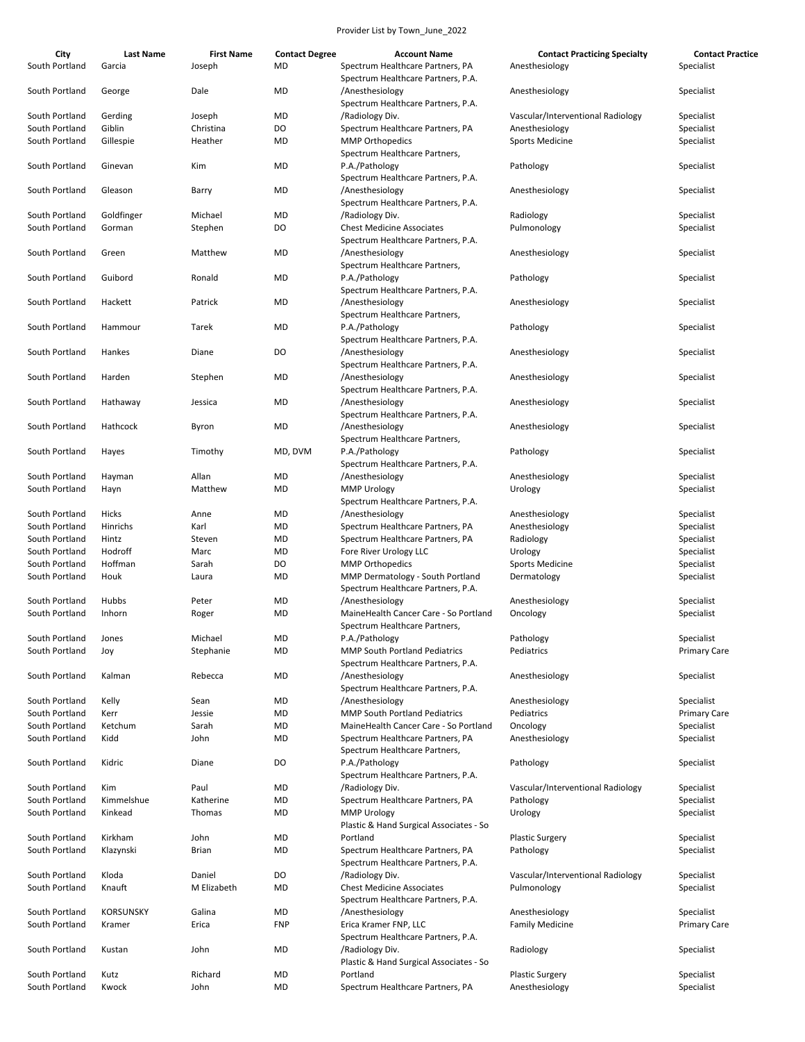Provider List by Town_June_2022

| City | Last Name | First Name | Contact Degree | Account Name | Contact Practicing Specialty | Contact Practice |
|---|---|---|---|---|---|---|
| South Portland | Garcia | Joseph | MD | Spectrum Healthcare Partners, PA | Anesthesiology | Specialist |
| South Portland | George | Dale | MD | Spectrum Healthcare Partners, P.A. /Anesthesiology | Anesthesiology | Specialist |
| South Portland | Gerding | Joseph | MD | Spectrum Healthcare Partners, P.A. /Radiology Div. | Vascular/Interventional Radiology | Specialist |
| South Portland | Giblin | Christina | DO | Spectrum Healthcare Partners, PA | Anesthesiology | Specialist |
| South Portland | Gillespie | Heather | MD | MMP Orthopedics | Sports Medicine | Specialist |
| South Portland | Ginevan | Kim | MD | Spectrum Healthcare Partners, P.A./Pathology | Pathology | Specialist |
| South Portland | Gleason | Barry | MD | Spectrum Healthcare Partners, P.A. /Anesthesiology | Anesthesiology | Specialist |
| South Portland | Goldfinger | Michael | MD | Spectrum Healthcare Partners, P.A. /Radiology Div. | Radiology | Specialist |
| South Portland | Gorman | Stephen | DO | Chest Medicine Associates | Pulmonology | Specialist |
| South Portland | Green | Matthew | MD | Spectrum Healthcare Partners, P.A. /Anesthesiology | Anesthesiology | Specialist |
| South Portland | Guibord | Ronald | MD | Spectrum Healthcare Partners, P.A./Pathology | Pathology | Specialist |
| South Portland | Hackett | Patrick | MD | Spectrum Healthcare Partners, P.A. /Anesthesiology | Anesthesiology | Specialist |
| South Portland | Hammour | Tarek | MD | Spectrum Healthcare Partners, P.A./Pathology | Pathology | Specialist |
| South Portland | Hankes | Diane | DO | Spectrum Healthcare Partners, P.A. /Anesthesiology | Anesthesiology | Specialist |
| South Portland | Harden | Stephen | MD | Spectrum Healthcare Partners, P.A. /Anesthesiology | Anesthesiology | Specialist |
| South Portland | Hathaway | Jessica | MD | Spectrum Healthcare Partners, P.A. /Anesthesiology | Anesthesiology | Specialist |
| South Portland | Hathcock | Byron | MD | Spectrum Healthcare Partners, P.A. /Anesthesiology | Anesthesiology | Specialist |
| South Portland | Hayes | Timothy | MD, DVM | Spectrum Healthcare Partners, P.A./Pathology | Pathology | Specialist |
| South Portland | Hayman | Allan | MD | Spectrum Healthcare Partners, P.A. /Anesthesiology | Anesthesiology | Specialist |
| South Portland | Hayn | Matthew | MD | MMP Urology | Urology | Specialist |
| South Portland | Hicks | Anne | MD | Spectrum Healthcare Partners, P.A. /Anesthesiology | Anesthesiology | Specialist |
| South Portland | Hinrichs | Karl | MD | Spectrum Healthcare Partners, PA | Anesthesiology | Specialist |
| South Portland | Hintz | Steven | MD | Spectrum Healthcare Partners, PA | Radiology | Specialist |
| South Portland | Hodroff | Marc | MD | Fore River Urology LLC | Urology | Specialist |
| South Portland | Hoffman | Sarah | DO | MMP Orthopedics | Sports Medicine | Specialist |
| South Portland | Houk | Laura | MD | MMP Dermatology - South Portland | Dermatology | Specialist |
| South Portland | Hubbs | Peter | MD | Spectrum Healthcare Partners, P.A. /Anesthesiology | Anesthesiology | Specialist |
| South Portland | Inhorn | Roger | MD | MaineHealth Cancer Care - So Portland | Oncology | Specialist |
| South Portland | Jones | Michael | MD | Spectrum Healthcare Partners, P.A./Pathology | Pathology | Specialist |
| South Portland | Joy | Stephanie | MD | MMP South Portland Pediatrics | Pediatrics | Primary Care |
| South Portland | Kalman | Rebecca | MD | Spectrum Healthcare Partners, P.A. /Anesthesiology | Anesthesiology | Specialist |
| South Portland | Kelly | Sean | MD | Spectrum Healthcare Partners, P.A. /Anesthesiology | Anesthesiology | Specialist |
| South Portland | Kerr | Jessie | MD | MMP South Portland Pediatrics | Pediatrics | Primary Care |
| South Portland | Ketchum | Sarah | MD | MaineHealth Cancer Care - So Portland | Oncology | Specialist |
| South Portland | Kidd | John | MD | Spectrum Healthcare Partners, PA | Anesthesiology | Specialist |
| South Portland | Kidric | Diane | DO | Spectrum Healthcare Partners, P.A./Pathology | Pathology | Specialist |
| South Portland | Kim | Paul | MD | Spectrum Healthcare Partners, P.A. /Radiology Div. | Vascular/Interventional Radiology | Specialist |
| South Portland | Kimmelshue | Katherine | MD | Spectrum Healthcare Partners, PA | Pathology | Specialist |
| South Portland | Kinkead | Thomas | MD | MMP Urology | Urology | Specialist |
| South Portland | Kirkham | John | MD | Plastic & Hand Surgical Associates - So Portland | Plastic Surgery | Specialist |
| South Portland | Klazynski | Brian | MD | Spectrum Healthcare Partners, PA | Pathology | Specialist |
| South Portland | Kloda | Daniel | DO | Spectrum Healthcare Partners, P.A. /Radiology Div. | Vascular/Interventional Radiology | Specialist |
| South Portland | Knauft | M Elizabeth | MD | Chest Medicine Associates | Pulmonology | Specialist |
| South Portland | KORSUNSKY | Galina | MD | Spectrum Healthcare Partners, P.A. /Anesthesiology | Anesthesiology | Specialist |
| South Portland | Kramer | Erica | FNP | Erica Kramer FNP, LLC | Family Medicine | Primary Care |
| South Portland | Kustan | John | MD | Spectrum Healthcare Partners, P.A. /Radiology Div. | Radiology | Specialist |
| South Portland | Kutz | Richard | MD | Plastic & Hand Surgical Associates - So Portland | Plastic Surgery | Specialist |
| South Portland | Kwock | John | MD | Spectrum Healthcare Partners, PA | Anesthesiology | Specialist |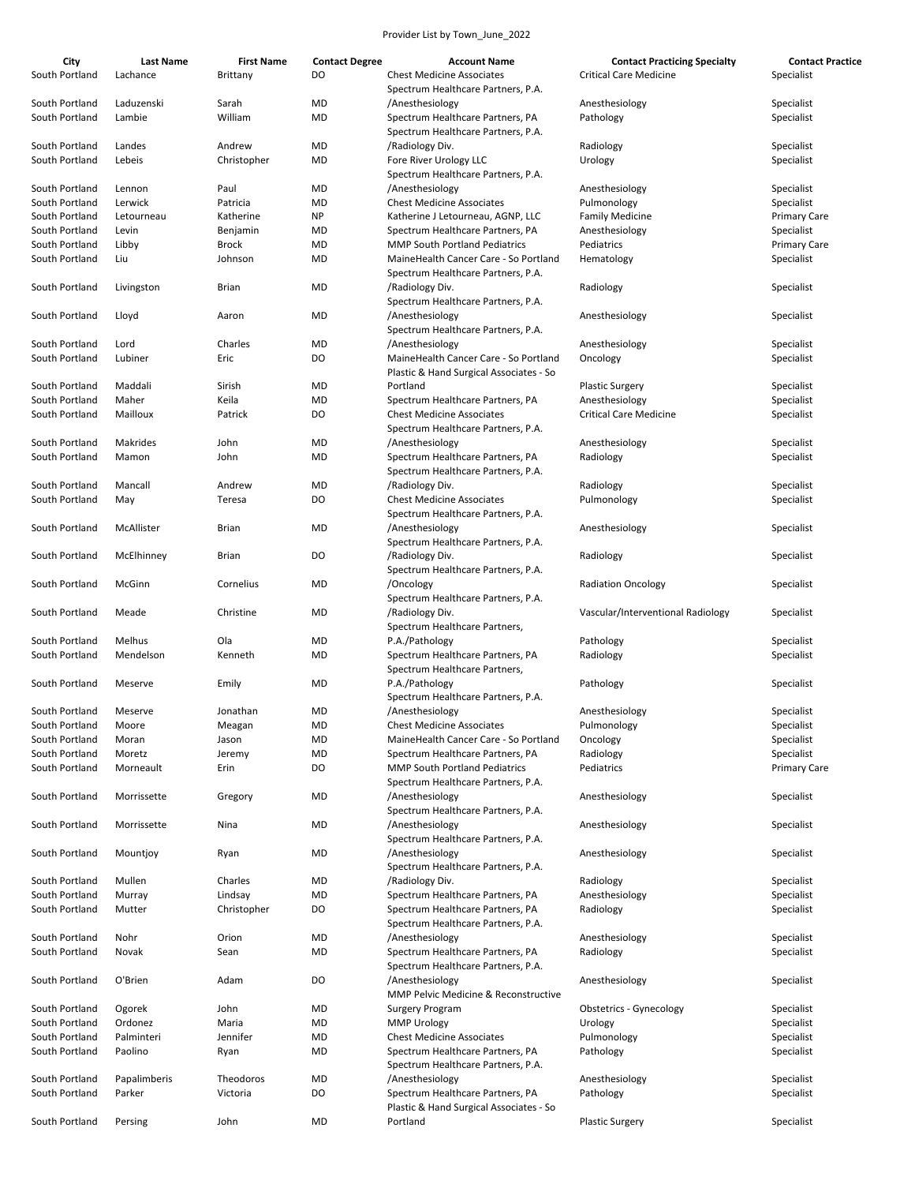| City | Last Name | First Name | Contact Degree | Account Name | Contact Practicing Specialty | Contact Practice |
|---|---|---|---|---|---|---|
| South Portland | Lachance | Brittany | DO | Chest Medicine Associates | Critical Care Medicine | Specialist |
| South Portland | Laduzenski | Sarah | MD | Spectrum Healthcare Partners, P.A. /Anesthesiology | Anesthesiology | Specialist |
| South Portland | Lambie | William | MD | Spectrum Healthcare Partners, PA | Pathology | Specialist |
| South Portland | Landes | Andrew | MD | Spectrum Healthcare Partners, P.A. /Radiology Div. | Radiology | Specialist |
| South Portland | Lebeis | Christopher | MD | Fore River Urology LLC | Urology | Specialist |
| South Portland | Lennon | Paul | MD | Spectrum Healthcare Partners, P.A. /Anesthesiology | Anesthesiology | Specialist |
| South Portland | Lerwick | Patricia | MD | Chest Medicine Associates | Pulmonology | Specialist |
| South Portland | Letourneau | Katherine | NP | Katherine J Letourneau, AGNP, LLC | Family Medicine | Primary Care |
| South Portland | Levin | Benjamin | MD | Spectrum Healthcare Partners, PA | Anesthesiology | Specialist |
| South Portland | Libby | Brock | MD | MMP South Portland Pediatrics | Pediatrics | Primary Care |
| South Portland | Liu | Johnson | MD | MaineHealth Cancer Care - So Portland | Hematology | Specialist |
| South Portland | Livingston | Brian | MD | Spectrum Healthcare Partners, P.A. /Radiology Div. | Radiology | Specialist |
| South Portland | Lloyd | Aaron | MD | Spectrum Healthcare Partners, P.A. /Anesthesiology | Anesthesiology | Specialist |
| South Portland | Lord | Charles | MD | Spectrum Healthcare Partners, P.A. /Anesthesiology | Anesthesiology | Specialist |
| South Portland | Lubiner | Eric | DO | MaineHealth Cancer Care - So Portland | Oncology | Specialist |
| South Portland | Maddali | Sirish | MD | Plastic & Hand Surgical Associates - So Portland | Plastic Surgery | Specialist |
| South Portland | Maher | Keila | MD | Spectrum Healthcare Partners, PA | Anesthesiology | Specialist |
| South Portland | Mailloux | Patrick | DO | Chest Medicine Associates | Critical Care Medicine | Specialist |
| South Portland | Makrides | John | MD | Spectrum Healthcare Partners, P.A. /Anesthesiology | Anesthesiology | Specialist |
| South Portland | Mamon | John | MD | Spectrum Healthcare Partners, PA | Radiology | Specialist |
| South Portland | Mancall | Andrew | MD | Spectrum Healthcare Partners, P.A. /Radiology Div. | Radiology | Specialist |
| South Portland | May | Teresa | DO | Chest Medicine Associates | Pulmonology | Specialist |
| South Portland | McAllister | Brian | MD | Spectrum Healthcare Partners, P.A. /Anesthesiology | Anesthesiology | Specialist |
| South Portland | McElhinney | Brian | DO | Spectrum Healthcare Partners, P.A. /Radiology Div. | Radiology | Specialist |
| South Portland | McGinn | Cornelius | MD | Spectrum Healthcare Partners, P.A. /Oncology | Radiation Oncology | Specialist |
| South Portland | Meade | Christine | MD | Spectrum Healthcare Partners, P.A. /Radiology Div. | Vascular/Interventional Radiology | Specialist |
| South Portland | Melhus | Ola | MD | Spectrum Healthcare Partners, P.A./Pathology | Pathology | Specialist |
| South Portland | Mendelson | Kenneth | MD | Spectrum Healthcare Partners, PA | Radiology | Specialist |
| South Portland | Meserve | Emily | MD | Spectrum Healthcare Partners, P.A./Pathology | Pathology | Specialist |
| South Portland | Meserve | Jonathan | MD | Spectrum Healthcare Partners, P.A. /Anesthesiology | Anesthesiology | Specialist |
| South Portland | Moore | Meagan | MD | Chest Medicine Associates | Pulmonology | Specialist |
| South Portland | Moran | Jason | MD | MaineHealth Cancer Care - So Portland | Oncology | Specialist |
| South Portland | Moretz | Jeremy | MD | Spectrum Healthcare Partners, PA | Radiology | Specialist |
| South Portland | Morneault | Erin | DO | MMP South Portland Pediatrics | Pediatrics | Primary Care |
| South Portland | Morrissette | Gregory | MD | Spectrum Healthcare Partners, P.A. /Anesthesiology | Anesthesiology | Specialist |
| South Portland | Morrissette | Nina | MD | Spectrum Healthcare Partners, P.A. /Anesthesiology | Anesthesiology | Specialist |
| South Portland | Mountjoy | Ryan | MD | Spectrum Healthcare Partners, P.A. /Anesthesiology | Anesthesiology | Specialist |
| South Portland | Mullen | Charles | MD | Spectrum Healthcare Partners, P.A. /Radiology Div. | Radiology | Specialist |
| South Portland | Murray | Lindsay | MD | Spectrum Healthcare Partners, PA | Anesthesiology | Specialist |
| South Portland | Mutter | Christopher | DO | Spectrum Healthcare Partners, PA | Radiology | Specialist |
| South Portland | Nohr | Orion | MD | Spectrum Healthcare Partners, P.A. /Anesthesiology | Anesthesiology | Specialist |
| South Portland | Novak | Sean | MD | Spectrum Healthcare Partners, PA | Radiology | Specialist |
| South Portland | O'Brien | Adam | DO | Spectrum Healthcare Partners, P.A. /Anesthesiology | Anesthesiology | Specialist |
| South Portland | Ogorek | John | MD | MMP Pelvic Medicine & Reconstructive Surgery Program | Obstetrics - Gynecology | Specialist |
| South Portland | Ordonez | Maria | MD | MMP Urology | Urology | Specialist |
| South Portland | Palminteri | Jennifer | MD | Chest Medicine Associates | Pulmonology | Specialist |
| South Portland | Paolino | Ryan | MD | Spectrum Healthcare Partners, PA | Pathology | Specialist |
| South Portland | Papalimberis | Theodoros | MD | Spectrum Healthcare Partners, P.A. /Anesthesiology | Anesthesiology | Specialist |
| South Portland | Parker | Victoria | DO | Spectrum Healthcare Partners, PA | Pathology | Specialist |
| South Portland | Persing | John | MD | Plastic & Hand Surgical Associates - So Portland | Plastic Surgery | Specialist |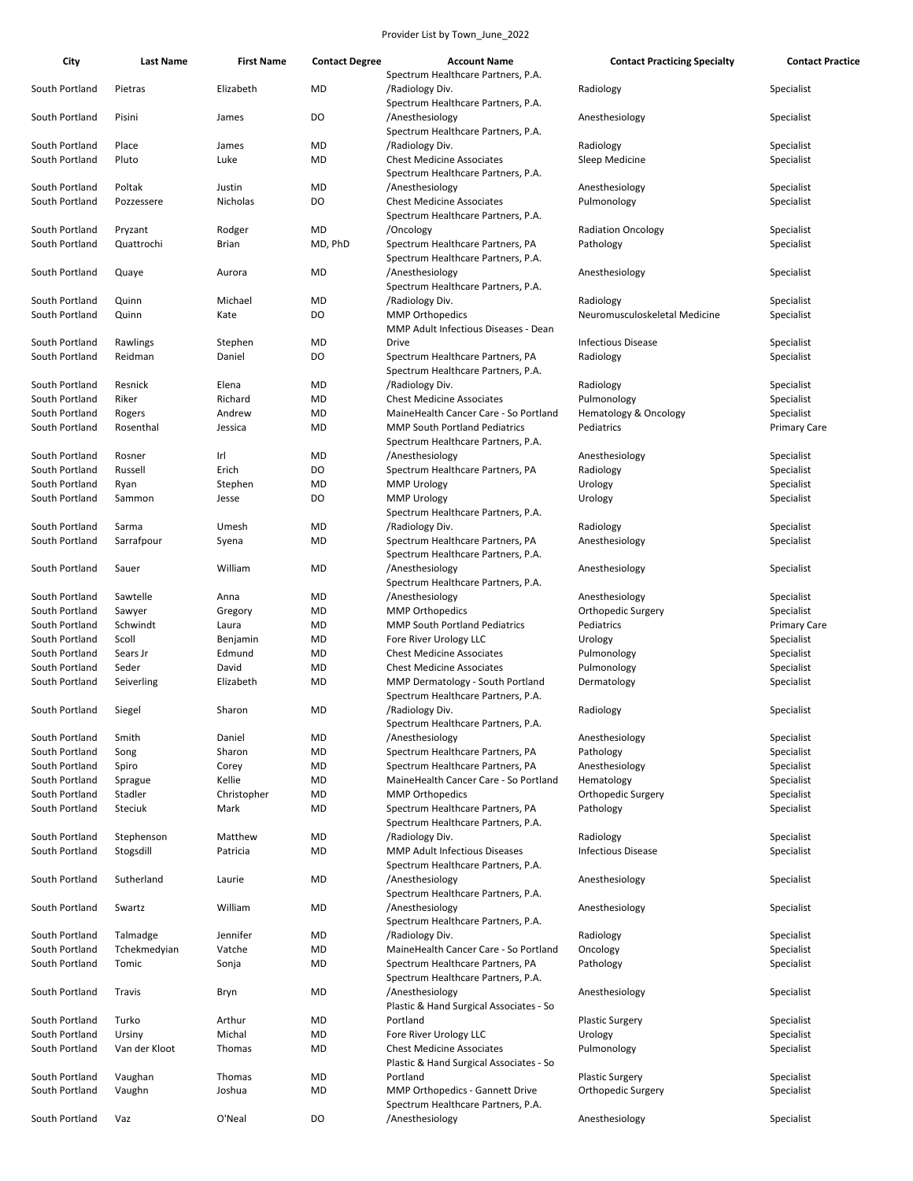Provider List by Town_June_2022

| City | Last Name | First Name | Contact Degree | Account Name | Contact Practicing Specialty | Contact Practice |
|---|---|---|---|---|---|---|
| South Portland | Pietras | Elizabeth | MD | Spectrum Healthcare Partners, P.A. /Radiology Div. | Radiology | Specialist |
| South Portland | Pisini | James | DO | Spectrum Healthcare Partners, P.A. /Anesthesiology | Anesthesiology | Specialist |
| South Portland | Place | James | MD | Spectrum Healthcare Partners, P.A. /Radiology Div. | Radiology | Specialist |
| South Portland | Pluto | Luke | MD | Chest Medicine Associates | Sleep Medicine | Specialist |
| South Portland | Poltak | Justin | MD | Spectrum Healthcare Partners, P.A. /Anesthesiology | Anesthesiology | Specialist |
| South Portland | Pozzessere | Nicholas | DO | Chest Medicine Associates | Pulmonology | Specialist |
| South Portland | Pryzant | Rodger | MD | Spectrum Healthcare Partners, P.A. /Oncology | Radiation Oncology | Specialist |
| South Portland | Quattrochi | Brian | MD, PhD | Spectrum Healthcare Partners, PA | Pathology | Specialist |
| South Portland | Quaye | Aurora | MD | Spectrum Healthcare Partners, P.A. /Anesthesiology | Anesthesiology | Specialist |
| South Portland | Quinn | Michael | MD | Spectrum Healthcare Partners, P.A. /Radiology Div. | Radiology | Specialist |
| South Portland | Quinn | Kate | DO | MMP Orthopedics | Neuromusculoskeletal Medicine | Specialist |
| South Portland | Rawlings | Stephen | MD | MMP Adult Infectious Diseases - Dean Drive | Infectious Disease | Specialist |
| South Portland | Reidman | Daniel | DO | Spectrum Healthcare Partners, PA | Radiology | Specialist |
| South Portland | Resnick | Elena | MD | Spectrum Healthcare Partners, P.A. /Radiology Div. | Radiology | Specialist |
| South Portland | Riker | Richard | MD | Chest Medicine Associates | Pulmonology | Specialist |
| South Portland | Rogers | Andrew | MD | MaineHealth Cancer Care - So Portland | Hematology & Oncology | Specialist |
| South Portland | Rosenthal | Jessica | MD | MMP South Portland Pediatrics | Pediatrics | Primary Care |
| South Portland | Rosner | Irl | MD | Spectrum Healthcare Partners, P.A. /Anesthesiology | Anesthesiology | Specialist |
| South Portland | Russell | Erich | DO | Spectrum Healthcare Partners, PA | Radiology | Specialist |
| South Portland | Ryan | Stephen | MD | MMP Urology | Urology | Specialist |
| South Portland | Sammon | Jesse | DO | MMP Urology | Urology | Specialist |
| South Portland | Sarma | Umesh | MD | Spectrum Healthcare Partners, P.A. /Radiology Div. | Radiology | Specialist |
| South Portland | Sarrafpour | Syena | MD | Spectrum Healthcare Partners, PA | Anesthesiology | Specialist |
| South Portland | Sauer | William | MD | Spectrum Healthcare Partners, P.A. /Anesthesiology | Anesthesiology | Specialist |
| South Portland | Sawtelle | Anna | MD | Spectrum Healthcare Partners, P.A. /Anesthesiology | Anesthesiology | Specialist |
| South Portland | Sawyer | Gregory | MD | MMP Orthopedics | Orthopedic Surgery | Specialist |
| South Portland | Schwindt | Laura | MD | MMP South Portland Pediatrics | Pediatrics | Primary Care |
| South Portland | Scoll | Benjamin | MD | Fore River Urology LLC | Urology | Specialist |
| South Portland | Sears Jr | Edmund | MD | Chest Medicine Associates | Pulmonology | Specialist |
| South Portland | Seder | David | MD | Chest Medicine Associates | Pulmonology | Specialist |
| South Portland | Seiverling | Elizabeth | MD | MMP Dermatology - South Portland | Dermatology | Specialist |
| South Portland | Siegel | Sharon | MD | Spectrum Healthcare Partners, P.A. /Radiology Div. | Radiology | Specialist |
| South Portland | Smith | Daniel | MD | Spectrum Healthcare Partners, P.A. /Anesthesiology | Anesthesiology | Specialist |
| South Portland | Song | Sharon | MD | Spectrum Healthcare Partners, PA | Pathology | Specialist |
| South Portland | Spiro | Corey | MD | Spectrum Healthcare Partners, PA | Anesthesiology | Specialist |
| South Portland | Sprague | Kellie | MD | MaineHealth Cancer Care - So Portland | Hematology | Specialist |
| South Portland | Stadler | Christopher | MD | MMP Orthopedics | Orthopedic Surgery | Specialist |
| South Portland | Steciuk | Mark | MD | Spectrum Healthcare Partners, PA | Pathology | Specialist |
| South Portland | Stephenson | Matthew | MD | Spectrum Healthcare Partners, P.A. /Radiology Div. | Radiology | Specialist |
| South Portland | Stogsdill | Patricia | MD | MMP Adult Infectious Diseases | Infectious Disease | Specialist |
| South Portland | Sutherland | Laurie | MD | Spectrum Healthcare Partners, P.A. /Anesthesiology | Anesthesiology | Specialist |
| South Portland | Swartz | William | MD | Spectrum Healthcare Partners, P.A. /Anesthesiology | Anesthesiology | Specialist |
| South Portland | Talmadge | Jennifer | MD | Spectrum Healthcare Partners, P.A. /Radiology Div. | Radiology | Specialist |
| South Portland | Tchekmedyian | Vatche | MD | MaineHealth Cancer Care - So Portland | Oncology | Specialist |
| South Portland | Tomic | Sonja | MD | Spectrum Healthcare Partners, PA | Pathology | Specialist |
| South Portland | Travis | Bryn | MD | Spectrum Healthcare Partners, P.A. /Anesthesiology | Anesthesiology | Specialist |
| South Portland | Turko | Arthur | MD | Plastic & Hand Surgical Associates - So Portland | Plastic Surgery | Specialist |
| South Portland | Ursiny | Michal | MD | Fore River Urology LLC | Urology | Specialist |
| South Portland | Van der Kloot | Thomas | MD | Chest Medicine Associates | Pulmonology | Specialist |
| South Portland | Vaughan | Thomas | MD | Plastic & Hand Surgical Associates - So Portland | Plastic Surgery | Specialist |
| South Portland | Vaughn | Joshua | MD | MMP Orthopedics - Gannett Drive | Orthopedic Surgery | Specialist |
| South Portland | Vaz | O'Neal | DO | Spectrum Healthcare Partners, P.A. /Anesthesiology | Anesthesiology | Specialist |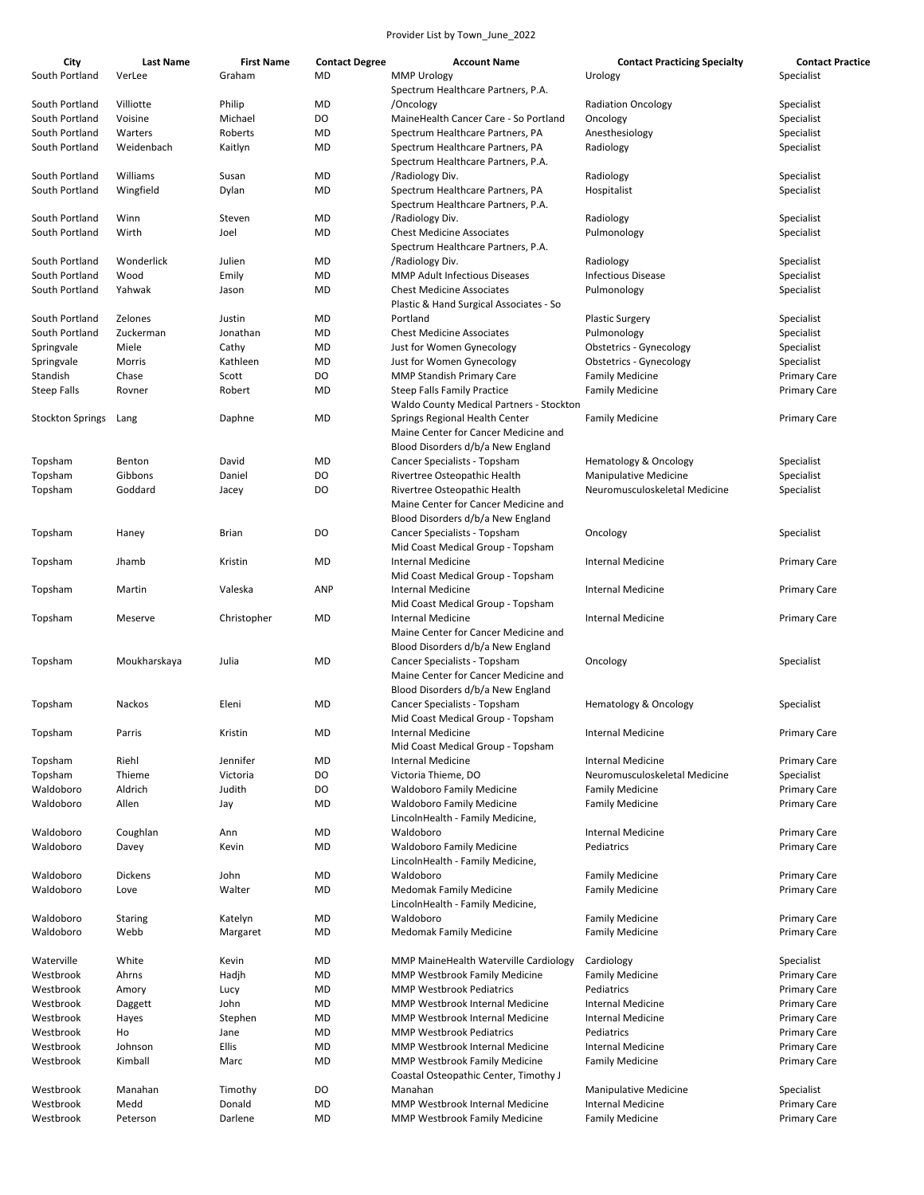| City | Last Name | First Name | Contact Degree | Account Name | Contact Practicing Specialty | Contact Practice |
|---|---|---|---|---|---|---|
| South Portland | VerLee | Graham | MD | MMP Urology | Urology | Specialist |
| South Portland | Villiotte | Philip | MD | Spectrum Healthcare Partners, P.A. /Oncology | Radiation Oncology | Specialist |
| South Portland | Voisine | Michael | DO | MaineHealth Cancer Care - So Portland | Oncology | Specialist |
| South Portland | Warters | Roberts | MD | Spectrum Healthcare Partners, PA | Anesthesiology | Specialist |
| South Portland | Weidenbach | Kaitlyn | MD | Spectrum Healthcare Partners, PA | Radiology | Specialist |
| South Portland | Williams | Susan | MD | Spectrum Healthcare Partners, P.A. /Radiology Div. | Radiology | Specialist |
| South Portland | Wingfield | Dylan | MD | Spectrum Healthcare Partners, PA | Hospitalist | Specialist |
| South Portland | Winn | Steven | MD | Spectrum Healthcare Partners, P.A. /Radiology Div. | Radiology | Specialist |
| South Portland | Wirth | Joel | MD | Chest Medicine Associates | Pulmonology | Specialist |
| South Portland | Wonderlick | Julien | MD | Spectrum Healthcare Partners, P.A. /Radiology Div. | Radiology | Specialist |
| South Portland | Wood | Emily | MD | MMP Adult Infectious Diseases | Infectious Disease | Specialist |
| South Portland | Yahwak | Jason | MD | Chest Medicine Associates | Pulmonology | Specialist |
| South Portland | Zelones | Justin | MD | Plastic & Hand Surgical Associates - So Portland | Plastic Surgery | Specialist |
| South Portland | Zuckerman | Jonathan | MD | Chest Medicine Associates | Pulmonology | Specialist |
| Springvale | Miele | Cathy | MD | Just for Women Gynecology | Obstetrics - Gynecology | Specialist |
| Springvale | Morris | Kathleen | MD | Just for Women Gynecology | Obstetrics - Gynecology | Specialist |
| Standish | Chase | Scott | DO | MMP Standish Primary Care | Family Medicine | Primary Care |
| Steep Falls | Rovner | Robert | MD | Steep Falls Family Practice | Family Medicine | Primary Care |
| Stockton Springs | Lang | Daphne | MD | Waldo County Medical Partners - Stockton Springs Regional Health Center | Family Medicine | Primary Care |
| Topsham | Benton | David | MD | Maine Center for Cancer Medicine and Blood Disorders d/b/a New England Cancer Specialists - Topsham | Hematology & Oncology | Specialist |
| Topsham | Gibbons | Daniel | DO | Rivertree Osteopathic Health | Manipulative Medicine | Specialist |
| Topsham | Goddard | Jacey | DO | Rivertree Osteopathic Health | Neuromusculoskeletal Medicine | Specialist |
| Topsham | Haney | Brian | DO | Maine Center for Cancer Medicine and Blood Disorders d/b/a New England Cancer Specialists - Topsham | Oncology | Specialist |
| Topsham | Jhamb | Kristin | MD | Mid Coast Medical Group - Topsham Internal Medicine | Internal Medicine | Primary Care |
| Topsham | Martin | Valeska | ANP | Mid Coast Medical Group - Topsham Internal Medicine | Internal Medicine | Primary Care |
| Topsham | Meserve | Christopher | MD | Mid Coast Medical Group - Topsham Internal Medicine | Internal Medicine | Primary Care |
| Topsham | Moukharskaya | Julia | MD | Maine Center for Cancer Medicine and Blood Disorders d/b/a New England Cancer Specialists - Topsham | Oncology | Specialist |
| Topsham | Nackos | Eleni | MD | Maine Center for Cancer Medicine and Blood Disorders d/b/a New England Cancer Specialists - Topsham | Hematology & Oncology | Specialist |
| Topsham | Parris | Kristin | MD | Mid Coast Medical Group - Topsham Internal Medicine | Internal Medicine | Primary Care |
| Topsham | Riehl | Jennifer | MD | Mid Coast Medical Group - Topsham Internal Medicine | Internal Medicine | Primary Care |
| Topsham | Thieme | Victoria | DO | Victoria Thieme, DO | Neuromusculoskeletal Medicine | Specialist |
| Waldoboro | Aldrich | Judith | DO | Waldoboro Family Medicine | Family Medicine | Primary Care |
| Waldoboro | Allen | Jay | MD | Waldoboro Family Medicine | Family Medicine | Primary Care |
| Waldoboro | Coughlan | Ann | MD | LincolnHealth - Family Medicine, Waldoboro | Internal Medicine | Primary Care |
| Waldoboro | Davey | Kevin | MD | Waldoboro Family Medicine | Pediatrics | Primary Care |
| Waldoboro | Dickens | John | MD | LincolnHealth - Family Medicine, Waldoboro | Family Medicine | Primary Care |
| Waldoboro | Love | Walter | MD | Medomak Family Medicine | Family Medicine | Primary Care |
| Waldoboro | Staring | Katelyn | MD | LincolnHealth - Family Medicine, Waldoboro | Family Medicine | Primary Care |
| Waldoboro | Webb | Margaret | MD | Medomak Family Medicine | Family Medicine | Primary Care |
| Waterville | White | Kevin | MD | MMP MaineHealth Waterville Cardiology | Cardiology | Specialist |
| Westbrook | Ahrns | Hadjh | MD | MMP Westbrook Family Medicine | Family Medicine | Primary Care |
| Westbrook | Amory | Lucy | MD | MMP Westbrook Pediatrics | Pediatrics | Primary Care |
| Westbrook | Daggett | John | MD | MMP Westbrook Internal Medicine | Internal Medicine | Primary Care |
| Westbrook | Hayes | Stephen | MD | MMP Westbrook Internal Medicine | Internal Medicine | Primary Care |
| Westbrook | Ho | Jane | MD | MMP Westbrook Pediatrics | Pediatrics | Primary Care |
| Westbrook | Johnson | Ellis | MD | MMP Westbrook Internal Medicine | Internal Medicine | Primary Care |
| Westbrook | Kimball | Marc | MD | MMP Westbrook Family Medicine | Family Medicine | Primary Care |
| Westbrook | Manahan | Timothy | DO | Coastal Osteopathic Center, Timothy J Manahan | Manipulative Medicine | Specialist |
| Westbrook | Medd | Donald | MD | MMP Westbrook Internal Medicine | Internal Medicine | Primary Care |
| Westbrook | Peterson | Darlene | MD | MMP Westbrook Family Medicine | Family Medicine | Primary Care |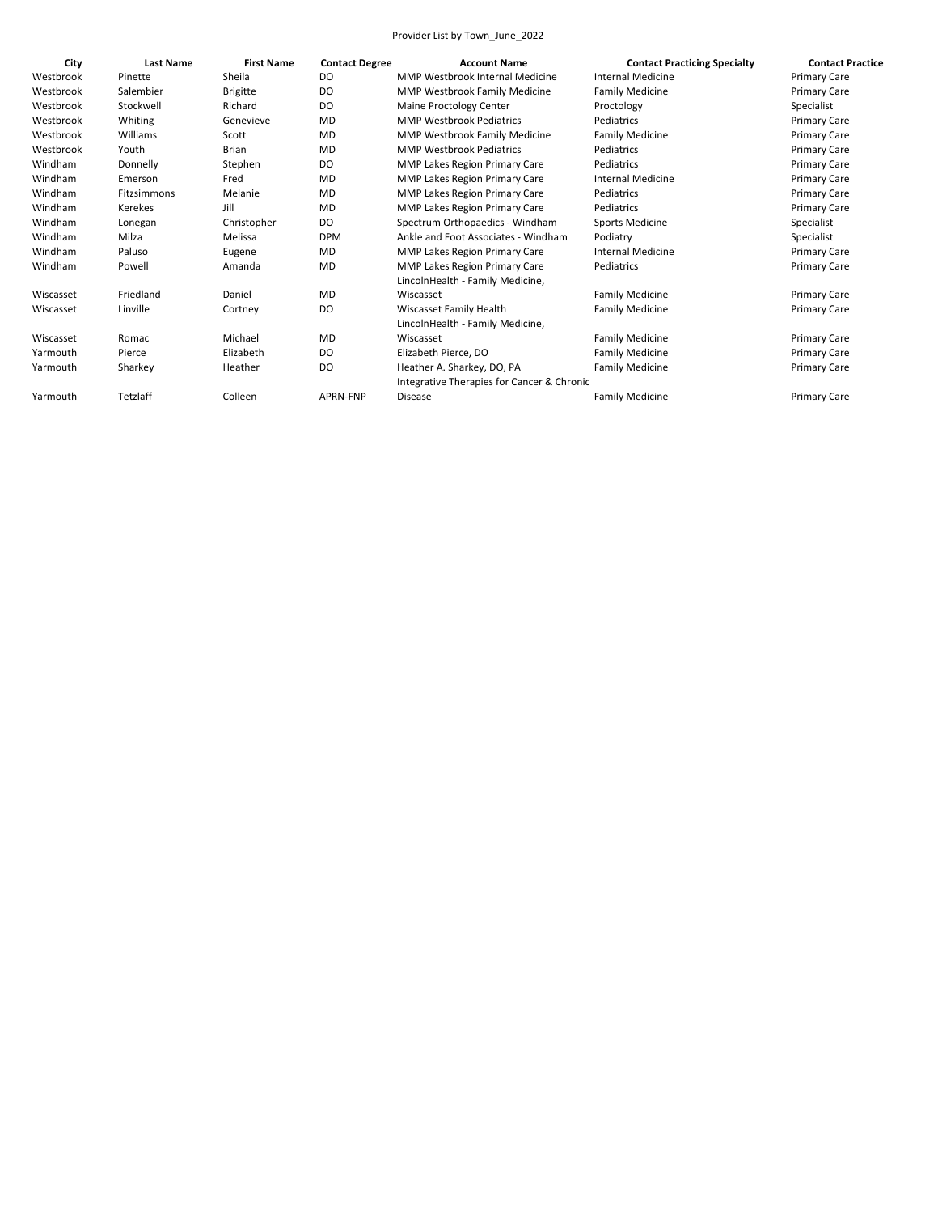Provider List by Town_June_2022

| City | Last Name | First Name | Contact Degree | Account Name | Contact Practicing Specialty | Contact Practice |
|---|---|---|---|---|---|---|
| Westbrook | Pinette | Sheila | DO | MMP Westbrook Internal Medicine | Internal Medicine | Primary Care |
| Westbrook | Salembier | Brigitte | DO | MMP Westbrook Family Medicine | Family Medicine | Primary Care |
| Westbrook | Stockwell | Richard | DO | Maine Proctology Center | Proctology | Specialist |
| Westbrook | Whiting | Genevieve | MD | MMP Westbrook Pediatrics | Pediatrics | Primary Care |
| Westbrook | Williams | Scott | MD | MMP Westbrook Family Medicine | Family Medicine | Primary Care |
| Westbrook | Youth | Brian | MD | MMP Westbrook Pediatrics | Pediatrics | Primary Care |
| Windham | Donnelly | Stephen | DO | MMP Lakes Region Primary Care | Pediatrics | Primary Care |
| Windham | Emerson | Fred | MD | MMP Lakes Region Primary Care | Internal Medicine | Primary Care |
| Windham | Fitzsimmons | Melanie | MD | MMP Lakes Region Primary Care | Pediatrics | Primary Care |
| Windham | Kerekes | Jill | MD | MMP Lakes Region Primary Care | Pediatrics | Primary Care |
| Windham | Lonegan | Christopher | DO | Spectrum Orthopaedics - Windham | Sports Medicine | Specialist |
| Windham | Milza | Melissa | DPM | Ankle and Foot Associates - Windham | Podiatry | Specialist |
| Windham | Paluso | Eugene | MD | MMP Lakes Region Primary Care | Internal Medicine | Primary Care |
| Windham | Powell | Amanda | MD | MMP Lakes Region Primary Care | Pediatrics | Primary Care |
| Wiscasset | Friedland | Daniel | MD | LincolnHealth - Family Medicine, Wiscasset | Family Medicine | Primary Care |
| Wiscasset | Linville | Cortney | DO | Wiscasset Family Health | Family Medicine | Primary Care |
| Wiscasset | Romac | Michael | MD | LincolnHealth - Family Medicine, Wiscasset | Family Medicine | Primary Care |
| Yarmouth | Pierce | Elizabeth | DO | Elizabeth Pierce, DO | Family Medicine | Primary Care |
| Yarmouth | Sharkey | Heather | DO | Heather A. Sharkey, DO, PA | Family Medicine | Primary Care |
| Yarmouth | Tetzlaff | Colleen | APRN-FNP | Integrative Therapies for Cancer & Chronic Disease | Family Medicine | Primary Care |